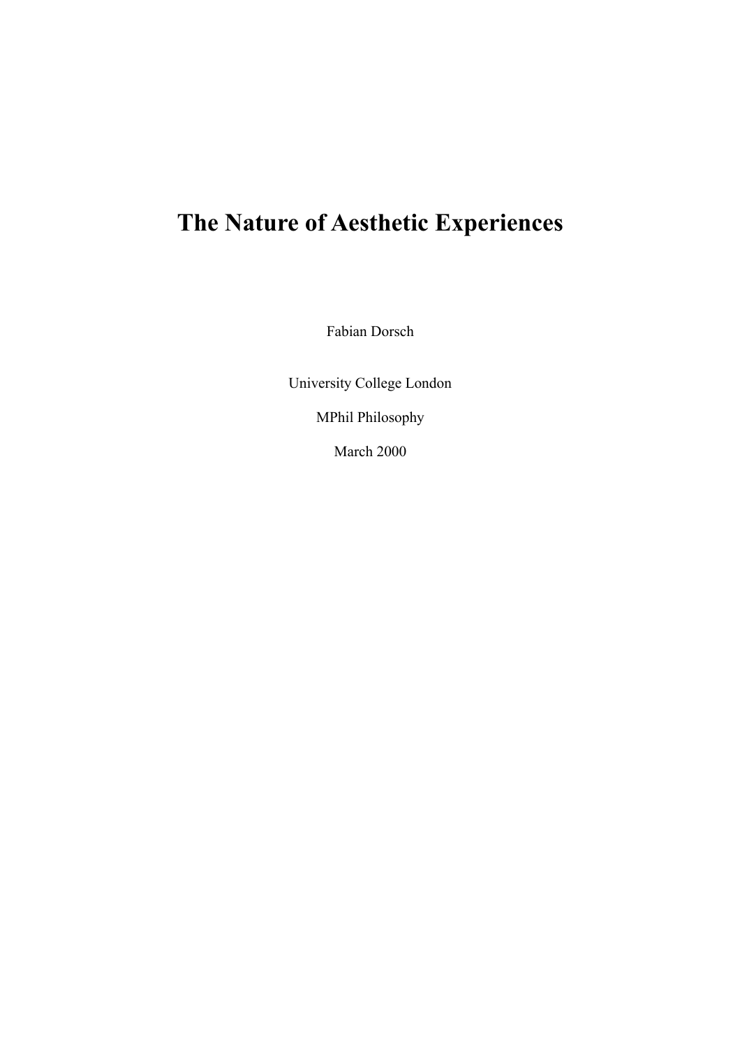# The Nature of Aesthetic Experiences

Fabian Dorsch

University College London

MPhil Philosophy

March 2000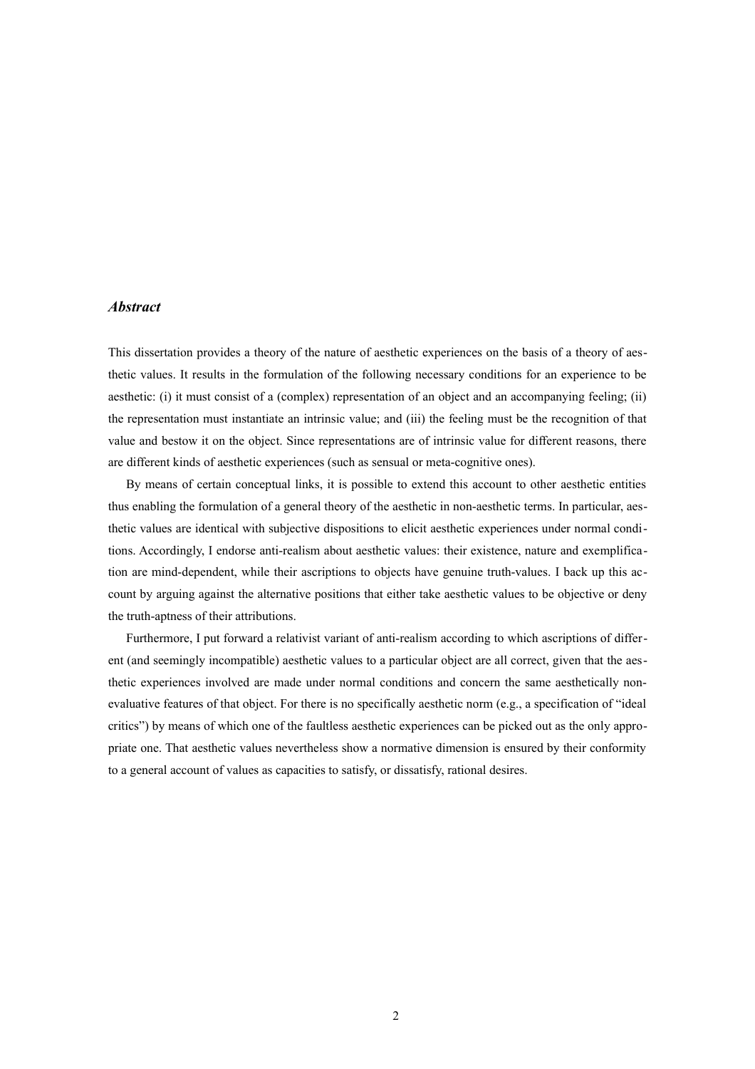## *Abstract*

This dissertation provides a theory of the nature of aesthetic experiences on the basis of a theory of aesthetic values. It results in the formulation of the following necessary conditions for an experience to be aesthetic: (i) it must consist of a (complex) representation of an object and an accompanying feeling; (ii) the representation must instantiate an intrinsic value; and (iii) the feeling must be the recognition of that value and bestow it on the object. Since representations are of intrinsic value for different reasons, there are different kinds of aesthetic experiences (such as sensual or meta-cognitive ones).

By means of certain conceptual links, it is possible to extend this account to other aesthetic entities thus enabling the formulation of a general theory of the aesthetic in non-aesthetic terms. In particular, aesthetic values are identical with subjective dispositions to elicit aesthetic experiences under normal conditions. Accordingly, I endorse anti-realism about aesthetic values: their existence, nature and exemplification are mind-dependent, while their ascriptions to objects have genuine truth-values. I back up this account by arguing against the alternative positions that either take aesthetic values to be objective or deny the truth-aptness of their attributions.

Furthermore, I put forward a relativist variant of anti-realism according to which ascriptions of different (and seemingly incompatible) aesthetic values to a particular object are all correct, given that the aesthetic experiences involved are made under normal conditions and concern the same aesthetically non-evaluative features of that object. For there is no specifically aesthetic norm (e.g., a specification of "ideal critics") by means of which one of the faultless aesthetic experiences can be picked out as the only appropriate one. That aesthetic values nevertheless show a normative dimension is ensured by their conformity to a general account of values as capacities to satisfy, or dissatisfy, rational desires.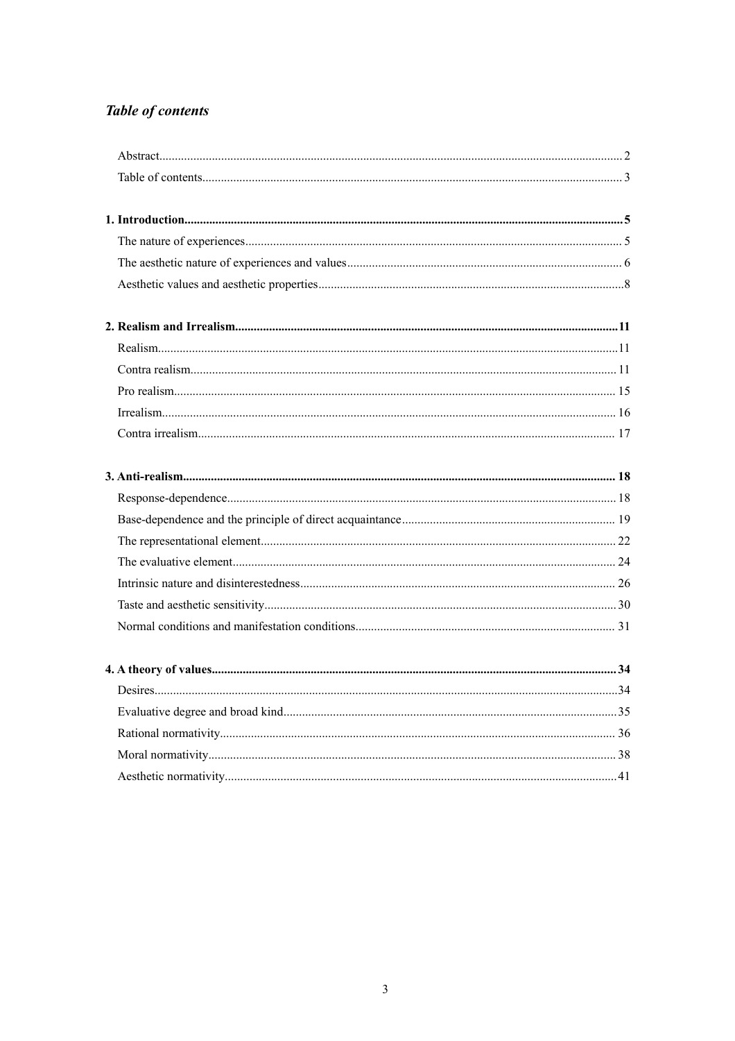## *Table of contents*

Abstract.....2
Table of contents.....3

**1. Introduction.....5**
The nature of experiences.....5
The aesthetic nature of experiences and values.....6
Aesthetic values and aesthetic properties.....8

**2. Realism and Irrealism.....11**
Realism.....11
Contra realism.....11
Pro realism.....15
Irrealism.....16
Contra irrealism.....17

**3. Anti-realism.....18**
Response-dependence.....18
Base-dependence and the principle of direct acquaintance.....19
The representational element.....22
The evaluative element.....24
Intrinsic nature and disinterestedness.....26
Taste and aesthetic sensitivity.....30
Normal conditions and manifestation conditions.....31

**4. A theory of values.....34**
Desires.....34
Evaluative degree and broad kind.....35
Rational normativity.....36
Moral normativity.....38
Aesthetic normativity.....41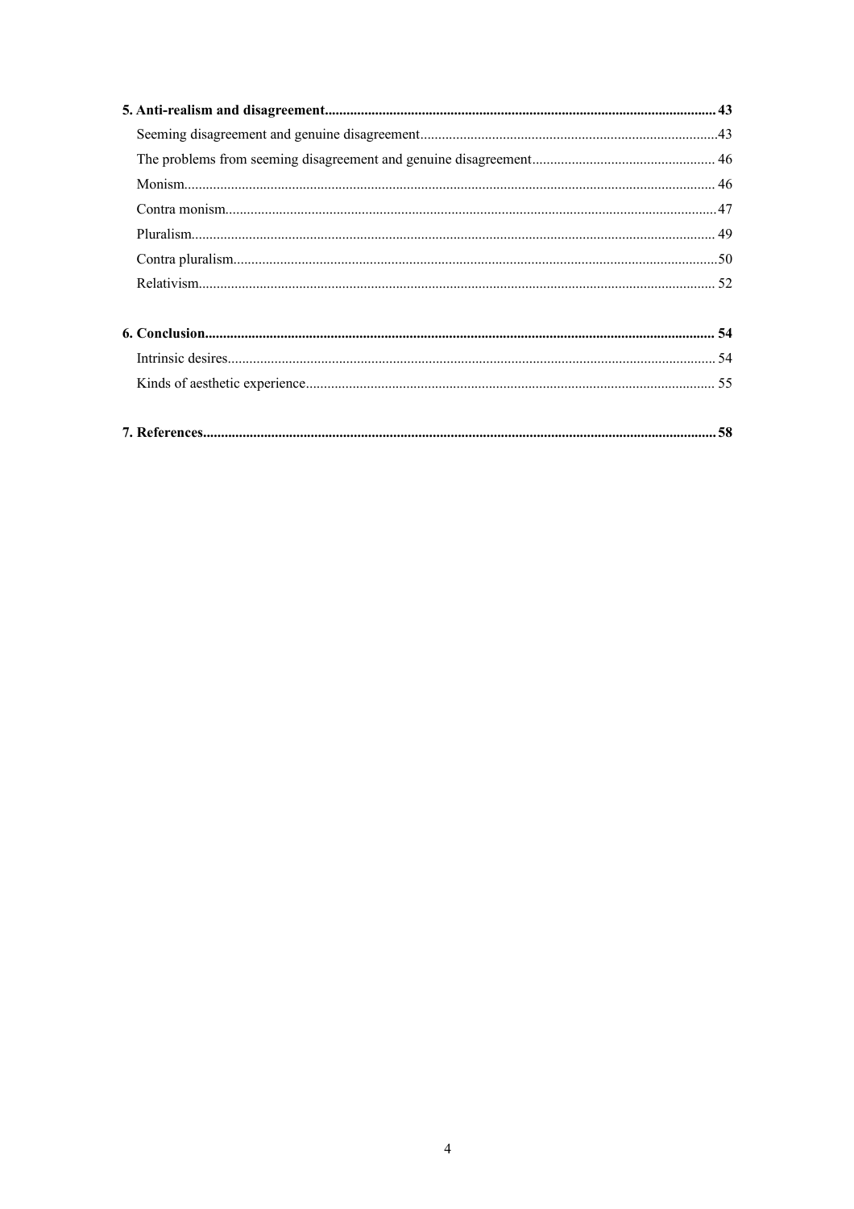**5. Anti-realism and disagreement....................................................................................................................43**

Seeming disagreement and genuine disagreement.....................................................................................43

The problems from seeming disagreement and genuine disagreement...................................................46

Monism.....................................................................................................................................................46

Contra monism.........................................................................................................................................47

Pluralism..................................................................................................................................................49

Contra pluralism.......................................................................................................................................50

Relativism.................................................................................................................................................52

**6. Conclusion...............................................................................................................................................54**

Intrinsic desires........................................................................................................................................54

Kinds of aesthetic experience...................................................................................................................55

**7. References...............................................................................................................................................58**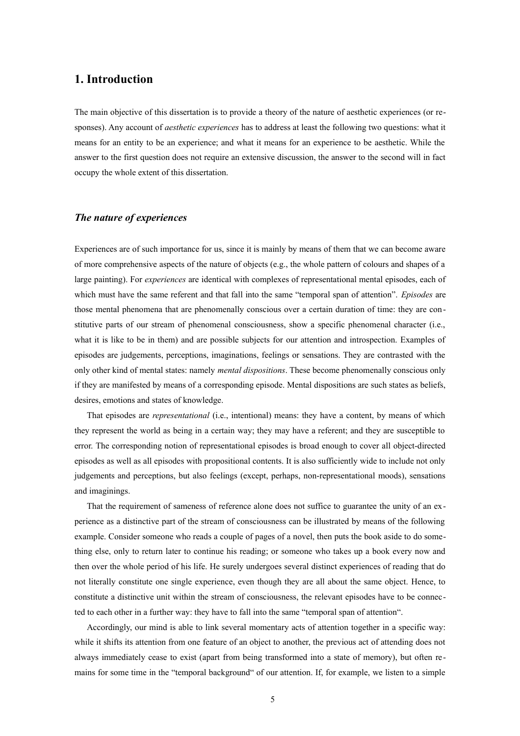# 1. Introduction

The main objective of this dissertation is to provide a theory of the nature of aesthetic experiences (or responses). Any account of *aesthetic experiences* has to address at least the following two questions: what it means for an entity to be an experience; and what it means for an experience to be aesthetic. While the answer to the first question does not require an extensive discussion, the answer to the second will in fact occupy the whole extent of this dissertation.

## *The nature of experiences*

Experiences are of such importance for us, since it is mainly by means of them that we can become aware of more comprehensive aspects of the nature of objects (e.g., the whole pattern of colours and shapes of a large painting). For *experiences* are identical with complexes of representational mental episodes, each of which must have the same referent and that fall into the same "temporal span of attention". *Episodes* are those mental phenomena that are phenomenally conscious over a certain duration of time: they are constitutive parts of our stream of phenomenal consciousness, show a specific phenomenal character (i.e., what it is like to be in them) and are possible subjects for our attention and introspection. Examples of episodes are judgements, perceptions, imaginations, feelings or sensations. They are contrasted with the only other kind of mental states: namely *mental dispositions*. These become phenomenally conscious only if they are manifested by means of a corresponding episode. Mental dispositions are such states as beliefs, desires, emotions and states of knowledge.

That episodes are *representational* (i.e., intentional) means: they have a content, by means of which they represent the world as being in a certain way; they may have a referent; and they are susceptible to error. The corresponding notion of representational episodes is broad enough to cover all object-directed episodes as well as all episodes with propositional contents. It is also sufficiently wide to include not only judgements and perceptions, but also feelings (except, perhaps, non-representational moods), sensations and imaginings.

That the requirement of sameness of reference alone does not suffice to guarantee the unity of an experience as a distinctive part of the stream of consciousness can be illustrated by means of the following example. Consider someone who reads a couple of pages of a novel, then puts the book aside to do something else, only to return later to continue his reading; or someone who takes up a book every now and then over the whole period of his life. He surely undergoes several distinct experiences of reading that do not literally constitute one single experience, even though they are all about the same object. Hence, to constitute a distinctive unit within the stream of consciousness, the relevant episodes have to be connected to each other in a further way: they have to fall into the same "temporal span of attention".

Accordingly, our mind is able to link several momentary acts of attention together in a specific way: while it shifts its attention from one feature of an object to another, the previous act of attending does not always immediately cease to exist (apart from being transformed into a state of memory), but often remains for some time in the "temporal background" of our attention. If, for example, we listen to a simple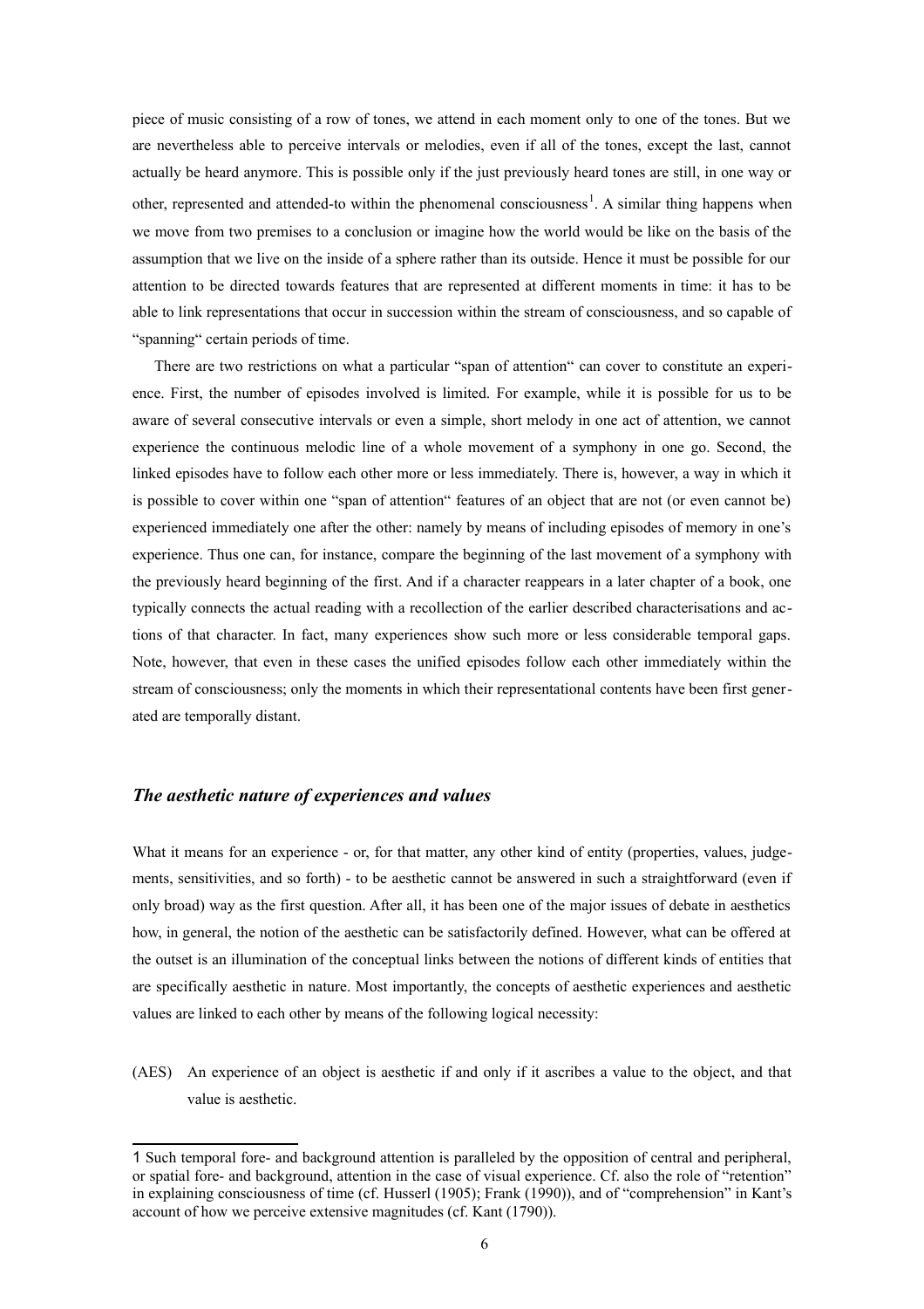piece of music consisting of a row of tones, we attend in each moment only to one of the tones. But we are nevertheless able to perceive intervals or melodies, even if all of the tones, except the last, cannot actually be heard anymore. This is possible only if the just previously heard tones are still, in one way or other, represented and attended-to within the phenomenal consciousness[1]. A similar thing happens when we move from two premises to a conclusion or imagine how the world would be like on the basis of the assumption that we live on the inside of a sphere rather than its outside. Hence it must be possible for our attention to be directed towards features that are represented at different moments in time: it has to be able to link representations that occur in succession within the stream of consciousness, and so capable of "spanning" certain periods of time.

There are two restrictions on what a particular "span of attention" can cover to constitute an experience. First, the number of episodes involved is limited. For example, while it is possible for us to be aware of several consecutive intervals or even a simple, short melody in one act of attention, we cannot experience the continuous melodic line of a whole movement of a symphony in one go. Second, the linked episodes have to follow each other more or less immediately. There is, however, a way in which it is possible to cover within one "span of attention" features of an object that are not (or even cannot be) experienced immediately one after the other: namely by means of including episodes of memory in one's experience. Thus one can, for instance, compare the beginning of the last movement of a symphony with the previously heard beginning of the first. And if a character reappears in a later chapter of a book, one typically connects the actual reading with a recollection of the earlier described characterisations and actions of that character. In fact, many experiences show such more or less considerable temporal gaps. Note, however, that even in these cases the unified episodes follow each other immediately within the stream of consciousness; only the moments in which their representational contents have been first generated are temporally distant.

### *The aesthetic nature of experiences and values*

What it means for an experience - or, for that matter, any other kind of entity (properties, values, judgements, sensitivities, and so forth) - to be aesthetic cannot be answered in such a straightforward (even if only broad) way as the first question. After all, it has been one of the major issues of debate in aesthetics how, in general, the notion of the aesthetic can be satisfactorily defined. However, what can be offered at the outset is an illumination of the conceptual links between the notions of different kinds of entities that are specifically aesthetic in nature. Most importantly, the concepts of aesthetic experiences and aesthetic values are linked to each other by means of the following logical necessity:

(AES) An experience of an object is aesthetic if and only if it ascribes a value to the object, and that value is aesthetic.

---

[1] Such temporal fore- and background attention is paralleled by the opposition of central and peripheral, or spatial fore- and background, attention in the case of visual experience. Cf. also the role of "retention" in explaining consciousness of time (cf. Husserl (1905); Frank (1990)), and of "comprehension" in Kant's account of how we perceive extensive magnitudes (cf. Kant (1790)).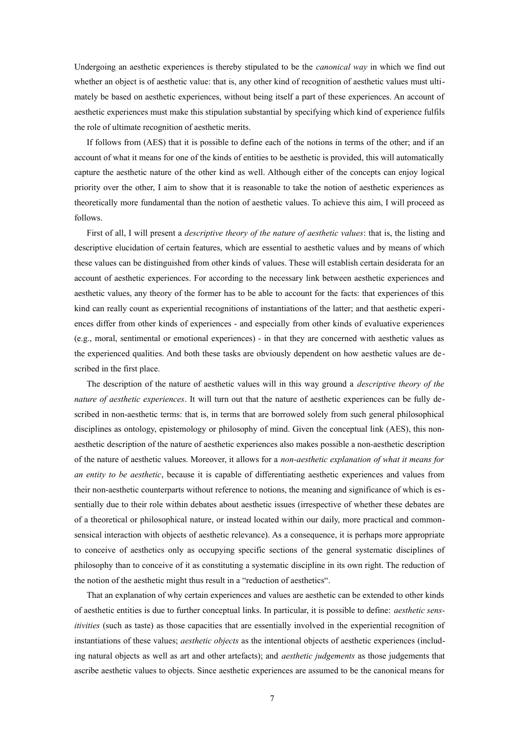Undergoing an aesthetic experiences is thereby stipulated to be the *canonical way* in which we find out whether an object is of aesthetic value: that is, any other kind of recognition of aesthetic values must ultimately be based on aesthetic experiences, without being itself a part of these experiences. An account of aesthetic experiences must make this stipulation substantial by specifying which kind of experience fulfils the role of ultimate recognition of aesthetic merits.

If follows from (AES) that it is possible to define each of the notions in terms of the other; and if an account of what it means for one of the kinds of entities to be aesthetic is provided, this will automatically capture the aesthetic nature of the other kind as well. Although either of the concepts can enjoy logical priority over the other, I aim to show that it is reasonable to take the notion of aesthetic experiences as theoretically more fundamental than the notion of aesthetic values. To achieve this aim, I will proceed as follows.

First of all, I will present a *descriptive theory of the nature of aesthetic values*: that is, the listing and descriptive elucidation of certain features, which are essential to aesthetic values and by means of which these values can be distinguished from other kinds of values. These will establish certain desiderata for an account of aesthetic experiences. For according to the necessary link between aesthetic experiences and aesthetic values, any theory of the former has to be able to account for the facts: that experiences of this kind can really count as experiential recognitions of instantiations of the latter; and that aesthetic experiences differ from other kinds of experiences - and especially from other kinds of evaluative experiences (e.g., moral, sentimental or emotional experiences) - in that they are concerned with aesthetic values as the experienced qualities. And both these tasks are obviously dependent on how aesthetic values are described in the first place.

The description of the nature of aesthetic values will in this way ground a *descriptive theory of the nature of aesthetic experiences*. It will turn out that the nature of aesthetic experiences can be fully described in non-aesthetic terms: that is, in terms that are borrowed solely from such general philosophical disciplines as ontology, epistemology or philosophy of mind. Given the conceptual link (AES), this non-aesthetic description of the nature of aesthetic experiences also makes possible a non-aesthetic description of the nature of aesthetic values. Moreover, it allows for a *non-aesthetic explanation of what it means for an entity to be aesthetic*, because it is capable of differentiating aesthetic experiences and values from their non-aesthetic counterparts without reference to notions, the meaning and significance of which is essentially due to their role within debates about aesthetic issues (irrespective of whether these debates are of a theoretical or philosophical nature, or instead located within our daily, more practical and commonsensical interaction with objects of aesthetic relevance). As a consequence, it is perhaps more appropriate to conceive of aesthetics only as occupying specific sections of the general systematic disciplines of philosophy than to conceive of it as constituting a systematic discipline in its own right. The reduction of the notion of the aesthetic might thus result in a "reduction of aesthetics".

That an explanation of why certain experiences and values are aesthetic can be extended to other kinds of aesthetic entities is due to further conceptual links. In particular, it is possible to define: *aesthetic sensitivities* (such as taste) as those capacities that are essentially involved in the experiential recognition of instantiations of these values; *aesthetic objects* as the intentional objects of aesthetic experiences (including natural objects as well as art and other artefacts); and *aesthetic judgements* as those judgements that ascribe aesthetic values to objects. Since aesthetic experiences are assumed to be the canonical means for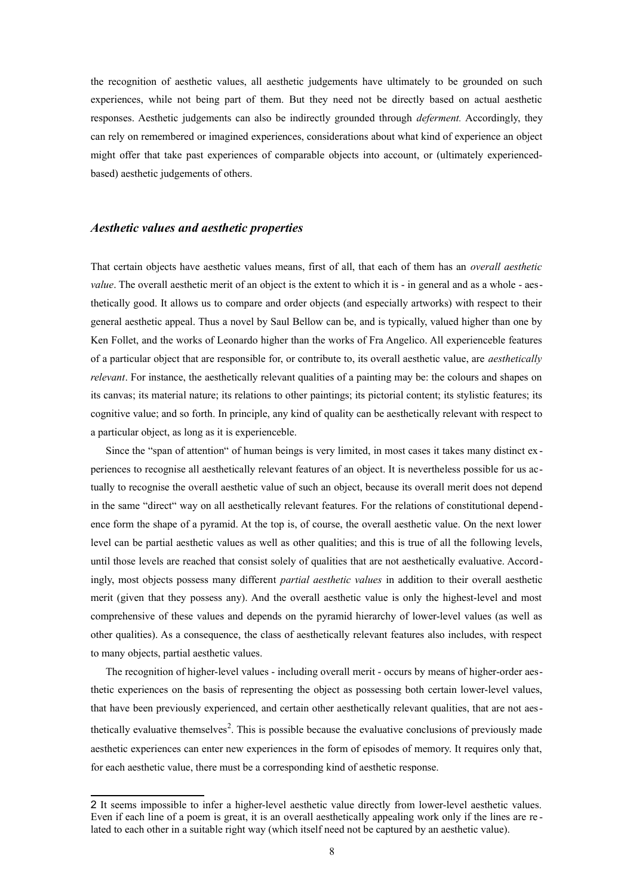the recognition of aesthetic values, all aesthetic judgements have ultimately to be grounded on such experiences, while not being part of them. But they need not be directly based on actual aesthetic responses. Aesthetic judgements can also be indirectly grounded through *deferment.* Accordingly, they can rely on remembered or imagined experiences, considerations about what kind of experience an object might offer that take past experiences of comparable objects into account, or (ultimately experienced-based) aesthetic judgements of others.

### *Aesthetic values and aesthetic properties*

That certain objects have aesthetic values means, first of all, that each of them has an *overall aesthetic value*. The overall aesthetic merit of an object is the extent to which it is - in general and as a whole - aesthetically good. It allows us to compare and order objects (and especially artworks) with respect to their general aesthetic appeal. Thus a novel by Saul Bellow can be, and is typically, valued higher than one by Ken Follet, and the works of Leonardo higher than the works of Fra Angelico. All experienceble features of a particular object that are responsible for, or contribute to, its overall aesthetic value, are *aesthetically relevant*. For instance, the aesthetically relevant qualities of a painting may be: the colours and shapes on its canvas; its material nature; its relations to other paintings; its pictorial content; its stylistic features; its cognitive value; and so forth. In principle, any kind of quality can be aesthetically relevant with respect to a particular object, as long as it is experienceble.

Since the "span of attention" of human beings is very limited, in most cases it takes many distinct experiences to recognise all aesthetically relevant features of an object. It is nevertheless possible for us actually to recognise the overall aesthetic value of such an object, because its overall merit does not depend in the same "direct" way on all aesthetically relevant features. For the relations of constitutional dependence form the shape of a pyramid. At the top is, of course, the overall aesthetic value. On the next lower level can be partial aesthetic values as well as other qualities; and this is true of all the following levels, until those levels are reached that consist solely of qualities that are not aesthetically evaluative. Accordingly, most objects possess many different *partial aesthetic values* in addition to their overall aesthetic merit (given that they possess any). And the overall aesthetic value is only the highest-level and most comprehensive of these values and depends on the pyramid hierarchy of lower-level values (as well as other qualities). As a consequence, the class of aesthetically relevant features also includes, with respect to many objects, partial aesthetic values.

The recognition of higher-level values - including overall merit - occurs by means of higher-order aesthetic experiences on the basis of representing the object as possessing both certain lower-level values, that have been previously experienced, and certain other aesthetically relevant qualities, that are not aesthetically evaluative themselves[2]. This is possible because the evaluative conclusions of previously made aesthetic experiences can enter new experiences in the form of episodes of memory. It requires only that, for each aesthetic value, there must be a corresponding kind of aesthetic response.

---

2 It seems impossible to infer a higher-level aesthetic value directly from lower-level aesthetic values. Even if each line of a poem is great, it is an overall aesthetically appealing work only if the lines are related to each other in a suitable right way (which itself need not be captured by an aesthetic value).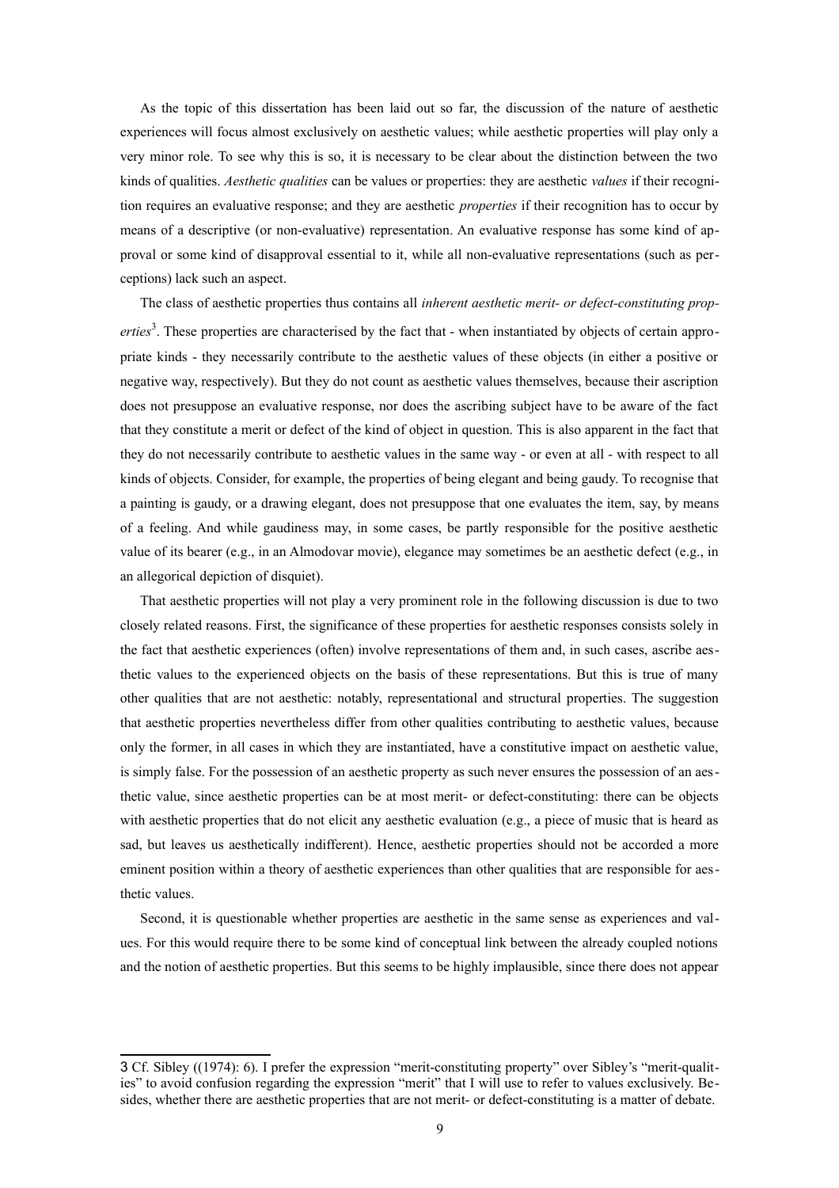As the topic of this dissertation has been laid out so far, the discussion of the nature of aesthetic experiences will focus almost exclusively on aesthetic values; while aesthetic properties will play only a very minor role. To see why this is so, it is necessary to be clear about the distinction between the two kinds of qualities. *Aesthetic qualities* can be values or properties: they are aesthetic *values* if their recognition requires an evaluative response; and they are aesthetic *properties* if their recognition has to occur by means of a descriptive (or non-evaluative) representation. An evaluative response has some kind of approval or some kind of disapproval essential to it, while all non-evaluative representations (such as perceptions) lack such an aspect.

The class of aesthetic properties thus contains all *inherent aesthetic merit- or defect-constituting properties*[3]. These properties are characterised by the fact that - when instantiated by objects of certain appropriate kinds - they necessarily contribute to the aesthetic values of these objects (in either a positive or negative way, respectively). But they do not count as aesthetic values themselves, because their ascription does not presuppose an evaluative response, nor does the ascribing subject have to be aware of the fact that they constitute a merit or defect of the kind of object in question. This is also apparent in the fact that they do not necessarily contribute to aesthetic values in the same way - or even at all - with respect to all kinds of objects. Consider, for example, the properties of being elegant and being gaudy. To recognise that a painting is gaudy, or a drawing elegant, does not presuppose that one evaluates the item, say, by means of a feeling. And while gaudiness may, in some cases, be partly responsible for the positive aesthetic value of its bearer (e.g., in an Almodovar movie), elegance may sometimes be an aesthetic defect (e.g., in an allegorical depiction of disquiet).

That aesthetic properties will not play a very prominent role in the following discussion is due to two closely related reasons. First, the significance of these properties for aesthetic responses consists solely in the fact that aesthetic experiences (often) involve representations of them and, in such cases, ascribe aesthetic values to the experienced objects on the basis of these representations. But this is true of many other qualities that are not aesthetic: notably, representational and structural properties. The suggestion that aesthetic properties nevertheless differ from other qualities contributing to aesthetic values, because only the former, in all cases in which they are instantiated, have a constitutive impact on aesthetic value, is simply false. For the possession of an aesthetic property as such never ensures the possession of an aesthetic value, since aesthetic properties can be at most merit- or defect-constituting: there can be objects with aesthetic properties that do not elicit any aesthetic evaluation (e.g., a piece of music that is heard as sad, but leaves us aesthetically indifferent). Hence, aesthetic properties should not be accorded a more eminent position within a theory of aesthetic experiences than other qualities that are responsible for aesthetic values.

Second, it is questionable whether properties are aesthetic in the same sense as experiences and values. For this would require there to be some kind of conceptual link between the already coupled notions and the notion of aesthetic properties. But this seems to be highly implausible, since there does not appear

---

3 Cf. Sibley ((1974): 6). I prefer the expression "merit-constituting property" over Sibley's "merit-qualities" to avoid confusion regarding the expression "merit" that I will use to refer to values exclusively. Besides, whether there are aesthetic properties that are not merit- or defect-constituting is a matter of debate.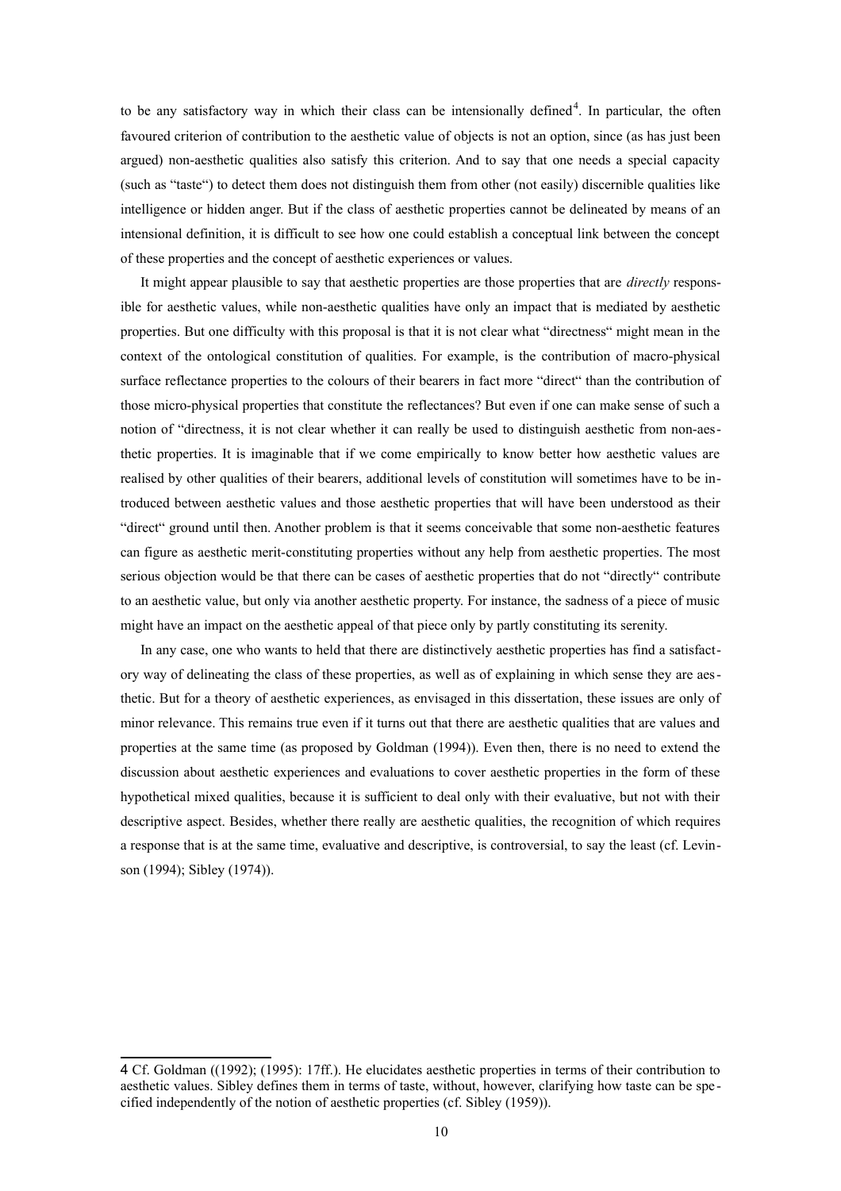to be any satisfactory way in which their class can be intensionally defined[4]. In particular, the often favoured criterion of contribution to the aesthetic value of objects is not an option, since (as has just been argued) non-aesthetic qualities also satisfy this criterion. And to say that one needs a special capacity (such as "taste") to detect them does not distinguish them from other (not easily) discernible qualities like intelligence or hidden anger. But if the class of aesthetic properties cannot be delineated by means of an intensional definition, it is difficult to see how one could establish a conceptual link between the concept of these properties and the concept of aesthetic experiences or values.

It might appear plausible to say that aesthetic properties are those properties that are *directly* responsible for aesthetic values, while non-aesthetic qualities have only an impact that is mediated by aesthetic properties. But one difficulty with this proposal is that it is not clear what "directness" might mean in the context of the ontological constitution of qualities. For example, is the contribution of macro-physical surface reflectance properties to the colours of their bearers in fact more "direct" than the contribution of those micro-physical properties that constitute the reflectances? But even if one can make sense of such a notion of "directness, it is not clear whether it can really be used to distinguish aesthetic from non-aesthetic properties. It is imaginable that if we come empirically to know better how aesthetic values are realised by other qualities of their bearers, additional levels of constitution will sometimes have to be introduced between aesthetic values and those aesthetic properties that will have been understood as their "direct" ground until then. Another problem is that it seems conceivable that some non-aesthetic features can figure as aesthetic merit-constituting properties without any help from aesthetic properties. The most serious objection would be that there can be cases of aesthetic properties that do not "directly" contribute to an aesthetic value, but only via another aesthetic property. For instance, the sadness of a piece of music might have an impact on the aesthetic appeal of that piece only by partly constituting its serenity.

In any case, one who wants to held that there are distinctively aesthetic properties has find a satisfactory way of delineating the class of these properties, as well as of explaining in which sense they are aesthetic. But for a theory of aesthetic experiences, as envisaged in this dissertation, these issues are only of minor relevance. This remains true even if it turns out that there are aesthetic qualities that are values and properties at the same time (as proposed by Goldman (1994)). Even then, there is no need to extend the discussion about aesthetic experiences and evaluations to cover aesthetic properties in the form of these hypothetical mixed qualities, because it is sufficient to deal only with their evaluative, but not with their descriptive aspect. Besides, whether there really are aesthetic qualities, the recognition of which requires a response that is at the same time, evaluative and descriptive, is controversial, to say the least (cf. Levinson (1994); Sibley (1974)).

---

4 Cf. Goldman ((1992); (1995): 17ff.). He elucidates aesthetic properties in terms of their contribution to aesthetic values. Sibley defines them in terms of taste, without, however, clarifying how taste can be specified independently of the notion of aesthetic properties (cf. Sibley (1959)).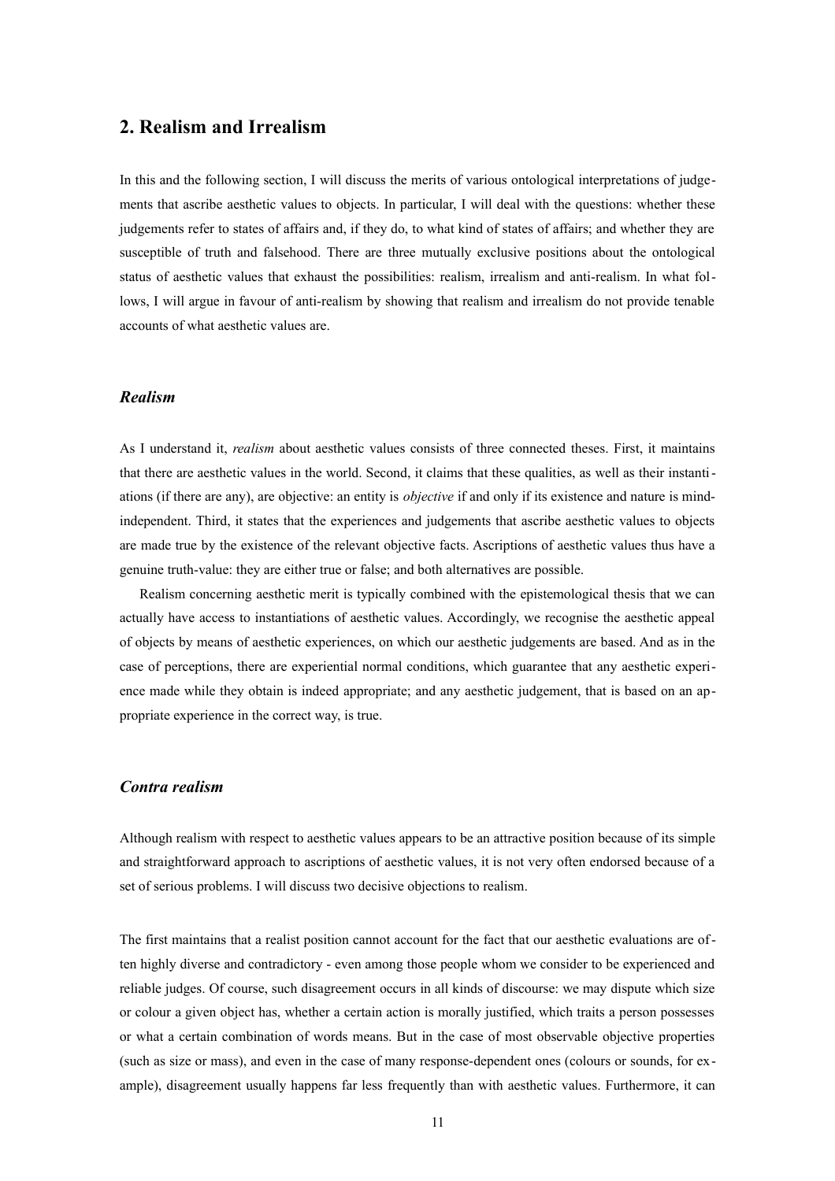## 2. Realism and Irrealism

In this and the following section, I will discuss the merits of various ontological interpretations of judgements that ascribe aesthetic values to objects. In particular, I will deal with the questions: whether these judgements refer to states of affairs and, if they do, to what kind of states of affairs; and whether they are susceptible of truth and falsehood. There are three mutually exclusive positions about the ontological status of aesthetic values that exhaust the possibilities: realism, irrealism and anti-realism. In what follows, I will argue in favour of anti-realism by showing that realism and irrealism do not provide tenable accounts of what aesthetic values are.

### *Realism*

As I understand it, *realism* about aesthetic values consists of three connected theses. First, it maintains that there are aesthetic values in the world. Second, it claims that these qualities, as well as their instantiations (if there are any), are objective: an entity is *objective* if and only if its existence and nature is mind-independent. Third, it states that the experiences and judgements that ascribe aesthetic values to objects are made true by the existence of the relevant objective facts. Ascriptions of aesthetic values thus have a genuine truth-value: they are either true or false; and both alternatives are possible.

Realism concerning aesthetic merit is typically combined with the epistemological thesis that we can actually have access to instantiations of aesthetic values. Accordingly, we recognise the aesthetic appeal of objects by means of aesthetic experiences, on which our aesthetic judgements are based. And as in the case of perceptions, there are experiential normal conditions, which guarantee that any aesthetic experience made while they obtain is indeed appropriate; and any aesthetic judgement, that is based on an appropriate experience in the correct way, is true.

### *Contra realism*

Although realism with respect to aesthetic values appears to be an attractive position because of its simple and straightforward approach to ascriptions of aesthetic values, it is not very often endorsed because of a set of serious problems. I will discuss two decisive objections to realism.

The first maintains that a realist position cannot account for the fact that our aesthetic evaluations are often highly diverse and contradictory - even among those people whom we consider to be experienced and reliable judges. Of course, such disagreement occurs in all kinds of discourse: we may dispute which size or colour a given object has, whether a certain action is morally justified, which traits a person possesses or what a certain combination of words means. But in the case of most observable objective properties (such as size or mass), and even in the case of many response-dependent ones (colours or sounds, for example), disagreement usually happens far less frequently than with aesthetic values. Furthermore, it can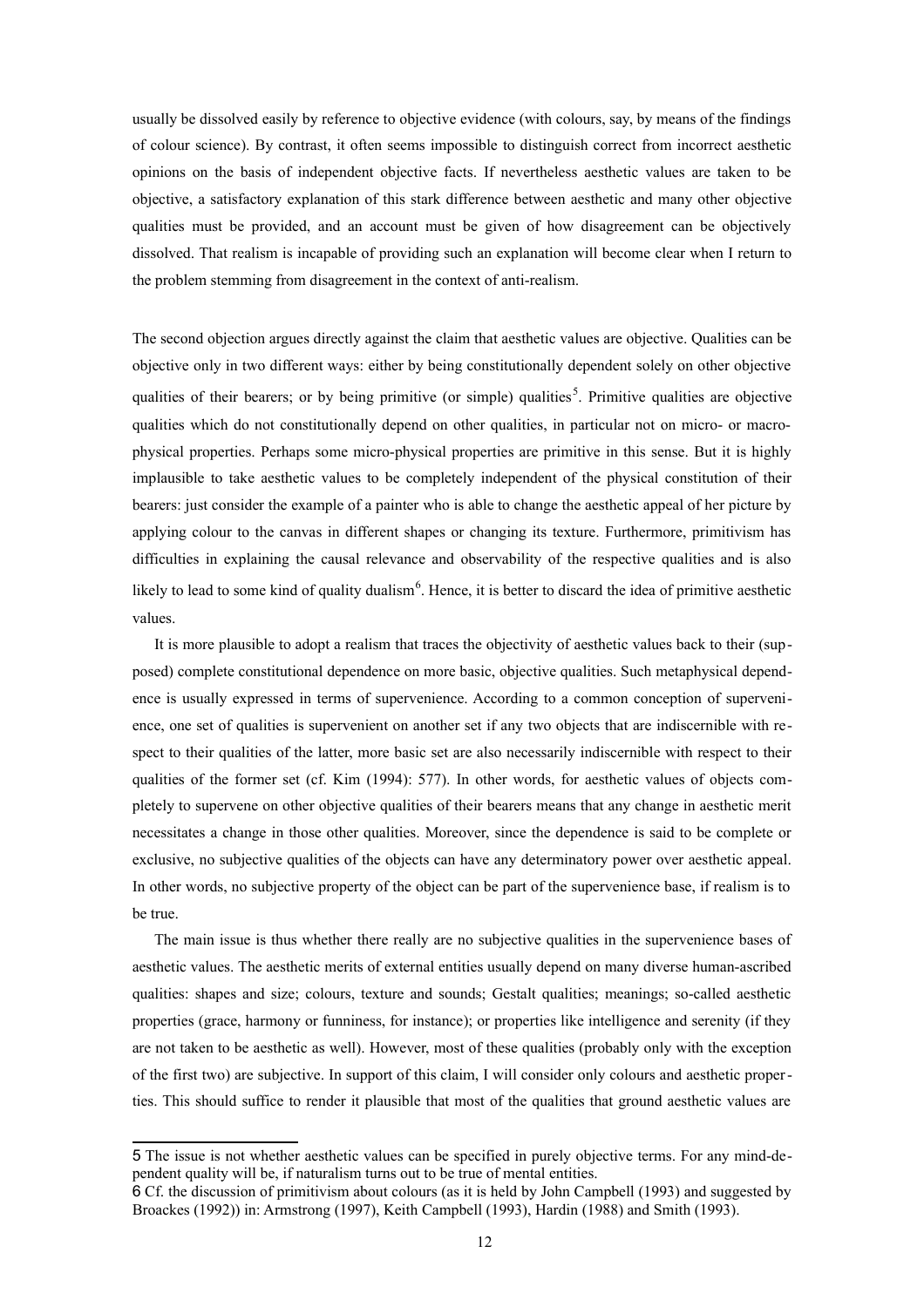usually be dissolved easily by reference to objective evidence (with colours, say, by means of the findings of colour science). By contrast, it often seems impossible to distinguish correct from incorrect aesthetic opinions on the basis of independent objective facts. If nevertheless aesthetic values are taken to be objective, a satisfactory explanation of this stark difference between aesthetic and many other objective qualities must be provided, and an account must be given of how disagreement can be objectively dissolved. That realism is incapable of providing such an explanation will become clear when I return to the problem stemming from disagreement in the context of anti-realism.

The second objection argues directly against the claim that aesthetic values are objective. Qualities can be objective only in two different ways: either by being constitutionally dependent solely on other objective qualities of their bearers; or by being primitive (or simple) qualities[5]. Primitive qualities are objective qualities which do not constitutionally depend on other qualities, in particular not on micro- or macro-physical properties. Perhaps some micro-physical properties are primitive in this sense. But it is highly implausible to take aesthetic values to be completely independent of the physical constitution of their bearers: just consider the example of a painter who is able to change the aesthetic appeal of her picture by applying colour to the canvas in different shapes or changing its texture. Furthermore, primitivism has difficulties in explaining the causal relevance and observability of the respective qualities and is also likely to lead to some kind of quality dualism[6]. Hence, it is better to discard the idea of primitive aesthetic values.

It is more plausible to adopt a realism that traces the objectivity of aesthetic values back to their (supposed) complete constitutional dependence on more basic, objective qualities. Such metaphysical dependence is usually expressed in terms of supervenience. According to a common conception of supervenience, one set of qualities is supervenient on another set if any two objects that are indiscernible with respect to their qualities of the latter, more basic set are also necessarily indiscernible with respect to their qualities of the former set (cf. Kim (1994): 577). In other words, for aesthetic values of objects completely to supervene on other objective qualities of their bearers means that any change in aesthetic merit necessitates a change in those other qualities. Moreover, since the dependence is said to be complete or exclusive, no subjective qualities of the objects can have any determinatory power over aesthetic appeal. In other words, no subjective property of the object can be part of the supervenience base, if realism is to be true.

The main issue is thus whether there really are no subjective qualities in the supervenience bases of aesthetic values. The aesthetic merits of external entities usually depend on many diverse human-ascribed qualities: shapes and size; colours, texture and sounds; Gestalt qualities; meanings; so-called aesthetic properties (grace, harmony or funniness, for instance); or properties like intelligence and serenity (if they are not taken to be aesthetic as well). However, most of these qualities (probably only with the exception of the first two) are subjective. In support of this claim, I will consider only colours and aesthetic properties. This should suffice to render it plausible that most of the qualities that ground aesthetic values are

---

[5] The issue is not whether aesthetic values can be specified in purely objective terms. For any mind-dependent quality will be, if naturalism turns out to be true of mental entities.

[6] Cf. the discussion of primitivism about colours (as it is held by John Campbell (1993) and suggested by Broackes (1992)) in: Armstrong (1997), Keith Campbell (1993), Hardin (1988) and Smith (1993).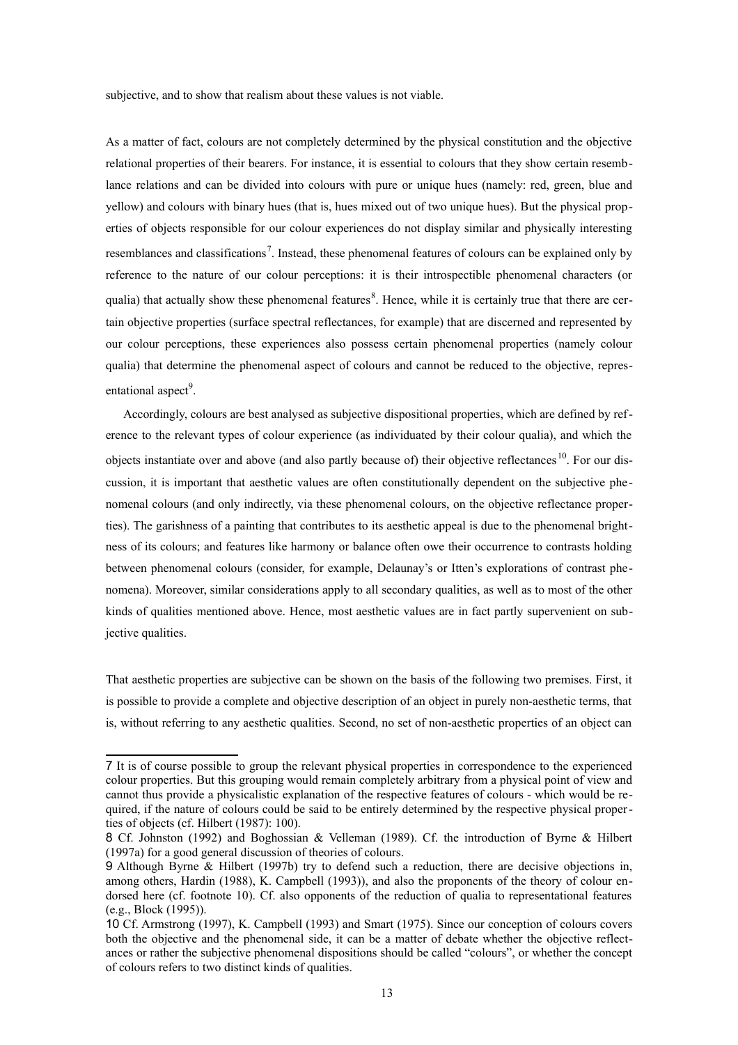subjective, and to show that realism about these values is not viable.

As a matter of fact, colours are not completely determined by the physical constitution and the objective relational properties of their bearers. For instance, it is essential to colours that they show certain resemblance relations and can be divided into colours with pure or unique hues (namely: red, green, blue and yellow) and colours with binary hues (that is, hues mixed out of two unique hues). But the physical properties of objects responsible for our colour experiences do not display similar and physically interesting resemblances and classifications[7]. Instead, these phenomenal features of colours can be explained only by reference to the nature of our colour perceptions: it is their introspectible phenomenal characters (or qualia) that actually show these phenomenal features[8]. Hence, while it is certainly true that there are certain objective properties (surface spectral reflectances, for example) that are discerned and represented by our colour perceptions, these experiences also possess certain phenomenal properties (namely colour qualia) that determine the phenomenal aspect of colours and cannot be reduced to the objective, representational aspect[9].

Accordingly, colours are best analysed as subjective dispositional properties, which are defined by reference to the relevant types of colour experience (as individuated by their colour qualia), and which the objects instantiate over and above (and also partly because of) their objective reflectances[10]. For our discussion, it is important that aesthetic values are often constitutionally dependent on the subjective phenomenal colours (and only indirectly, via these phenomenal colours, on the objective reflectance properties). The garishness of a painting that contributes to its aesthetic appeal is due to the phenomenal brightness of its colours; and features like harmony or balance often owe their occurrence to contrasts holding between phenomenal colours (consider, for example, Delaunay's or Itten's explorations of contrast phenomena). Moreover, similar considerations apply to all secondary qualities, as well as to most of the other kinds of qualities mentioned above. Hence, most aesthetic values are in fact partly supervenient on subjective qualities.

That aesthetic properties are subjective can be shown on the basis of the following two premises. First, it is possible to provide a complete and objective description of an object in purely non-aesthetic terms, that is, without referring to any aesthetic qualities. Second, no set of non-aesthetic properties of an object can

---

7 It is of course possible to group the relevant physical properties in correspondence to the experienced colour properties. But this grouping would remain completely arbitrary from a physical point of view and cannot thus provide a physicalistic explanation of the respective features of colours - which would be required, if the nature of colours could be said to be entirely determined by the respective physical properties of objects (cf. Hilbert (1987): 100).

8 Cf. Johnston (1992) and Boghossian & Velleman (1989). Cf. the introduction of Byrne & Hilbert (1997a) for a good general discussion of theories of colours.

9 Although Byrne & Hilbert (1997b) try to defend such a reduction, there are decisive objections in, among others, Hardin (1988), K. Campbell (1993)), and also the proponents of the theory of colour endorsed here (cf. footnote 10). Cf. also opponents of the reduction of qualia to representational features (e.g., Block (1995)).

10 Cf. Armstrong (1997), K. Campbell (1993) and Smart (1975). Since our conception of colours covers both the objective and the phenomenal side, it can be a matter of debate whether the objective reflectances or rather the subjective phenomenal dispositions should be called "colours", or whether the concept of colours refers to two distinct kinds of qualities.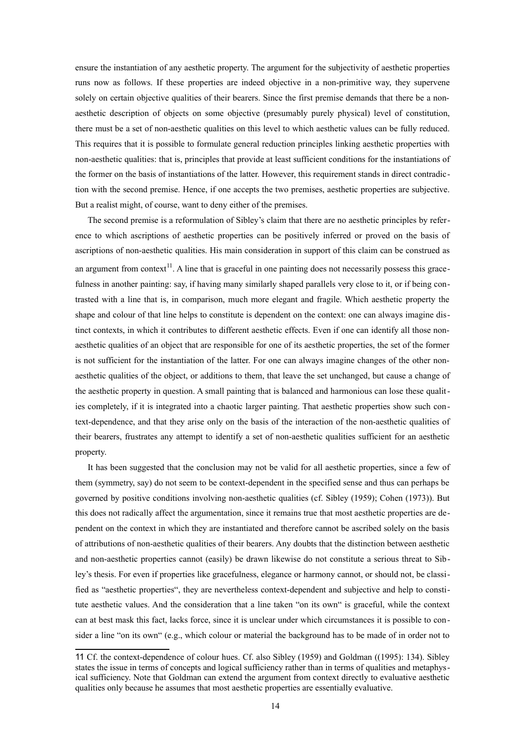ensure the instantiation of any aesthetic property. The argument for the subjectivity of aesthetic properties runs now as follows. If these properties are indeed objective in a non-primitive way, they supervene solely on certain objective qualities of their bearers. Since the first premise demands that there be a non-aesthetic description of objects on some objective (presumably purely physical) level of constitution, there must be a set of non-aesthetic qualities on this level to which aesthetic values can be fully reduced. This requires that it is possible to formulate general reduction principles linking aesthetic properties with non-aesthetic qualities: that is, principles that provide at least sufficient conditions for the instantiations of the former on the basis of instantiations of the latter. However, this requirement stands in direct contradiction with the second premise. Hence, if one accepts the two premises, aesthetic properties are subjective. But a realist might, of course, want to deny either of the premises.

The second premise is a reformulation of Sibley's claim that there are no aesthetic principles by reference to which ascriptions of aesthetic properties can be positively inferred or proved on the basis of ascriptions of non-aesthetic qualities. His main consideration in support of this claim can be construed as an argument from context[11]. A line that is graceful in one painting does not necessarily possess this gracefulness in another painting: say, if having many similarly shaped parallels very close to it, or if being contrasted with a line that is, in comparison, much more elegant and fragile. Which aesthetic property the shape and colour of that line helps to constitute is dependent on the context: one can always imagine distinct contexts, in which it contributes to different aesthetic effects. Even if one can identify all those non-aesthetic qualities of an object that are responsible for one of its aesthetic properties, the set of the former is not sufficient for the instantiation of the latter. For one can always imagine changes of the other non-aesthetic qualities of the object, or additions to them, that leave the set unchanged, but cause a change of the aesthetic property in question. A small painting that is balanced and harmonious can lose these qualities completely, if it is integrated into a chaotic larger painting. That aesthetic properties show such context-dependence, and that they arise only on the basis of the interaction of the non-aesthetic qualities of their bearers, frustrates any attempt to identify a set of non-aesthetic qualities sufficient for an aesthetic property.

It has been suggested that the conclusion may not be valid for all aesthetic properties, since a few of them (symmetry, say) do not seem to be context-dependent in the specified sense and thus can perhaps be governed by positive conditions involving non-aesthetic qualities (cf. Sibley (1959); Cohen (1973)). But this does not radically affect the argumentation, since it remains true that most aesthetic properties are dependent on the context in which they are instantiated and therefore cannot be ascribed solely on the basis of attributions of non-aesthetic qualities of their bearers. Any doubts that the distinction between aesthetic and non-aesthetic properties cannot (easily) be drawn likewise do not constitute a serious threat to Sibley's thesis. For even if properties like gracefulness, elegance or harmony cannot, or should not, be classified as "aesthetic properties", they are nevertheless context-dependent and subjective and help to constitute aesthetic values. And the consideration that a line taken "on its own" is graceful, while the context can at best mask this fact, lacks force, since it is unclear under which circumstances it is possible to consider a line "on its own" (e.g., which colour or material the background has to be made of in order not to

11 Cf. the context-dependence of colour hues. Cf. also Sibley (1959) and Goldman ((1995): 134). Sibley states the issue in terms of concepts and logical sufficiency rather than in terms of qualities and metaphysical sufficiency. Note that Goldman can extend the argument from context directly to evaluative aesthetic qualities only because he assumes that most aesthetic properties are essentially evaluative.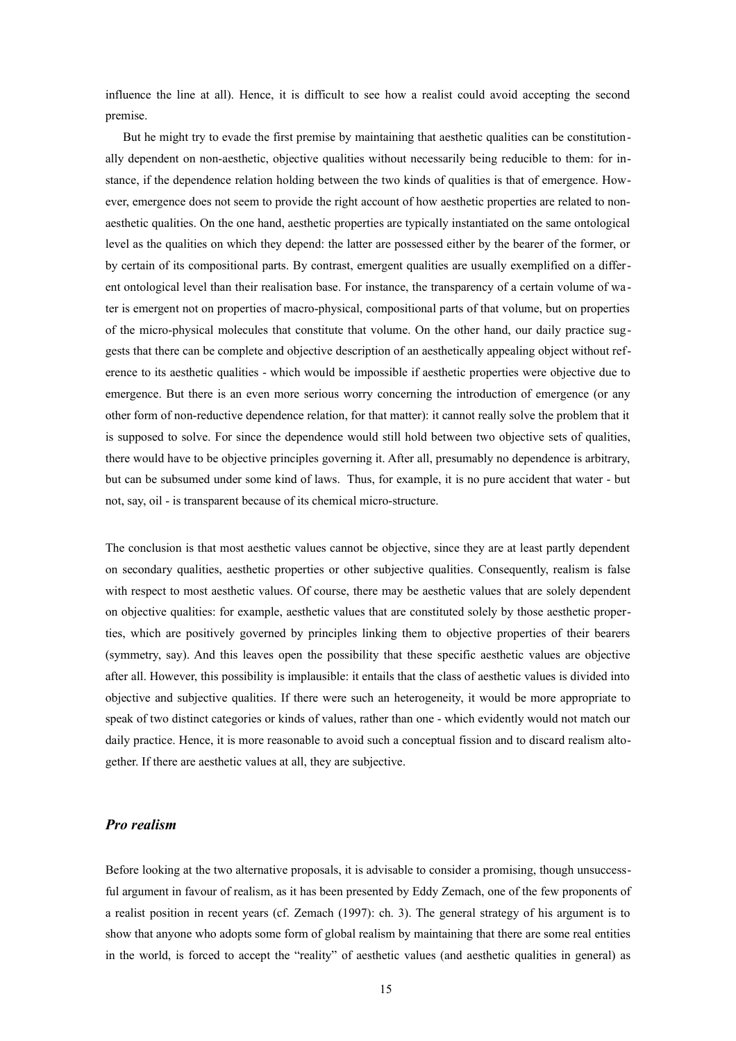influence the line at all). Hence, it is difficult to see how a realist could avoid accepting the second premise.

But he might try to evade the first premise by maintaining that aesthetic qualities can be constitutionally dependent on non-aesthetic, objective qualities without necessarily being reducible to them: for instance, if the dependence relation holding between the two kinds of qualities is that of emergence. However, emergence does not seem to provide the right account of how aesthetic properties are related to non-aesthetic qualities. On the one hand, aesthetic properties are typically instantiated on the same ontological level as the qualities on which they depend: the latter are possessed either by the bearer of the former, or by certain of its compositional parts. By contrast, emergent qualities are usually exemplified on a different ontological level than their realisation base. For instance, the transparency of a certain volume of water is emergent not on properties of macro-physical, compositional parts of that volume, but on properties of the micro-physical molecules that constitute that volume. On the other hand, our daily practice suggests that there can be complete and objective description of an aesthetically appealing object without reference to its aesthetic qualities - which would be impossible if aesthetic properties were objective due to emergence. But there is an even more serious worry concerning the introduction of emergence (or any other form of non-reductive dependence relation, for that matter): it cannot really solve the problem that it is supposed to solve. For since the dependence would still hold between two objective sets of qualities, there would have to be objective principles governing it. After all, presumably no dependence is arbitrary, but can be subsumed under some kind of laws. Thus, for example, it is no pure accident that water - but not, say, oil - is transparent because of its chemical micro-structure.

The conclusion is that most aesthetic values cannot be objective, since they are at least partly dependent on secondary qualities, aesthetic properties or other subjective qualities. Consequently, realism is false with respect to most aesthetic values. Of course, there may be aesthetic values that are solely dependent on objective qualities: for example, aesthetic values that are constituted solely by those aesthetic properties, which are positively governed by principles linking them to objective properties of their bearers (symmetry, say). And this leaves open the possibility that these specific aesthetic values are objective after all. However, this possibility is implausible: it entails that the class of aesthetic values is divided into objective and subjective qualities. If there were such an heterogeneity, it would be more appropriate to speak of two distinct categories or kinds of values, rather than one - which evidently would not match our daily practice. Hence, it is more reasonable to avoid such a conceptual fission and to discard realism altogether. If there are aesthetic values at all, they are subjective.

### *Pro realism*

Before looking at the two alternative proposals, it is advisable to consider a promising, though unsuccessful argument in favour of realism, as it has been presented by Eddy Zemach, one of the few proponents of a realist position in recent years (cf. Zemach (1997): ch. 3). The general strategy of his argument is to show that anyone who adopts some form of global realism by maintaining that there are some real entities in the world, is forced to accept the "reality" of aesthetic values (and aesthetic qualities in general) as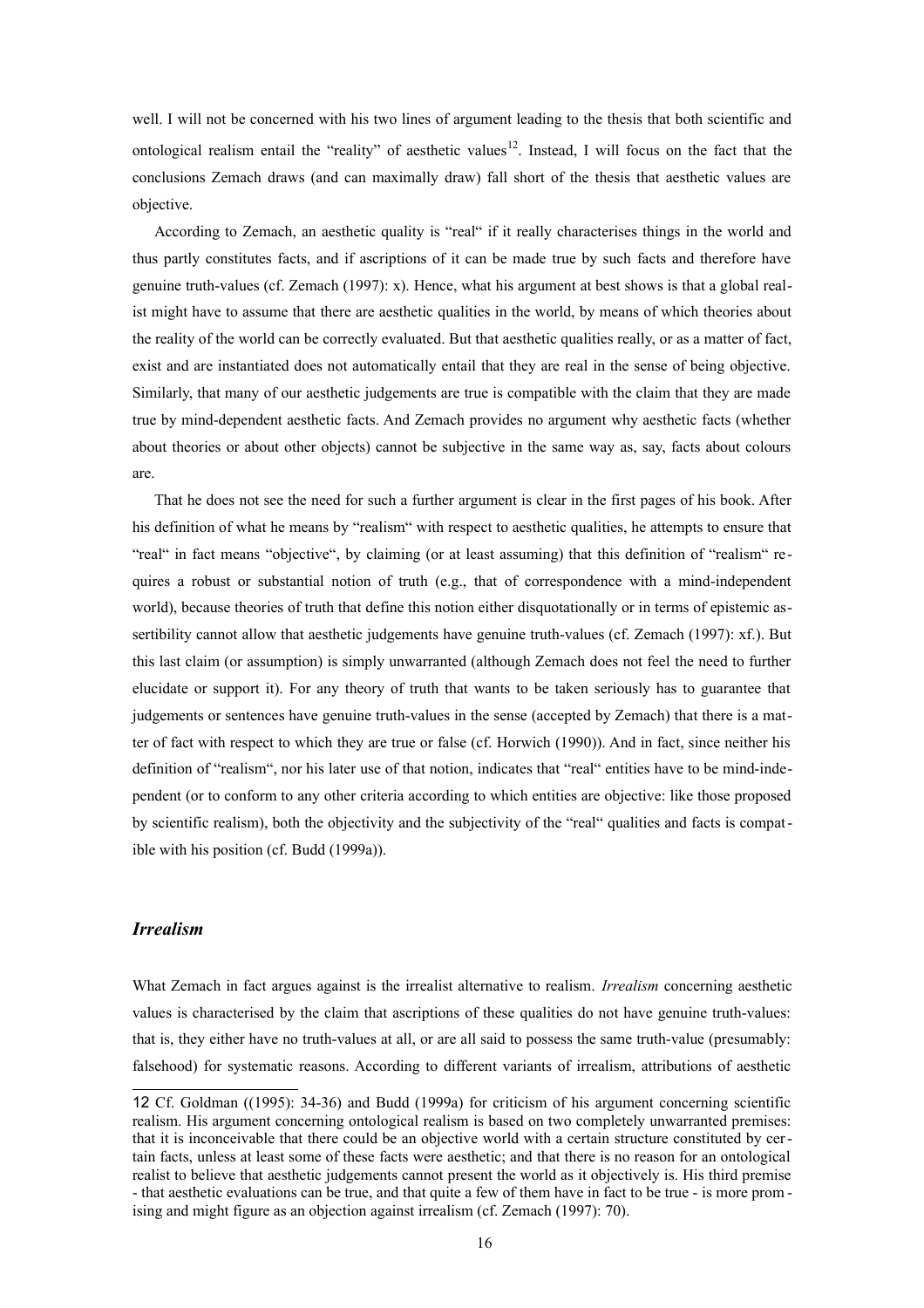well. I will not be concerned with his two lines of argument leading to the thesis that both scientific and ontological realism entail the "reality" of aesthetic values[12]. Instead, I will focus on the fact that the conclusions Zemach draws (and can maximally draw) fall short of the thesis that aesthetic values are objective.

According to Zemach, an aesthetic quality is "real" if it really characterises things in the world and thus partly constitutes facts, and if ascriptions of it can be made true by such facts and therefore have genuine truth-values (cf. Zemach (1997): x). Hence, what his argument at best shows is that a global realist might have to assume that there are aesthetic qualities in the world, by means of which theories about the reality of the world can be correctly evaluated. But that aesthetic qualities really, or as a matter of fact, exist and are instantiated does not automatically entail that they are real in the sense of being objective. Similarly, that many of our aesthetic judgements are true is compatible with the claim that they are made true by mind-dependent aesthetic facts. And Zemach provides no argument why aesthetic facts (whether about theories or about other objects) cannot be subjective in the same way as, say, facts about colours are.

That he does not see the need for such a further argument is clear in the first pages of his book. After his definition of what he means by "realism" with respect to aesthetic qualities, he attempts to ensure that "real" in fact means "objective", by claiming (or at least assuming) that this definition of "realism" requires a robust or substantial notion of truth (e.g., that of correspondence with a mind-independent world), because theories of truth that define this notion either disquotationally or in terms of epistemic assertibility cannot allow that aesthetic judgements have genuine truth-values (cf. Zemach (1997): xf.). But this last claim (or assumption) is simply unwarranted (although Zemach does not feel the need to further elucidate or support it). For any theory of truth that wants to be taken seriously has to guarantee that judgements or sentences have genuine truth-values in the sense (accepted by Zemach) that there is a matter of fact with respect to which they are true or false (cf. Horwich (1990)). And in fact, since neither his definition of "realism", nor his later use of that notion, indicates that "real" entities have to be mind-independent (or to conform to any other criteria according to which entities are objective: like those proposed by scientific realism), both the objectivity and the subjectivity of the "real" qualities and facts is compatible with his position (cf. Budd (1999a)).

### *Irrealism*

What Zemach in fact argues against is the irrealist alternative to realism. *Irrealism* concerning aesthetic values is characterised by the claim that ascriptions of these qualities do not have genuine truth-values: that is, they either have no truth-values at all, or are all said to possess the same truth-value (presumably: falsehood) for systematic reasons. According to different variants of irrealism, attributions of aesthetic

---

12 Cf. Goldman ((1995): 34-36) and Budd (1999a) for criticism of his argument concerning scientific realism. His argument concerning ontological realism is based on two completely unwarranted premises: that it is inconceivable that there could be an objective world with a certain structure constituted by certain facts, unless at least some of these facts were aesthetic; and that there is no reason for an ontological realist to believe that aesthetic judgements cannot present the world as it objectively is. His third premise - that aesthetic evaluations can be true, and that quite a few of them have in fact to be true - is more promising and might figure as an objection against irrealism (cf. Zemach (1997): 70).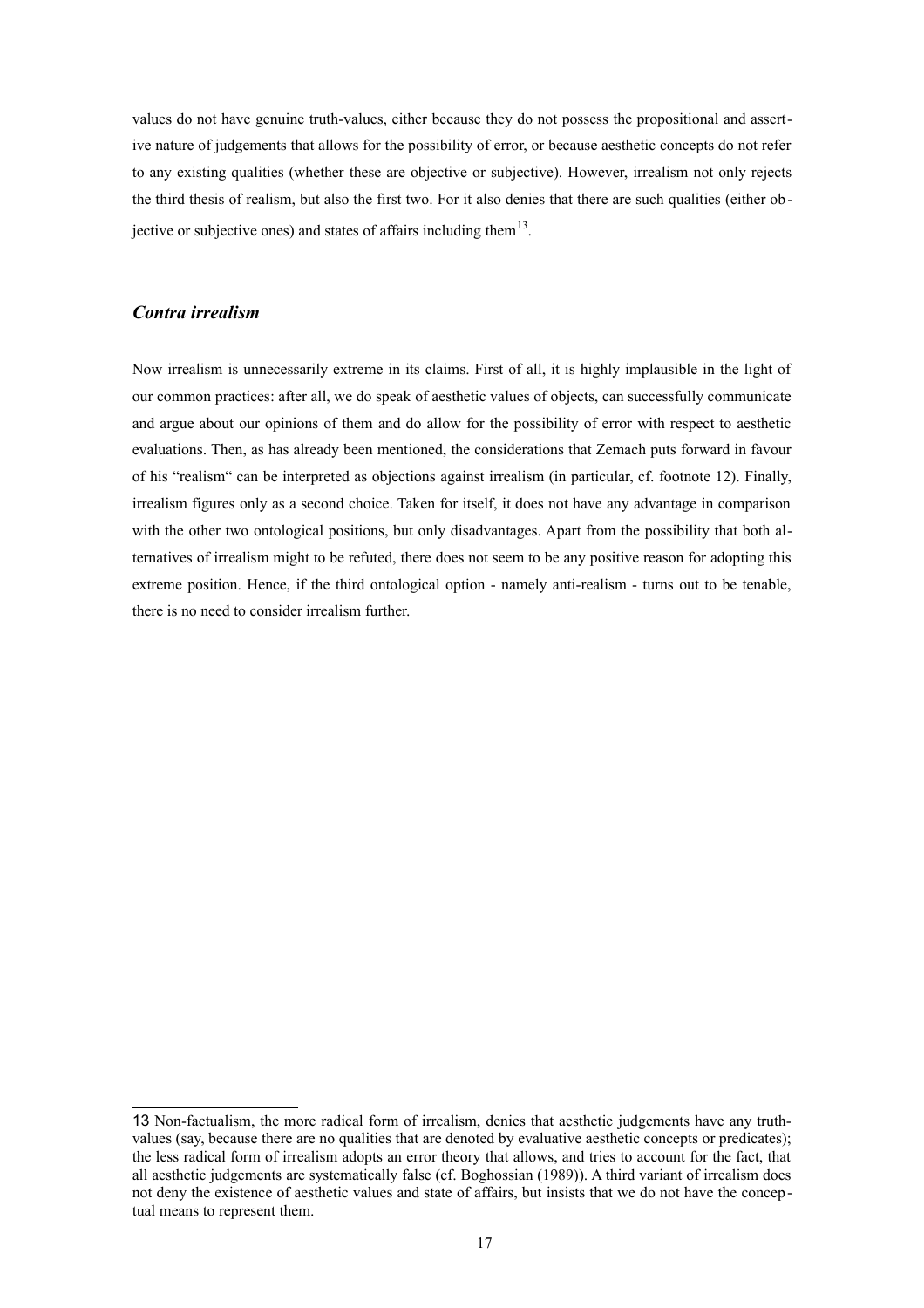values do not have genuine truth-values, either because they do not possess the propositional and assertive nature of judgements that allows for the possibility of error, or because aesthetic concepts do not refer to any existing qualities (whether these are objective or subjective). However, irrealism not only rejects the third thesis of realism, but also the first two. For it also denies that there are such qualities (either objective or subjective ones) and states of affairs including them[13].

### *Contra irrealism*

Now irrealism is unnecessarily extreme in its claims. First of all, it is highly implausible in the light of our common practices: after all, we do speak of aesthetic values of objects, can successfully communicate and argue about our opinions of them and do allow for the possibility of error with respect to aesthetic evaluations. Then, as has already been mentioned, the considerations that Zemach puts forward in favour of his "realism" can be interpreted as objections against irrealism (in particular, cf. footnote 12). Finally, irrealism figures only as a second choice. Taken for itself, it does not have any advantage in comparison with the other two ontological positions, but only disadvantages. Apart from the possibility that both alternatives of irrealism might to be refuted, there does not seem to be any positive reason for adopting this extreme position. Hence, if the third ontological option - namely anti-realism - turns out to be tenable, there is no need to consider irrealism further.

---

13 Non-factualism, the more radical form of irrealism, denies that aesthetic judgements have any truth-values (say, because there are no qualities that are denoted by evaluative aesthetic concepts or predicates); the less radical form of irrealism adopts an error theory that allows, and tries to account for the fact, that all aesthetic judgements are systematically false (cf. Boghossian (1989)). A third variant of irrealism does not deny the existence of aesthetic values and state of affairs, but insists that we do not have the conceptual means to represent them.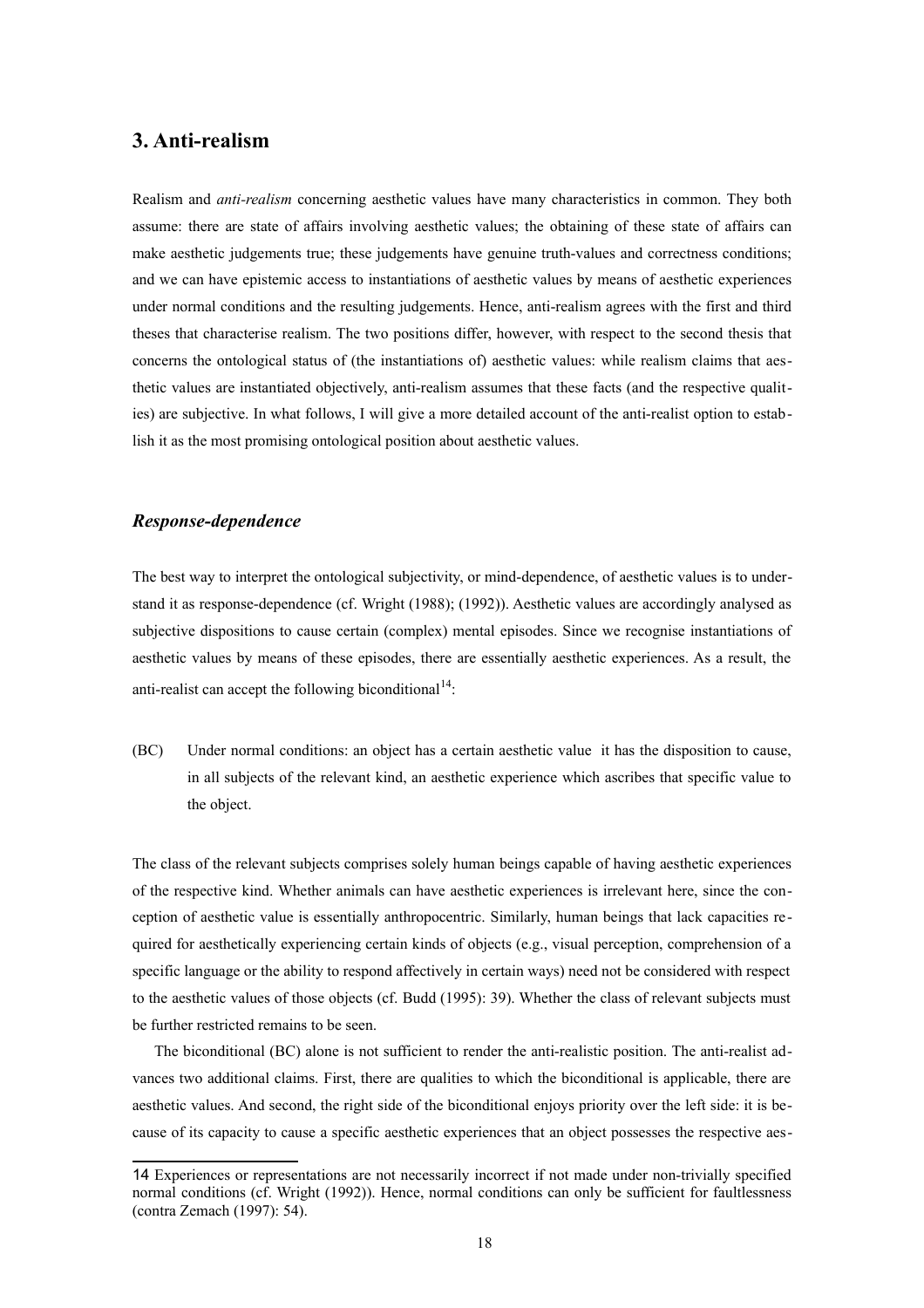## 3. Anti-realism

Realism and *anti-realism* concerning aesthetic values have many characteristics in common. They both assume: there are state of affairs involving aesthetic values; the obtaining of these state of affairs can make aesthetic judgements true; these judgements have genuine truth-values and correctness conditions; and we can have epistemic access to instantiations of aesthetic values by means of aesthetic experiences under normal conditions and the resulting judgements. Hence, anti-realism agrees with the first and third theses that characterise realism. The two positions differ, however, with respect to the second thesis that concerns the ontological status of (the instantiations of) aesthetic values: while realism claims that aesthetic values are instantiated objectively, anti-realism assumes that these facts (and the respective qualities) are subjective. In what follows, I will give a more detailed account of the anti-realist option to establish it as the most promising ontological position about aesthetic values.

### *Response-dependence*

The best way to interpret the ontological subjectivity, or mind-dependence, of aesthetic values is to understand it as response-dependence (cf. Wright (1988); (1992)). Aesthetic values are accordingly analysed as subjective dispositions to cause certain (complex) mental episodes. Since we recognise instantiations of aesthetic values by means of these episodes, there are essentially aesthetic experiences. As a result, the anti-realist can accept the following biconditional[14]:

(BC) Under normal conditions: an object has a certain aesthetic value  it has the disposition to cause, in all subjects of the relevant kind, an aesthetic experience which ascribes that specific value to the object.

The class of the relevant subjects comprises solely human beings capable of having aesthetic experiences of the respective kind. Whether animals can have aesthetic experiences is irrelevant here, since the conception of aesthetic value is essentially anthropocentric. Similarly, human beings that lack capacities required for aesthetically experiencing certain kinds of objects (e.g., visual perception, comprehension of a specific language or the ability to respond affectively in certain ways) need not be considered with respect to the aesthetic values of those objects (cf. Budd (1995): 39). Whether the class of relevant subjects must be further restricted remains to be seen.

The biconditional (BC) alone is not sufficient to render the anti-realistic position. The anti-realist advances two additional claims. First, there are qualities to which the biconditional is applicable, there are aesthetic values. And second, the right side of the biconditional enjoys priority over the left side: it is because of its capacity to cause a specific aesthetic experiences that an object possesses the respective aes-

14 Experiences or representations are not necessarily incorrect if not made under non-trivially specified normal conditions (cf. Wright (1992)). Hence, normal conditions can only be sufficient for faultlessness (contra Zemach (1997): 54).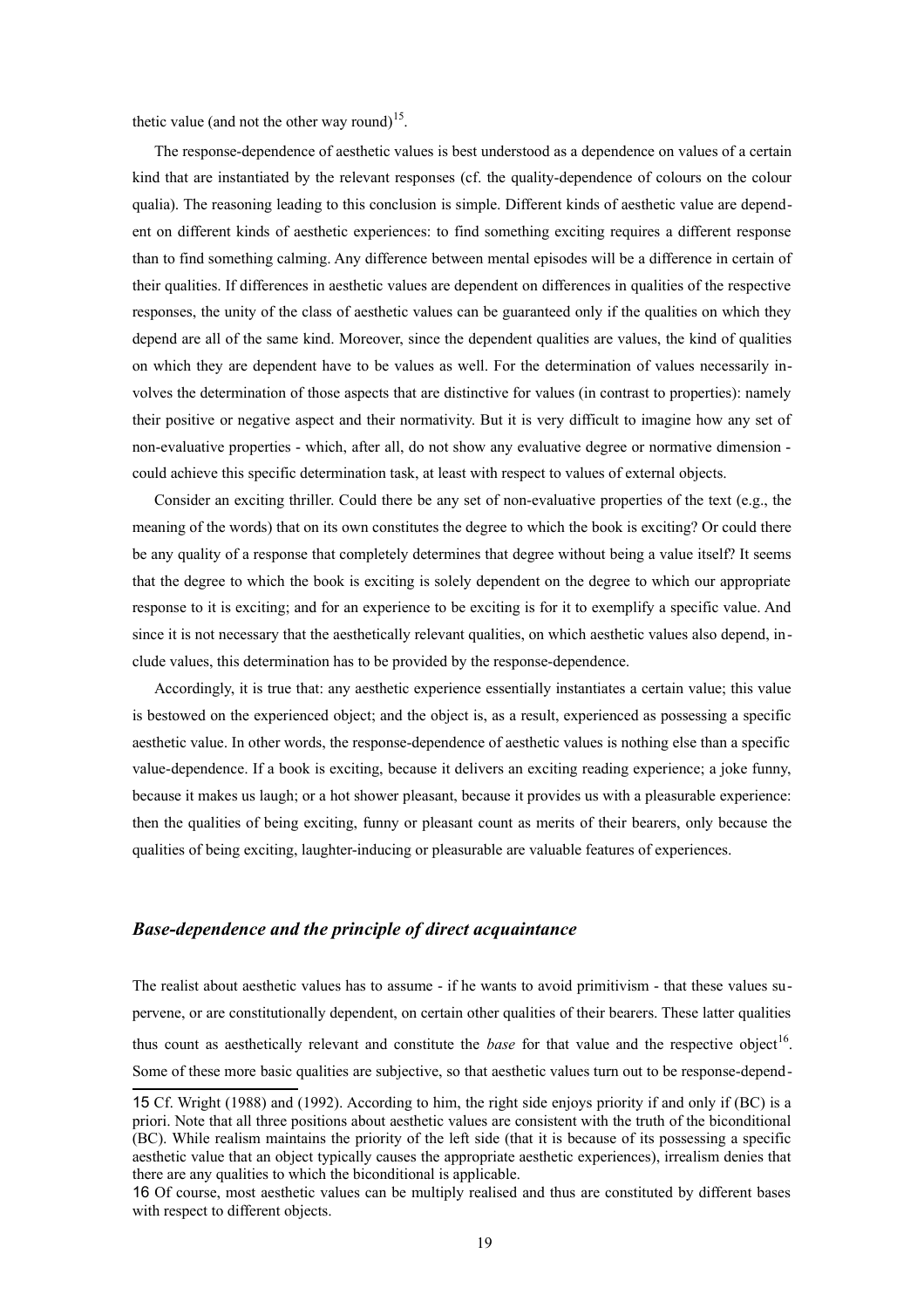thetic value (and not the other way round)[15].

The response-dependence of aesthetic values is best understood as a dependence on values of a certain kind that are instantiated by the relevant responses (cf. the quality-dependence of colours on the colour qualia). The reasoning leading to this conclusion is simple. Different kinds of aesthetic value are dependent on different kinds of aesthetic experiences: to find something exciting requires a different response than to find something calming. Any difference between mental episodes will be a difference in certain of their qualities. If differences in aesthetic values are dependent on differences in qualities of the respective responses, the unity of the class of aesthetic values can be guaranteed only if the qualities on which they depend are all of the same kind. Moreover, since the dependent qualities are values, the kind of qualities on which they are dependent have to be values as well. For the determination of values necessarily involves the determination of those aspects that are distinctive for values (in contrast to properties): namely their positive or negative aspect and their normativity. But it is very difficult to imagine how any set of non-evaluative properties - which, after all, do not show any evaluative degree or normative dimension - could achieve this specific determination task, at least with respect to values of external objects.

Consider an exciting thriller. Could there be any set of non-evaluative properties of the text (e.g., the meaning of the words) that on its own constitutes the degree to which the book is exciting? Or could there be any quality of a response that completely determines that degree without being a value itself? It seems that the degree to which the book is exciting is solely dependent on the degree to which our appropriate response to it is exciting; and for an experience to be exciting is for it to exemplify a specific value. And since it is not necessary that the aesthetically relevant qualities, on which aesthetic values also depend, include values, this determination has to be provided by the response-dependence.

Accordingly, it is true that: any aesthetic experience essentially instantiates a certain value; this value is bestowed on the experienced object; and the object is, as a result, experienced as possessing a specific aesthetic value. In other words, the response-dependence of aesthetic values is nothing else than a specific value-dependence. If a book is exciting, because it delivers an exciting reading experience; a joke funny, because it makes us laugh; or a hot shower pleasant, because it provides us with a pleasurable experience: then the qualities of being exciting, funny or pleasant count as merits of their bearers, only because the qualities of being exciting, laughter-inducing or pleasurable are valuable features of experiences.

### *Base-dependence and the principle of direct acquaintance*

The realist about aesthetic values has to assume - if he wants to avoid primitivism - that these values supervene, or are constitutionally dependent, on certain other qualities of their bearers. These latter qualities thus count as aesthetically relevant and constitute the *base* for that value and the respective object[16]. Some of these more basic qualities are subjective, so that aesthetic values turn out to be response-depend-

---

15 Cf. Wright (1988) and (1992). According to him, the right side enjoys priority if and only if (BC) is a priori. Note that all three positions about aesthetic values are consistent with the truth of the biconditional (BC). While realism maintains the priority of the left side (that it is because of its possessing a specific aesthetic value that an object typically causes the appropriate aesthetic experiences), irrealism denies that there are any qualities to which the biconditional is applicable.

16 Of course, most aesthetic values can be multiply realised and thus are constituted by different bases with respect to different objects.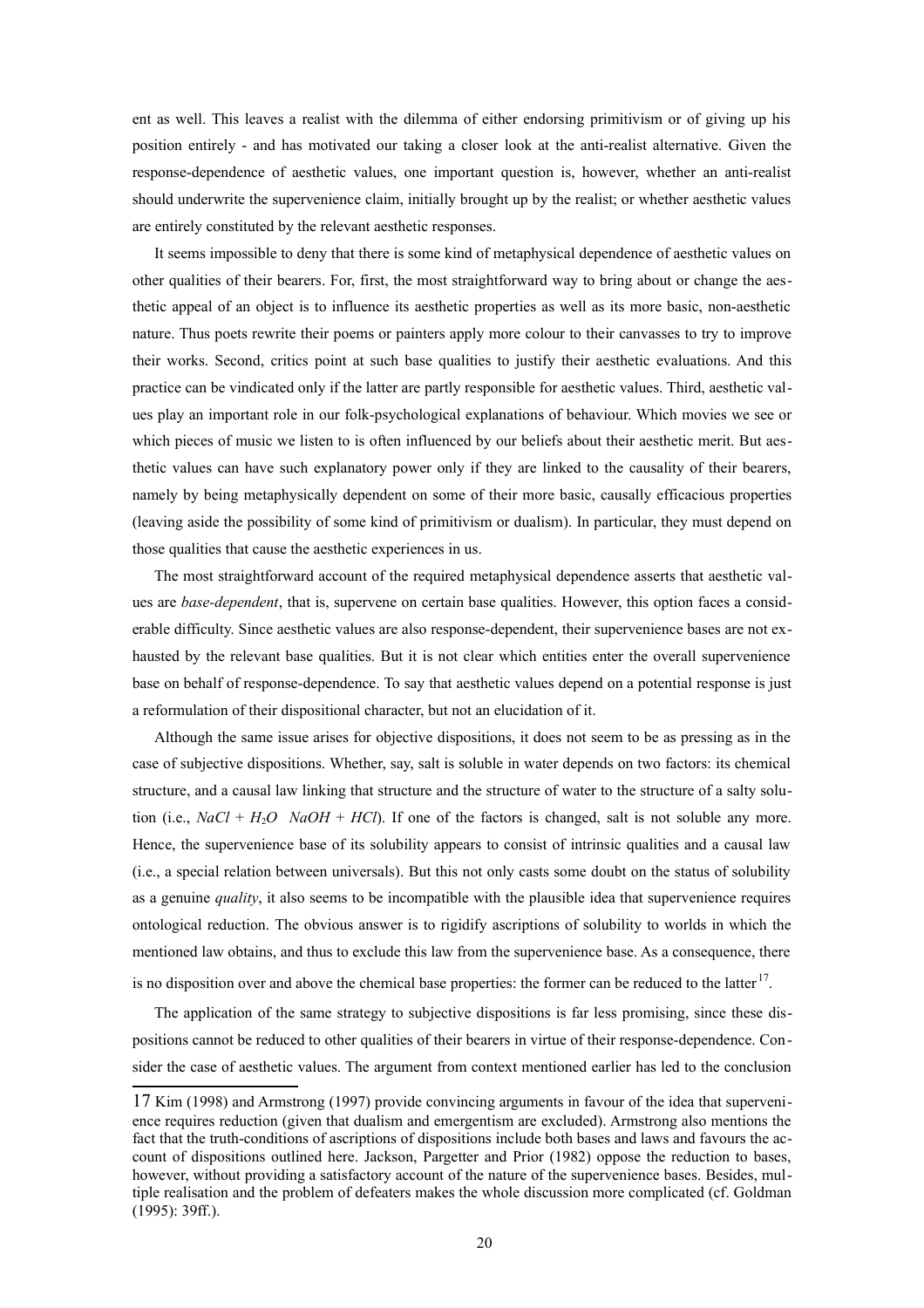ent as well. This leaves a realist with the dilemma of either endorsing primitivism or of giving up his position entirely - and has motivated our taking a closer look at the anti-realist alternative. Given the response-dependence of aesthetic values, one important question is, however, whether an anti-realist should underwrite the supervenience claim, initially brought up by the realist; or whether aesthetic values are entirely constituted by the relevant aesthetic responses.

It seems impossible to deny that there is some kind of metaphysical dependence of aesthetic values on other qualities of their bearers. For, first, the most straightforward way to bring about or change the aesthetic appeal of an object is to influence its aesthetic properties as well as its more basic, non-aesthetic nature. Thus poets rewrite their poems or painters apply more colour to their canvasses to try to improve their works. Second, critics point at such base qualities to justify their aesthetic evaluations. And this practice can be vindicated only if the latter are partly responsible for aesthetic values. Third, aesthetic values play an important role in our folk-psychological explanations of behaviour. Which movies we see or which pieces of music we listen to is often influenced by our beliefs about their aesthetic merit. But aesthetic values can have such explanatory power only if they are linked to the causality of their bearers, namely by being metaphysically dependent on some of their more basic, causally efficacious properties (leaving aside the possibility of some kind of primitivism or dualism). In particular, they must depend on those qualities that cause the aesthetic experiences in us.

The most straightforward account of the required metaphysical dependence asserts that aesthetic values are *base-dependent*, that is, supervene on certain base qualities. However, this option faces a considerable difficulty. Since aesthetic values are also response-dependent, their supervenience bases are not exhausted by the relevant base qualities. But it is not clear which entities enter the overall supervenience base on behalf of response-dependence. To say that aesthetic values depend on a potential response is just a reformulation of their dispositional character, but not an elucidation of it.

Although the same issue arises for objective dispositions, it does not seem to be as pressing as in the case of subjective dispositions. Whether, say, salt is soluble in water depends on two factors: its chemical structure, and a causal law linking that structure and the structure of water to the structure of a salty solution (i.e., $NaCl + H_2O \quad NaOH + HCl$). If one of the factors is changed, salt is not soluble any more. Hence, the supervenience base of its solubility appears to consist of intrinsic qualities and a causal law (i.e., a special relation between universals). But this not only casts some doubt on the status of solubility as a genuine *quality*, it also seems to be incompatible with the plausible idea that supervenience requires ontological reduction. The obvious answer is to rigidify ascriptions of solubility to worlds in which the mentioned law obtains, and thus to exclude this law from the supervenience base. As a consequence, there is no disposition over and above the chemical base properties: the former can be reduced to the latter[17].

The application of the same strategy to subjective dispositions is far less promising, since these dispositions cannot be reduced to other qualities of their bearers in virtue of their response-dependence. Consider the case of aesthetic values. The argument from context mentioned earlier has led to the conclusion

17 Kim (1998) and Armstrong (1997) provide convincing arguments in favour of the idea that supervenience requires reduction (given that dualism and emergentism are excluded). Armstrong also mentions the fact that the truth-conditions of ascriptions of dispositions include both bases and laws and favours the account of dispositions outlined here. Jackson, Pargetter and Prior (1982) oppose the reduction to bases, however, without providing a satisfactory account of the nature of the supervenience bases. Besides, multiple realisation and the problem of defeaters makes the whole discussion more complicated (cf. Goldman (1995): 39ff.).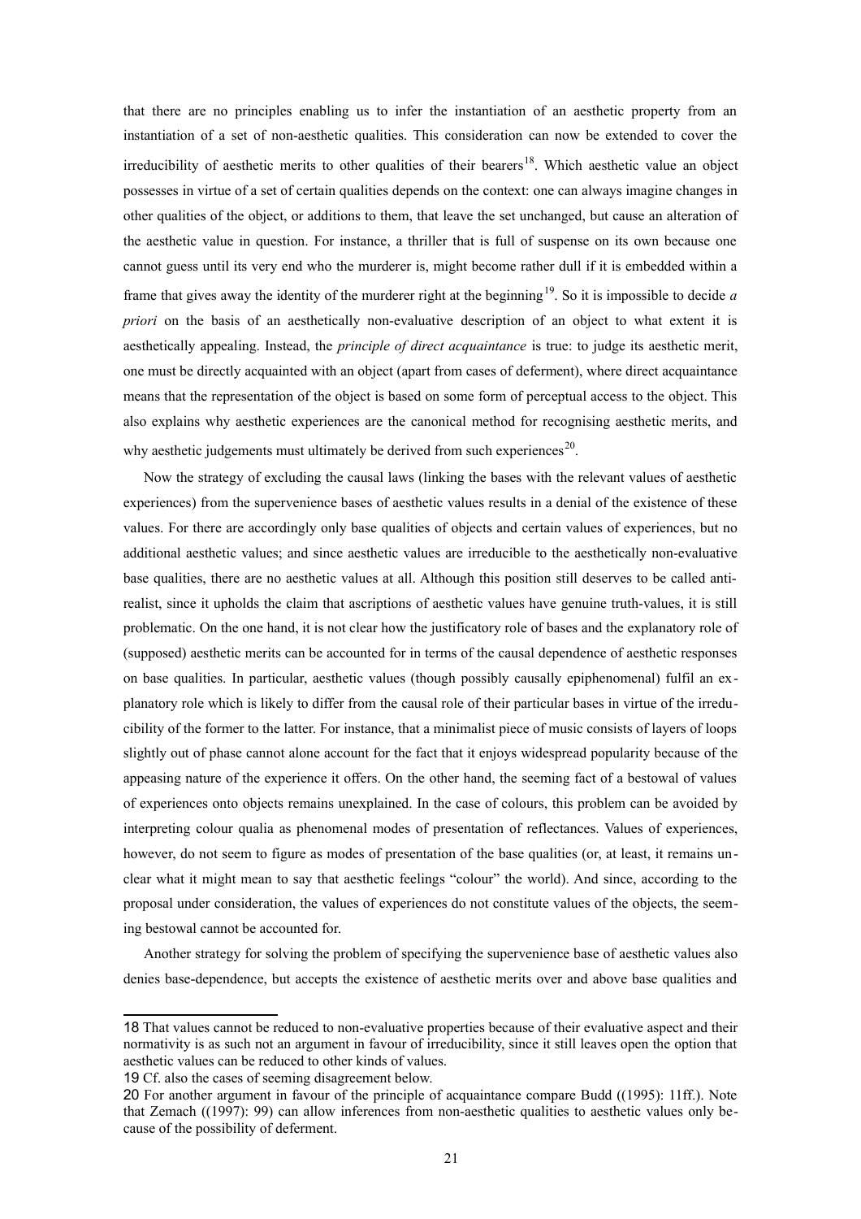that there are no principles enabling us to infer the instantiation of an aesthetic property from an instantiation of a set of non-aesthetic qualities. This consideration can now be extended to cover the irreducibility of aesthetic merits to other qualities of their bearers[18]. Which aesthetic value an object possesses in virtue of a set of certain qualities depends on the context: one can always imagine changes in other qualities of the object, or additions to them, that leave the set unchanged, but cause an alteration of the aesthetic value in question. For instance, a thriller that is full of suspense on its own because one cannot guess until its very end who the murderer is, might become rather dull if it is embedded within a frame that gives away the identity of the murderer right at the beginning[19]. So it is impossible to decide *a priori* on the basis of an aesthetically non-evaluative description of an object to what extent it is aesthetically appealing. Instead, the *principle of direct acquaintance* is true: to judge its aesthetic merit, one must be directly acquainted with an object (apart from cases of deferment), where direct acquaintance means that the representation of the object is based on some form of perceptual access to the object. This also explains why aesthetic experiences are the canonical method for recognising aesthetic merits, and why aesthetic judgements must ultimately be derived from such experiences[20].

Now the strategy of excluding the causal laws (linking the bases with the relevant values of aesthetic experiences) from the supervenience bases of aesthetic values results in a denial of the existence of these values. For there are accordingly only base qualities of objects and certain values of experiences, but no additional aesthetic values; and since aesthetic values are irreducible to the aesthetically non-evaluative base qualities, there are no aesthetic values at all. Although this position still deserves to be called anti-realist, since it upholds the claim that ascriptions of aesthetic values have genuine truth-values, it is still problematic. On the one hand, it is not clear how the justificatory role of bases and the explanatory role of (supposed) aesthetic merits can be accounted for in terms of the causal dependence of aesthetic responses on base qualities. In particular, aesthetic values (though possibly causally epiphenomenal) fulfil an explanatory role which is likely to differ from the causal role of their particular bases in virtue of the irreducibility of the former to the latter. For instance, that a minimalist piece of music consists of layers of loops slightly out of phase cannot alone account for the fact that it enjoys widespread popularity because of the appeasing nature of the experience it offers. On the other hand, the seeming fact of a bestowal of values of experiences onto objects remains unexplained. In the case of colours, this problem can be avoided by interpreting colour qualia as phenomenal modes of presentation of reflectances. Values of experiences, however, do not seem to figure as modes of presentation of the base qualities (or, at least, it remains unclear what it might mean to say that aesthetic feelings "colour" the world). And since, according to the proposal under consideration, the values of experiences do not constitute values of the objects, the seeming bestowal cannot be accounted for.

Another strategy for solving the problem of specifying the supervenience base of aesthetic values also denies base-dependence, but accepts the existence of aesthetic merits over and above base qualities and

---

18 That values cannot be reduced to non-evaluative properties because of their evaluative aspect and their normativity is as such not an argument in favour of irreducibility, since it still leaves open the option that aesthetic values can be reduced to other kinds of values.

19 Cf. also the cases of seeming disagreement below.

20 For another argument in favour of the principle of acquaintance compare Budd ((1995): 11ff.). Note that Zemach ((1997): 99) can allow inferences from non-aesthetic qualities to aesthetic values only because of the possibility of deferment.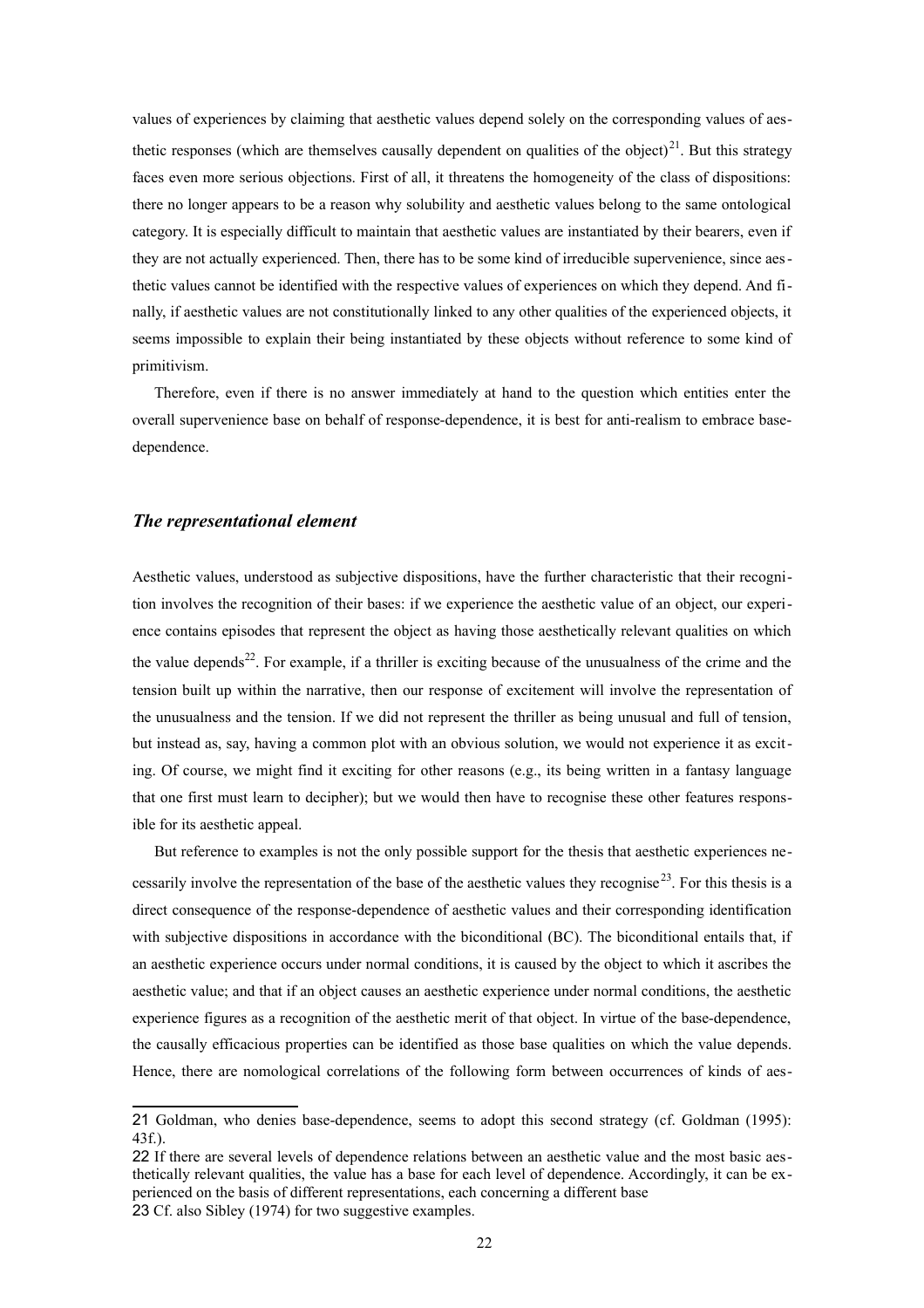values of experiences by claiming that aesthetic values depend solely on the corresponding values of aesthetic responses (which are themselves causally dependent on qualities of the object)[21]. But this strategy faces even more serious objections. First of all, it threatens the homogeneity of the class of dispositions: there no longer appears to be a reason why solubility and aesthetic values belong to the same ontological category. It is especially difficult to maintain that aesthetic values are instantiated by their bearers, even if they are not actually experienced. Then, there has to be some kind of irreducible supervenience, since aesthetic values cannot be identified with the respective values of experiences on which they depend. And finally, if aesthetic values are not constitutionally linked to any other qualities of the experienced objects, it seems impossible to explain their being instantiated by these objects without reference to some kind of primitivism.

Therefore, even if there is no answer immediately at hand to the question which entities enter the overall supervenience base on behalf of response-dependence, it is best for anti-realism to embrace base-dependence.

### *The representational element*

Aesthetic values, understood as subjective dispositions, have the further characteristic that their recognition involves the recognition of their bases: if we experience the aesthetic value of an object, our experience contains episodes that represent the object as having those aesthetically relevant qualities on which the value depends[22]. For example, if a thriller is exciting because of the unusualness of the crime and the tension built up within the narrative, then our response of excitement will involve the representation of the unusualness and the tension. If we did not represent the thriller as being unusual and full of tension, but instead as, say, having a common plot with an obvious solution, we would not experience it as exciting. Of course, we might find it exciting for other reasons (e.g., its being written in a fantasy language that one first must learn to decipher); but we would then have to recognise these other features responsible for its aesthetic appeal.

But reference to examples is not the only possible support for the thesis that aesthetic experiences necessarily involve the representation of the base of the aesthetic values they recognise[23]. For this thesis is a direct consequence of the response-dependence of aesthetic values and their corresponding identification with subjective dispositions in accordance with the biconditional (BC). The biconditional entails that, if an aesthetic experience occurs under normal conditions, it is caused by the object to which it ascribes the aesthetic value; and that if an object causes an aesthetic experience under normal conditions, the aesthetic experience figures as a recognition of the aesthetic merit of that object. In virtue of the base-dependence, the causally efficacious properties can be identified as those base qualities on which the value depends. Hence, there are nomological correlations of the following form between occurrences of kinds of aes-

---

21 Goldman, who denies base-dependence, seems to adopt this second strategy (cf. Goldman (1995): 43f.).

22 If there are several levels of dependence relations between an aesthetic value and the most basic aesthetically relevant qualities, the value has a base for each level of dependence. Accordingly, it can be experienced on the basis of different representations, each concerning a different base

23 Cf. also Sibley (1974) for two suggestive examples.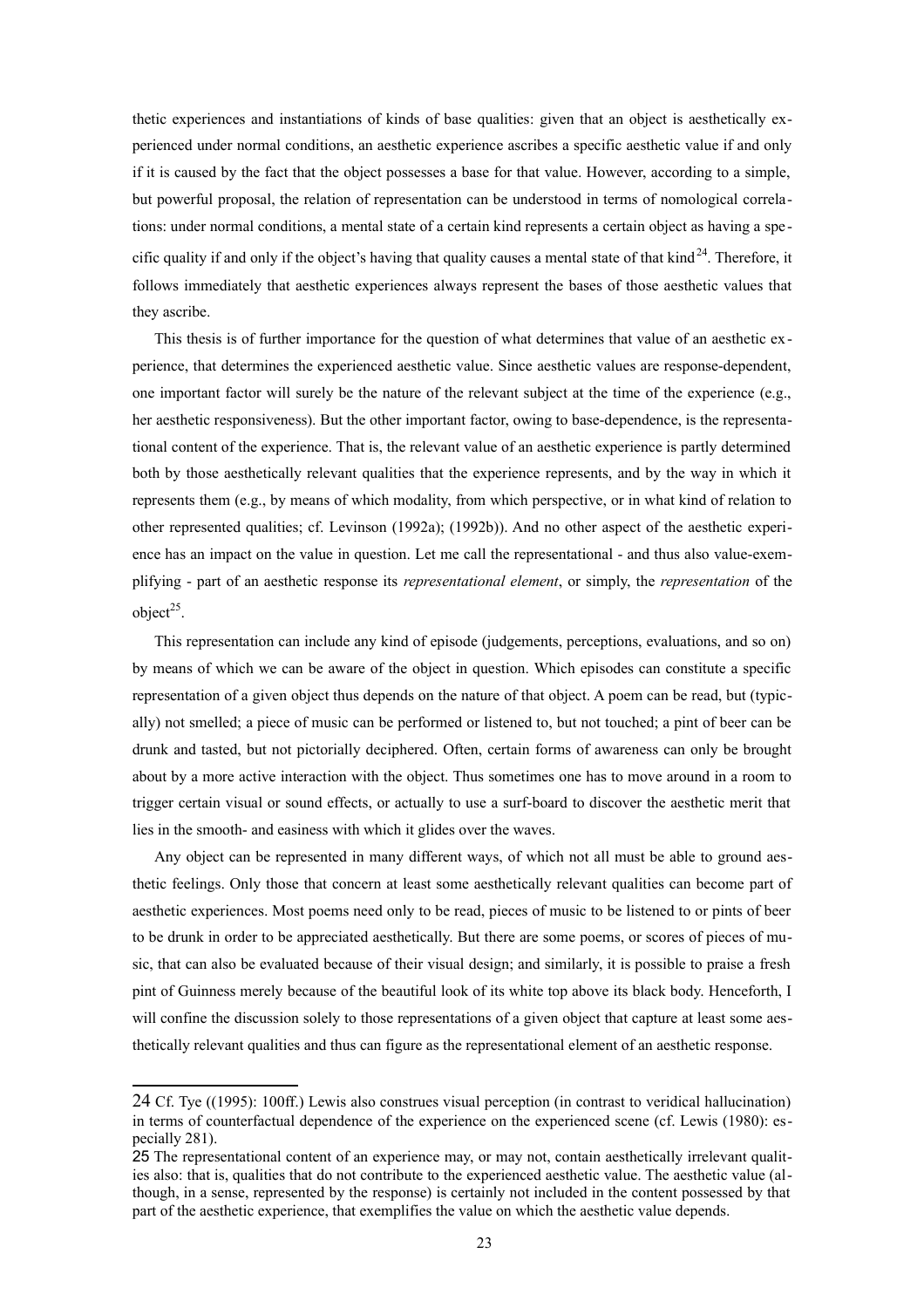thetic experiences and instantiations of kinds of base qualities: given that an object is aesthetically experienced under normal conditions, an aesthetic experience ascribes a specific aesthetic value if and only if it is caused by the fact that the object possesses a base for that value. However, according to a simple, but powerful proposal, the relation of representation can be understood in terms of nomological correlations: under normal conditions, a mental state of a certain kind represents a certain object as having a specific quality if and only if the object's having that quality causes a mental state of that kind[24]. Therefore, it follows immediately that aesthetic experiences always represent the bases of those aesthetic values that they ascribe.

This thesis is of further importance for the question of what determines that value of an aesthetic experience, that determines the experienced aesthetic value. Since aesthetic values are response-dependent, one important factor will surely be the nature of the relevant subject at the time of the experience (e.g., her aesthetic responsiveness). But the other important factor, owing to base-dependence, is the representational content of the experience. That is, the relevant value of an aesthetic experience is partly determined both by those aesthetically relevant qualities that the experience represents, and by the way in which it represents them (e.g., by means of which modality, from which perspective, or in what kind of relation to other represented qualities; cf. Levinson (1992a); (1992b)). And no other aspect of the aesthetic experience has an impact on the value in question. Let me call the representational - and thus also value-exemplifying - part of an aesthetic response its *representational element*, or simply, the *representation* of the object[25].

This representation can include any kind of episode (judgements, perceptions, evaluations, and so on) by means of which we can be aware of the object in question. Which episodes can constitute a specific representation of a given object thus depends on the nature of that object. A poem can be read, but (typically) not smelled; a piece of music can be performed or listened to, but not touched; a pint of beer can be drunk and tasted, but not pictorially deciphered. Often, certain forms of awareness can only be brought about by a more active interaction with the object. Thus sometimes one has to move around in a room to trigger certain visual or sound effects, or actually to use a surf-board to discover the aesthetic merit that lies in the smooth- and easiness with which it glides over the waves.

Any object can be represented in many different ways, of which not all must be able to ground aesthetic feelings. Only those that concern at least some aesthetically relevant qualities can become part of aesthetic experiences. Most poems need only to be read, pieces of music to be listened to or pints of beer to be drunk in order to be appreciated aesthetically. But there are some poems, or scores of pieces of music, that can also be evaluated because of their visual design; and similarly, it is possible to praise a fresh pint of Guinness merely because of the beautiful look of its white top above its black body. Henceforth, I will confine the discussion solely to those representations of a given object that capture at least some aesthetically relevant qualities and thus can figure as the representational element of an aesthetic response.

---

24 Cf. Tye ((1995): 100ff.) Lewis also construes visual perception (in contrast to veridical hallucination) in terms of counterfactual dependence of the experience on the experienced scene (cf. Lewis (1980): especially 281).

25 The representational content of an experience may, or may not, contain aesthetically irrelevant qualities also: that is, qualities that do not contribute to the experienced aesthetic value. The aesthetic value (although, in a sense, represented by the response) is certainly not included in the content possessed by that part of the aesthetic experience, that exemplifies the value on which the aesthetic value depends.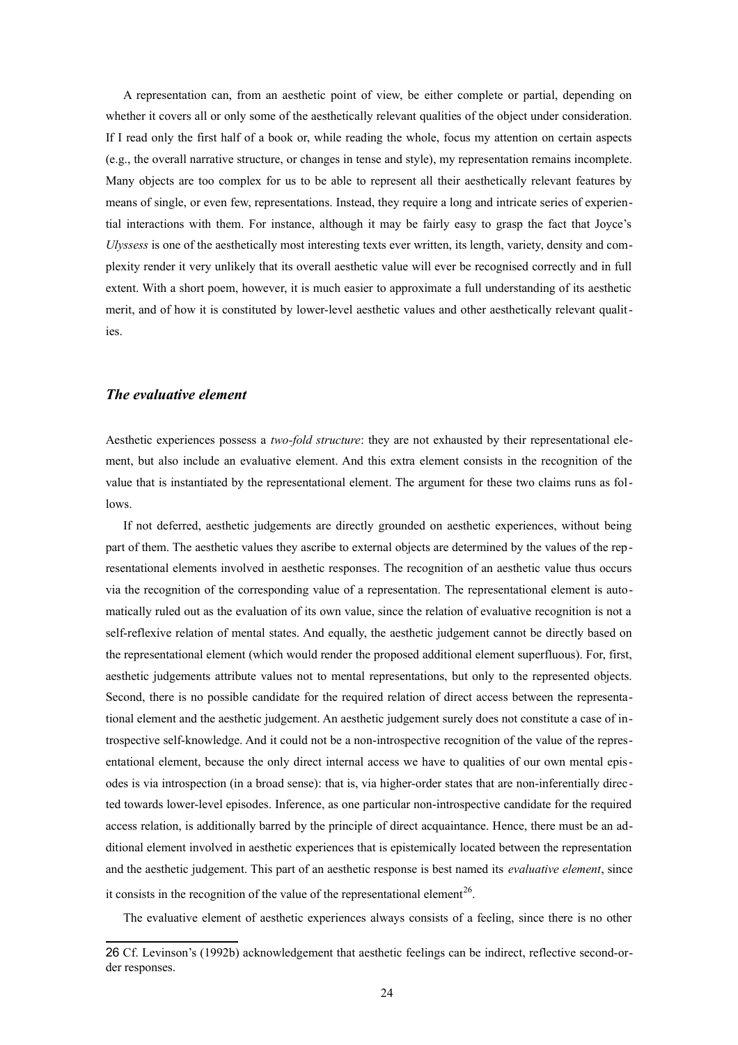A representation can, from an aesthetic point of view, be either complete or partial, depending on whether it covers all or only some of the aesthetically relevant qualities of the object under consideration. If I read only the first half of a book or, while reading the whole, focus my attention on certain aspects (e.g., the overall narrative structure, or changes in tense and style), my representation remains incomplete. Many objects are too complex for us to be able to represent all their aesthetically relevant features by means of single, or even few, representations. Instead, they require a long and intricate series of experiential interactions with them. For instance, although it may be fairly easy to grasp the fact that Joyce's *Ulyssess* is one of the aesthetically most interesting texts ever written, its length, variety, density and complexity render it very unlikely that its overall aesthetic value will ever be recognised correctly and in full extent. With a short poem, however, it is much easier to approximate a full understanding of its aesthetic merit, and of how it is constituted by lower-level aesthetic values and other aesthetically relevant qualities.

### *The evaluative element*

Aesthetic experiences possess a *two-fold structure*: they are not exhausted by their representational element, but also include an evaluative element. And this extra element consists in the recognition of the value that is instantiated by the representational element. The argument for these two claims runs as follows.

If not deferred, aesthetic judgements are directly grounded on aesthetic experiences, without being part of them. The aesthetic values they ascribe to external objects are determined by the values of the representational elements involved in aesthetic responses. The recognition of an aesthetic value thus occurs via the recognition of the corresponding value of a representation. The representational element is automatically ruled out as the evaluation of its own value, since the relation of evaluative recognition is not a self-reflexive relation of mental states. And equally, the aesthetic judgement cannot be directly based on the representational element (which would render the proposed additional element superfluous). For, first, aesthetic judgements attribute values not to mental representations, but only to the represented objects. Second, there is no possible candidate for the required relation of direct access between the representational element and the aesthetic judgement. An aesthetic judgement surely does not constitute a case of introspective self-knowledge. And it could not be a non-introspective recognition of the value of the representational element, because the only direct internal access we have to qualities of our own mental episodes is via introspection (in a broad sense): that is, via higher-order states that are non-inferentially directed towards lower-level episodes. Inference, as one particular non-introspective candidate for the required access relation, is additionally barred by the principle of direct acquaintance. Hence, there must be an additional element involved in aesthetic experiences that is epistemically located between the representation and the aesthetic judgement. This part of an aesthetic response is best named its *evaluative element*, since it consists in the recognition of the value of the representational element[26].

The evaluative element of aesthetic experiences always consists of a feeling, since there is no other

26 Cf. Levinson's (1992b) acknowledgement that aesthetic feelings can be indirect, reflective second-order responses.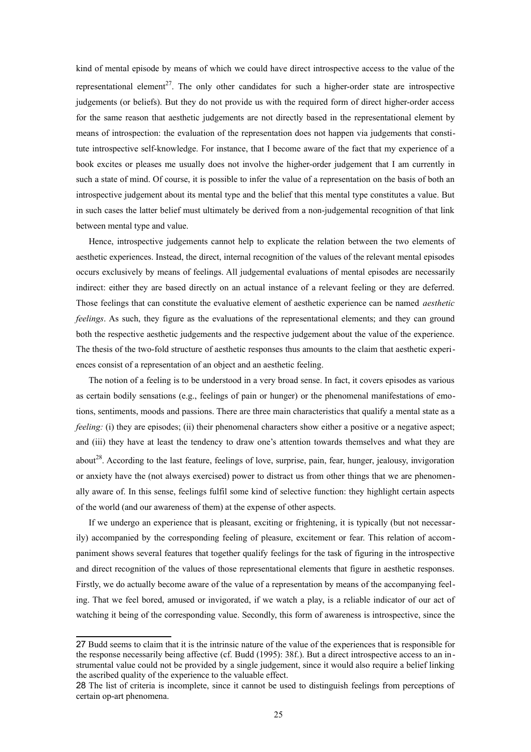kind of mental episode by means of which we could have direct introspective access to the value of the representational element[27]. The only other candidates for such a higher-order state are introspective judgements (or beliefs). But they do not provide us with the required form of direct higher-order access for the same reason that aesthetic judgements are not directly based in the representational element by means of introspection: the evaluation of the representation does not happen via judgements that constitute introspective self-knowledge. For instance, that I become aware of the fact that my experience of a book excites or pleases me usually does not involve the higher-order judgement that I am currently in such a state of mind. Of course, it is possible to infer the value of a representation on the basis of both an introspective judgement about its mental type and the belief that this mental type constitutes a value. But in such cases the latter belief must ultimately be derived from a non-judgemental recognition of that link between mental type and value.

Hence, introspective judgements cannot help to explicate the relation between the two elements of aesthetic experiences. Instead, the direct, internal recognition of the values of the relevant mental episodes occurs exclusively by means of feelings. All judgemental evaluations of mental episodes are necessarily indirect: either they are based directly on an actual instance of a relevant feeling or they are deferred. Those feelings that can constitute the evaluative element of aesthetic experience can be named *aesthetic feelings*. As such, they figure as the evaluations of the representational elements; and they can ground both the respective aesthetic judgements and the respective judgement about the value of the experience. The thesis of the two-fold structure of aesthetic responses thus amounts to the claim that aesthetic experiences consist of a representation of an object and an aesthetic feeling.

The notion of a feeling is to be understood in a very broad sense. In fact, it covers episodes as various as certain bodily sensations (e.g., feelings of pain or hunger) or the phenomenal manifestations of emotions, sentiments, moods and passions. There are three main characteristics that qualify a mental state as a *feeling:* (i) they are episodes; (ii) their phenomenal characters show either a positive or a negative aspect; and (iii) they have at least the tendency to draw one's attention towards themselves and what they are about[28]. According to the last feature, feelings of love, surprise, pain, fear, hunger, jealousy, invigoration or anxiety have the (not always exercised) power to distract us from other things that we are phenomenally aware of. In this sense, feelings fulfil some kind of selective function: they highlight certain aspects of the world (and our awareness of them) at the expense of other aspects.

If we undergo an experience that is pleasant, exciting or frightening, it is typically (but not necessarily) accompanied by the corresponding feeling of pleasure, excitement or fear. This relation of accompaniment shows several features that together qualify feelings for the task of figuring in the introspective and direct recognition of the values of those representational elements that figure in aesthetic responses. Firstly, we do actually become aware of the value of a representation by means of the accompanying feeling. That we feel bored, amused or invigorated, if we watch a play, is a reliable indicator of our act of watching it being of the corresponding value. Secondly, this form of awareness is introspective, since the

---

27 Budd seems to claim that it is the intrinsic nature of the value of the experiences that is responsible for the response necessarily being affective (cf. Budd (1995): 38f.). But a direct introspective access to an instrumental value could not be provided by a single judgement, since it would also require a belief linking the ascribed quality of the experience to the valuable effect.

28 The list of criteria is incomplete, since it cannot be used to distinguish feelings from perceptions of certain op-art phenomena.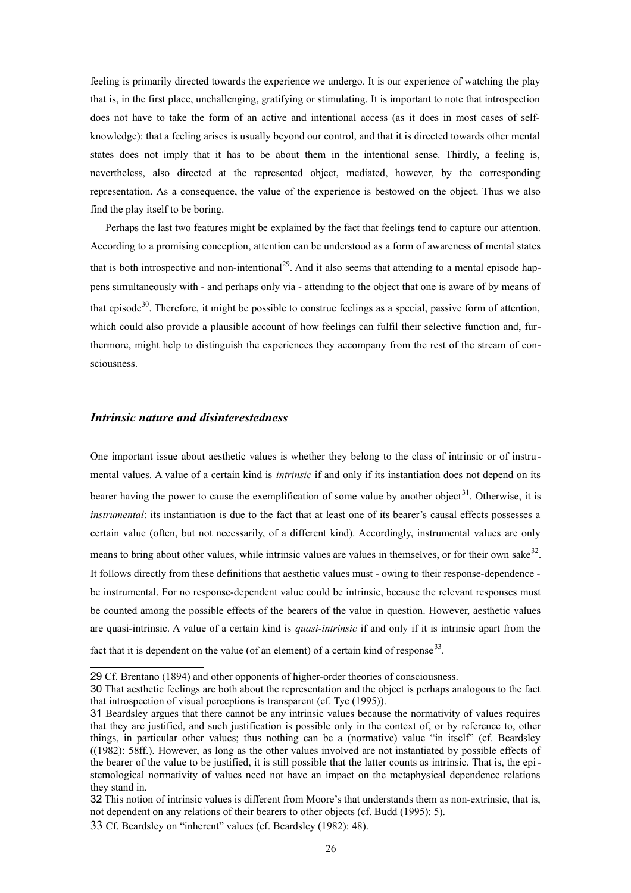feeling is primarily directed towards the experience we undergo. It is our experience of watching the play that is, in the first place, unchallenging, gratifying or stimulating. It is important to note that introspection does not have to take the form of an active and intentional access (as it does in most cases of self-knowledge): that a feeling arises is usually beyond our control, and that it is directed towards other mental states does not imply that it has to be about them in the intentional sense. Thirdly, a feeling is, nevertheless, also directed at the represented object, mediated, however, by the corresponding representation. As a consequence, the value of the experience is bestowed on the object. Thus we also find the play itself to be boring.

Perhaps the last two features might be explained by the fact that feelings tend to capture our attention. According to a promising conception, attention can be understood as a form of awareness of mental states that is both introspective and non-intentional[29]. And it also seems that attending to a mental episode happens simultaneously with - and perhaps only via - attending to the object that one is aware of by means of that episode[30]. Therefore, it might be possible to construe feelings as a special, passive form of attention, which could also provide a plausible account of how feelings can fulfil their selective function and, furthermore, might help to distinguish the experiences they accompany from the rest of the stream of consciousness.

### *Intrinsic nature and disinterestedness*

One important issue about aesthetic values is whether they belong to the class of intrinsic or of instrumental values. A value of a certain kind is *intrinsic* if and only if its instantiation does not depend on its bearer having the power to cause the exemplification of some value by another object[31]. Otherwise, it is *instrumental*: its instantiation is due to the fact that at least one of its bearer's causal effects possesses a certain value (often, but not necessarily, of a different kind). Accordingly, instrumental values are only means to bring about other values, while intrinsic values are values in themselves, or for their own sake[32]. It follows directly from these definitions that aesthetic values must - owing to their response-dependence - be instrumental. For no response-dependent value could be intrinsic, because the relevant responses must be counted among the possible effects of the bearers of the value in question. However, aesthetic values are quasi-intrinsic. A value of a certain kind is *quasi-intrinsic* if and only if it is intrinsic apart from the fact that it is dependent on the value (of an element) of a certain kind of response[33].

---

29 Cf. Brentano (1894) and other opponents of higher-order theories of consciousness.

30 That aesthetic feelings are both about the representation and the object is perhaps analogous to the fact that introspection of visual perceptions is transparent (cf. Tye (1995)).

31 Beardsley argues that there cannot be any intrinsic values because the normativity of values requires that they are justified, and such justification is possible only in the context of, or by reference to, other things, in particular other values; thus nothing can be a (normative) value "in itself" (cf. Beardsley ((1982): 58ff.). However, as long as the other values involved are not instantiated by possible effects of the bearer of the value to be justified, it is still possible that the latter counts as intrinsic. That is, the epistemological normativity of values need not have an impact on the metaphysical dependence relations they stand in.

32 This notion of intrinsic values is different from Moore's that understands them as non-extrinsic, that is, not dependent on any relations of their bearers to other objects (cf. Budd (1995): 5).

33 Cf. Beardsley on "inherent" values (cf. Beardsley (1982): 48).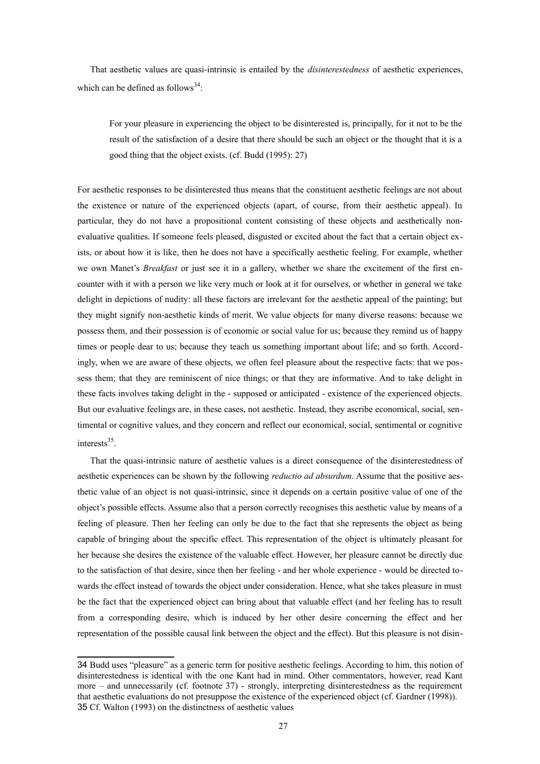That aesthetic values are quasi-intrinsic is entailed by the *disinterestedness* of aesthetic experiences, which can be defined as follows[34]:

> For your pleasure in experiencing the object to be disinterested is, principally, for it not to be the result of the satisfaction of a desire that there should be such an object or the thought that it is a good thing that the object exists. (cf. Budd (1995): 27)

For aesthetic responses to be disinterested thus means that the constituent aesthetic feelings are not about the existence or nature of the experienced objects (apart, of course, from their aesthetic appeal). In particular, they do not have a propositional content consisting of these objects and aesthetically non-evaluative qualities. If someone feels pleased, disgusted or excited about the fact that a certain object exists, or about how it is like, then he does not have a specifically aesthetic feeling. For example, whether we own Manet's *Breakfast* or just see it in a gallery, whether we share the excitement of the first encounter with it with a person we like very much or look at it for ourselves, or whether in general we take delight in depictions of nudity: all these factors are irrelevant for the aesthetic appeal of the painting; but they might signify non-aesthetic kinds of merit. We value objects for many diverse reasons: because we possess them, and their possession is of economic or social value for us; because they remind us of happy times or people dear to us; because they teach us something important about life; and so forth. Accordingly, when we are aware of these objects, we often feel pleasure about the respective facts: that we possess them; that they are reminiscent of nice things; or that they are informative. And to take delight in these facts involves taking delight in the - supposed or anticipated - existence of the experienced objects. But our evaluative feelings are, in these cases, not aesthetic. Instead, they ascribe economical, social, sentimental or cognitive values, and they concern and reflect our economical, social, sentimental or cognitive interests[35].

That the quasi-intrinsic nature of aesthetic values is a direct consequence of the disinterestedness of aesthetic experiences can be shown by the following *reductio ad absurdum*. Assume that the positive aesthetic value of an object is not quasi-intrinsic, since it depends on a certain positive value of one of the object's possible effects. Assume also that a person correctly recognises this aesthetic value by means of a feeling of pleasure. Then her feeling can only be due to the fact that she represents the object as being capable of bringing about the specific effect. This representation of the object is ultimately pleasant for her because she desires the existence of the valuable effect. However, her pleasure cannot be directly due to the satisfaction of that desire, since then her feeling - and her whole experience - would be directed towards the effect instead of towards the object under consideration. Hence, what she takes pleasure in must be the fact that the experienced object can bring about that valuable effect (and her feeling has to result from a corresponding desire, which is induced by her other desire concerning the effect and her representation of the possible causal link between the object and the effect). But this pleasure is not disin-

---

34 Budd uses "pleasure" as a generic term for positive aesthetic feelings. According to him, this notion of disinterestedness is identical with the one Kant had in mind. Other commentators, however, read Kant more – and unnecessarily (cf. footnote 37) - strongly, interpreting disinterestedness as the requirement that aesthetic evaluations do not presuppose the existence of the experienced object (cf. Gardner (1998)).

35 Cf. Walton (1993) on the distinctness of aesthetic values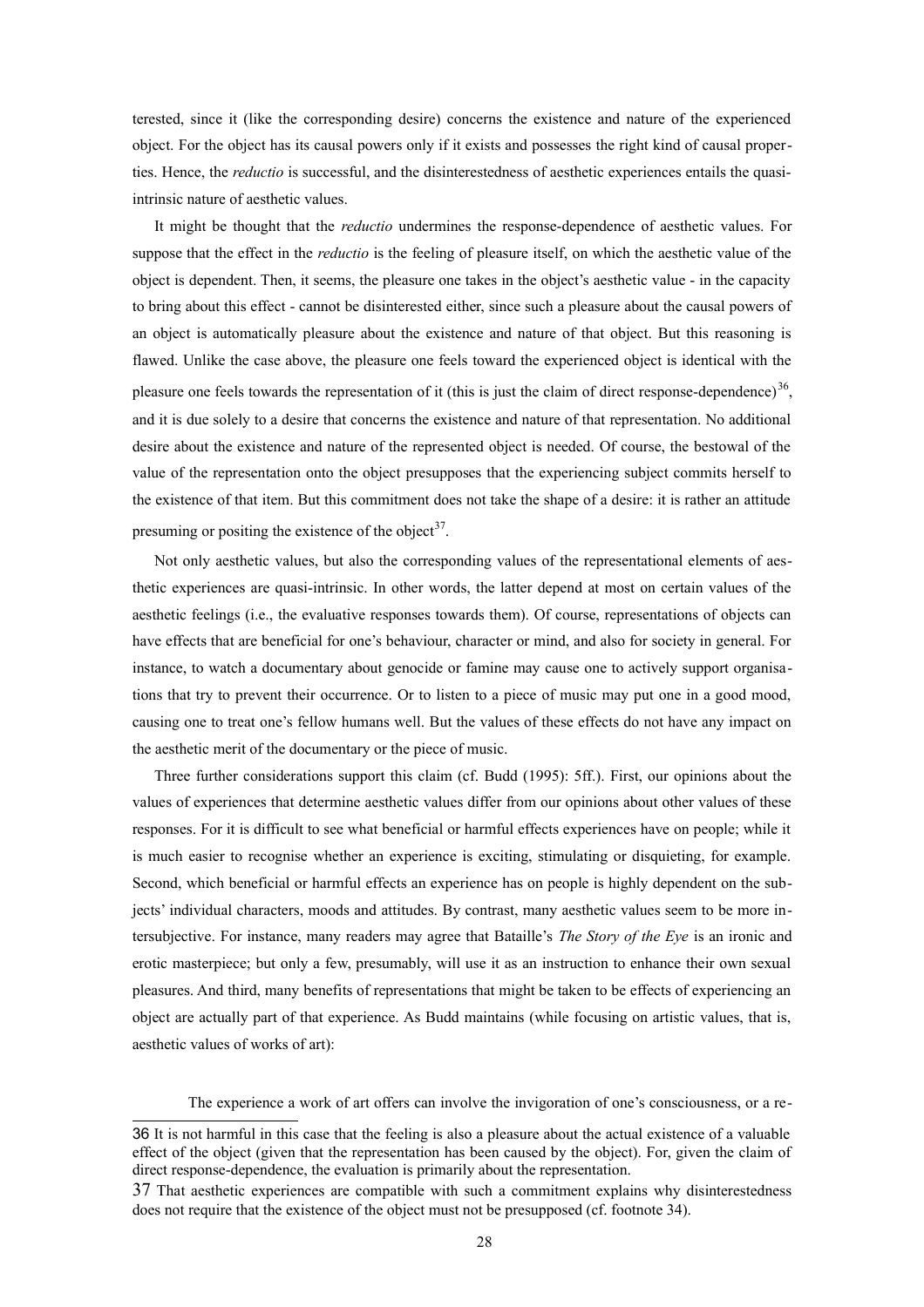terested, since it (like the corresponding desire) concerns the existence and nature of the experienced object. For the object has its causal powers only if it exists and possesses the right kind of causal properties. Hence, the *reductio* is successful, and the disinterestedness of aesthetic experiences entails the quasi-intrinsic nature of aesthetic values.

It might be thought that the *reductio* undermines the response-dependence of aesthetic values. For suppose that the effect in the *reductio* is the feeling of pleasure itself, on which the aesthetic value of the object is dependent. Then, it seems, the pleasure one takes in the object's aesthetic value - in the capacity to bring about this effect - cannot be disinterested either, since such a pleasure about the causal powers of an object is automatically pleasure about the existence and nature of that object. But this reasoning is flawed. Unlike the case above, the pleasure one feels toward the experienced object is identical with the pleasure one feels towards the representation of it (this is just the claim of direct response-dependence)[36], and it is due solely to a desire that concerns the existence and nature of that representation. No additional desire about the existence and nature of the represented object is needed. Of course, the bestowal of the value of the representation onto the object presupposes that the experiencing subject commits herself to the existence of that item. But this commitment does not take the shape of a desire: it is rather an attitude presuming or positing the existence of the object[37].

Not only aesthetic values, but also the corresponding values of the representational elements of aesthetic experiences are quasi-intrinsic. In other words, the latter depend at most on certain values of the aesthetic feelings (i.e., the evaluative responses towards them). Of course, representations of objects can have effects that are beneficial for one's behaviour, character or mind, and also for society in general. For instance, to watch a documentary about genocide or famine may cause one to actively support organisations that try to prevent their occurrence. Or to listen to a piece of music may put one in a good mood, causing one to treat one's fellow humans well. But the values of these effects do not have any impact on the aesthetic merit of the documentary or the piece of music.

Three further considerations support this claim (cf. Budd (1995): 5ff.). First, our opinions about the values of experiences that determine aesthetic values differ from our opinions about other values of these responses. For it is difficult to see what beneficial or harmful effects experiences have on people; while it is much easier to recognise whether an experience is exciting, stimulating or disquieting, for example. Second, which beneficial or harmful effects an experience has on people is highly dependent on the subjects' individual characters, moods and attitudes. By contrast, many aesthetic values seem to be more intersubjective. For instance, many readers may agree that Bataille's *The Story of the Eye* is an ironic and erotic masterpiece; but only a few, presumably, will use it as an instruction to enhance their own sexual pleasures. And third, many benefits of representations that might be taken to be effects of experiencing an object are actually part of that experience. As Budd maintains (while focusing on artistic values, that is, aesthetic values of works of art):

> The experience a work of art offers can involve the invigoration of one's consciousness, or a re-

---

36 It is not harmful in this case that the feeling is also a pleasure about the actual existence of a valuable effect of the object (given that the representation has been caused by the object). For, given the claim of direct response-dependence, the evaluation is primarily about the representation.

37 That aesthetic experiences are compatible with such a commitment explains why disinterestedness does not require that the existence of the object must not be presupposed (cf. footnote 34).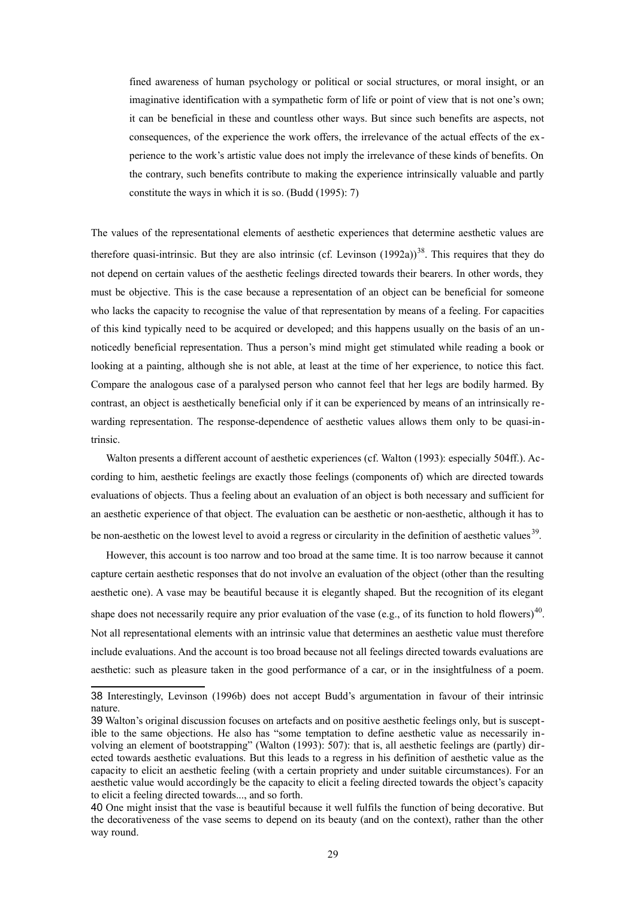> fined awareness of human psychology or political or social structures, or moral insight, or an imaginative identification with a sympathetic form of life or point of view that is not one's own; it can be beneficial in these and countless other ways. But since such benefits are aspects, not consequences, of the experience the work offers, the irrelevance of the actual effects of the experience to the work's artistic value does not imply the irrelevance of these kinds of benefits. On the contrary, such benefits contribute to making the experience intrinsically valuable and partly constitute the ways in which it is so. (Budd (1995): 7)

The values of the representational elements of aesthetic experiences that determine aesthetic values are therefore quasi-intrinsic. But they are also intrinsic (cf. Levinson (1992a))[38]. This requires that they do not depend on certain values of the aesthetic feelings directed towards their bearers. In other words, they must be objective. This is the case because a representation of an object can be beneficial for someone who lacks the capacity to recognise the value of that representation by means of a feeling. For capacities of this kind typically need to be acquired or developed; and this happens usually on the basis of an unnoticedly beneficial representation. Thus a person's mind might get stimulated while reading a book or looking at a painting, although she is not able, at least at the time of her experience, to notice this fact. Compare the analogous case of a paralysed person who cannot feel that her legs are bodily harmed. By contrast, an object is aesthetically beneficial only if it can be experienced by means of an intrinsically rewarding representation. The response-dependence of aesthetic values allows them only to be quasi-intrinsic.

Walton presents a different account of aesthetic experiences (cf. Walton (1993): especially 504ff.). According to him, aesthetic feelings are exactly those feelings (components of) which are directed towards evaluations of objects. Thus a feeling about an evaluation of an object is both necessary and sufficient for an aesthetic experience of that object. The evaluation can be aesthetic or non-aesthetic, although it has to be non-aesthetic on the lowest level to avoid a regress or circularity in the definition of aesthetic values[39].

However, this account is too narrow and too broad at the same time. It is too narrow because it cannot capture certain aesthetic responses that do not involve an evaluation of the object (other than the resulting aesthetic one). A vase may be beautiful because it is elegantly shaped. But the recognition of its elegant shape does not necessarily require any prior evaluation of the vase (e.g., of its function to hold flowers)[40]. Not all representational elements with an intrinsic value that determines an aesthetic value must therefore include evaluations. And the account is too broad because not all feelings directed towards evaluations are aesthetic: such as pleasure taken in the good performance of a car, or in the insightfulness of a poem.

---

38 Interestingly, Levinson (1996b) does not accept Budd's argumentation in favour of their intrinsic nature.

39 Walton's original discussion focuses on artefacts and on positive aesthetic feelings only, but is susceptible to the same objections. He also has "some temptation to define aesthetic value as necessarily involving an element of bootstrapping" (Walton (1993): 507): that is, all aesthetic feelings are (partly) directed towards aesthetic evaluations. But this leads to a regress in his definition of aesthetic value as the capacity to elicit an aesthetic feeling (with a certain propriety and under suitable circumstances). For an aesthetic value would accordingly be the capacity to elicit a feeling directed towards the object's capacity to elicit a feeling directed towards..., and so forth.

40 One might insist that the vase is beautiful because it well fulfils the function of being decorative. But the decorativeness of the vase seems to depend on its beauty (and on the context), rather than the other way round.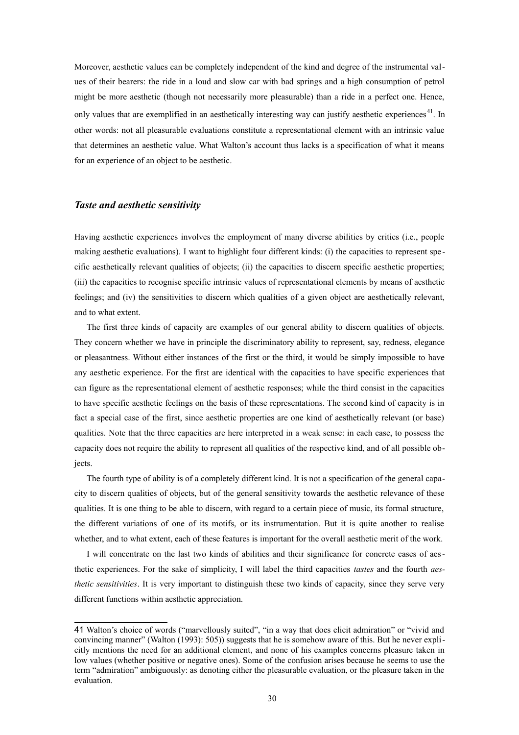Moreover, aesthetic values can be completely independent of the kind and degree of the instrumental values of their bearers: the ride in a loud and slow car with bad springs and a high consumption of petrol might be more aesthetic (though not necessarily more pleasurable) than a ride in a perfect one. Hence, only values that are exemplified in an aesthetically interesting way can justify aesthetic experiences[41]. In other words: not all pleasurable evaluations constitute a representational element with an intrinsic value that determines an aesthetic value. What Walton's account thus lacks is a specification of what it means for an experience of an object to be aesthetic.

### *Taste and aesthetic sensitivity*

Having aesthetic experiences involves the employment of many diverse abilities by critics (i.e., people making aesthetic evaluations). I want to highlight four different kinds: (i) the capacities to represent specific aesthetically relevant qualities of objects; (ii) the capacities to discern specific aesthetic properties; (iii) the capacities to recognise specific intrinsic values of representational elements by means of aesthetic feelings; and (iv) the sensitivities to discern which qualities of a given object are aesthetically relevant, and to what extent.

The first three kinds of capacity are examples of our general ability to discern qualities of objects. They concern whether we have in principle the discriminatory ability to represent, say, redness, elegance or pleasantness. Without either instances of the first or the third, it would be simply impossible to have any aesthetic experience. For the first are identical with the capacities to have specific experiences that can figure as the representational element of aesthetic responses; while the third consist in the capacities to have specific aesthetic feelings on the basis of these representations. The second kind of capacity is in fact a special case of the first, since aesthetic properties are one kind of aesthetically relevant (or base) qualities. Note that the three capacities are here interpreted in a weak sense: in each case, to possess the capacity does not require the ability to represent all qualities of the respective kind, and of all possible objects.

The fourth type of ability is of a completely different kind. It is not a specification of the general capacity to discern qualities of objects, but of the general sensitivity towards the aesthetic relevance of these qualities. It is one thing to be able to discern, with regard to a certain piece of music, its formal structure, the different variations of one of its motifs, or its instrumentation. But it is quite another to realise whether, and to what extent, each of these features is important for the overall aesthetic merit of the work.

I will concentrate on the last two kinds of abilities and their significance for concrete cases of aesthetic experiences. For the sake of simplicity, I will label the third capacities *tastes* and the fourth *aesthetic sensitivities*. It is very important to distinguish these two kinds of capacity, since they serve very different functions within aesthetic appreciation.

---

41 Walton's choice of words ("marvellously suited", "in a way that does elicit admiration" or "vivid and convincing manner" (Walton (1993): 505)) suggests that he is somehow aware of this. But he never explicitly mentions the need for an additional element, and none of his examples concerns pleasure taken in low values (whether positive or negative ones). Some of the confusion arises because he seems to use the term "admiration" ambiguously: as denoting either the pleasurable evaluation, or the pleasure taken in the evaluation.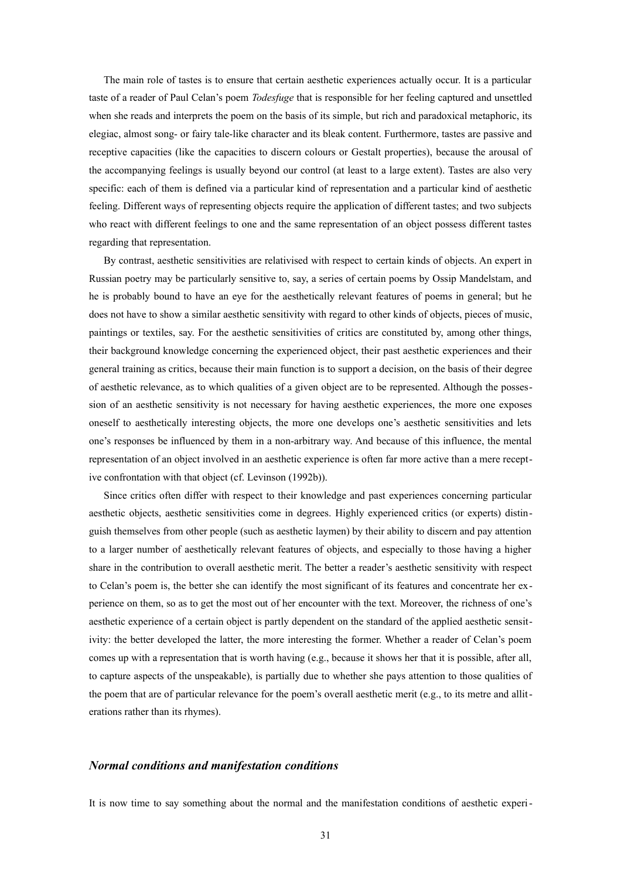The main role of tastes is to ensure that certain aesthetic experiences actually occur. It is a particular taste of a reader of Paul Celan's poem *Todesfuge* that is responsible for her feeling captured and unsettled when she reads and interprets the poem on the basis of its simple, but rich and paradoxical metaphoric, its elegiac, almost song- or fairy tale-like character and its bleak content. Furthermore, tastes are passive and receptive capacities (like the capacities to discern colours or Gestalt properties), because the arousal of the accompanying feelings is usually beyond our control (at least to a large extent). Tastes are also very specific: each of them is defined via a particular kind of representation and a particular kind of aesthetic feeling. Different ways of representing objects require the application of different tastes; and two subjects who react with different feelings to one and the same representation of an object possess different tastes regarding that representation.

By contrast, aesthetic sensitivities are relativised with respect to certain kinds of objects. An expert in Russian poetry may be particularly sensitive to, say, a series of certain poems by Ossip Mandelstam, and he is probably bound to have an eye for the aesthetically relevant features of poems in general; but he does not have to show a similar aesthetic sensitivity with regard to other kinds of objects, pieces of music, paintings or textiles, say. For the aesthetic sensitivities of critics are constituted by, among other things, their background knowledge concerning the experienced object, their past aesthetic experiences and their general training as critics, because their main function is to support a decision, on the basis of their degree of aesthetic relevance, as to which qualities of a given object are to be represented. Although the possession of an aesthetic sensitivity is not necessary for having aesthetic experiences, the more one exposes oneself to aesthetically interesting objects, the more one develops one's aesthetic sensitivities and lets one's responses be influenced by them in a non-arbitrary way. And because of this influence, the mental representation of an object involved in an aesthetic experience is often far more active than a mere receptive confrontation with that object (cf. Levinson (1992b)).

Since critics often differ with respect to their knowledge and past experiences concerning particular aesthetic objects, aesthetic sensitivities come in degrees. Highly experienced critics (or experts) distinguish themselves from other people (such as aesthetic laymen) by their ability to discern and pay attention to a larger number of aesthetically relevant features of objects, and especially to those having a higher share in the contribution to overall aesthetic merit. The better a reader's aesthetic sensitivity with respect to Celan's poem is, the better she can identify the most significant of its features and concentrate her experience on them, so as to get the most out of her encounter with the text. Moreover, the richness of one's aesthetic experience of a certain object is partly dependent on the standard of the applied aesthetic sensitivity: the better developed the latter, the more interesting the former. Whether a reader of Celan's poem comes up with a representation that is worth having (e.g., because it shows her that it is possible, after all, to capture aspects of the unspeakable), is partially due to whether she pays attention to those qualities of the poem that are of particular relevance for the poem's overall aesthetic merit (e.g., to its metre and alliterations rather than its rhymes).

### *Normal conditions and manifestation conditions*

It is now time to say something about the normal and the manifestation conditions of aesthetic experi-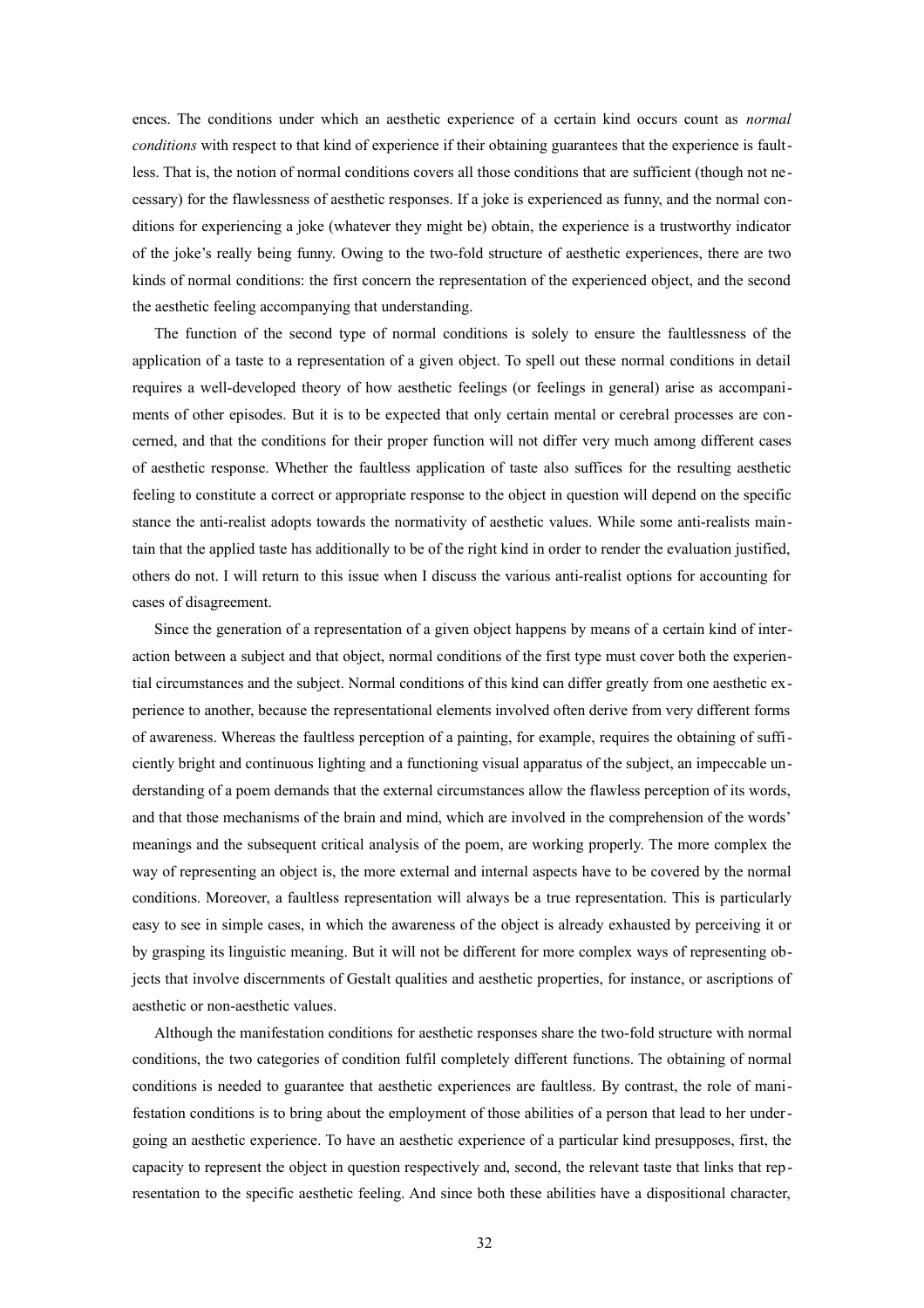ences. The conditions under which an aesthetic experience of a certain kind occurs count as *normal conditions* with respect to that kind of experience if their obtaining guarantees that the experience is faultless. That is, the notion of normal conditions covers all those conditions that are sufficient (though not necessary) for the flawlessness of aesthetic responses. If a joke is experienced as funny, and the normal conditions for experiencing a joke (whatever they might be) obtain, the experience is a trustworthy indicator of the joke's really being funny. Owing to the two-fold structure of aesthetic experiences, there are two kinds of normal conditions: the first concern the representation of the experienced object, and the second the aesthetic feeling accompanying that understanding.

The function of the second type of normal conditions is solely to ensure the faultlessness of the application of a taste to a representation of a given object. To spell out these normal conditions in detail requires a well-developed theory of how aesthetic feelings (or feelings in general) arise as accompaniments of other episodes. But it is to be expected that only certain mental or cerebral processes are concerned, and that the conditions for their proper function will not differ very much among different cases of aesthetic response. Whether the faultless application of taste also suffices for the resulting aesthetic feeling to constitute a correct or appropriate response to the object in question will depend on the specific stance the anti-realist adopts towards the normativity of aesthetic values. While some anti-realists maintain that the applied taste has additionally to be of the right kind in order to render the evaluation justified, others do not. I will return to this issue when I discuss the various anti-realist options for accounting for cases of disagreement.

Since the generation of a representation of a given object happens by means of a certain kind of interaction between a subject and that object, normal conditions of the first type must cover both the experiential circumstances and the subject. Normal conditions of this kind can differ greatly from one aesthetic experience to another, because the representational elements involved often derive from very different forms of awareness. Whereas the faultless perception of a painting, for example, requires the obtaining of sufficiently bright and continuous lighting and a functioning visual apparatus of the subject, an impeccable understanding of a poem demands that the external circumstances allow the flawless perception of its words, and that those mechanisms of the brain and mind, which are involved in the comprehension of the words' meanings and the subsequent critical analysis of the poem, are working properly. The more complex the way of representing an object is, the more external and internal aspects have to be covered by the normal conditions. Moreover, a faultless representation will always be a true representation. This is particularly easy to see in simple cases, in which the awareness of the object is already exhausted by perceiving it or by grasping its linguistic meaning. But it will not be different for more complex ways of representing objects that involve discernments of Gestalt qualities and aesthetic properties, for instance, or ascriptions of aesthetic or non-aesthetic values.

Although the manifestation conditions for aesthetic responses share the two-fold structure with normal conditions, the two categories of condition fulfil completely different functions. The obtaining of normal conditions is needed to guarantee that aesthetic experiences are faultless. By contrast, the role of manifestation conditions is to bring about the employment of those abilities of a person that lead to her undergoing an aesthetic experience. To have an aesthetic experience of a particular kind presupposes, first, the capacity to represent the object in question respectively and, second, the relevant taste that links that representation to the specific aesthetic feeling. And since both these abilities have a dispositional character,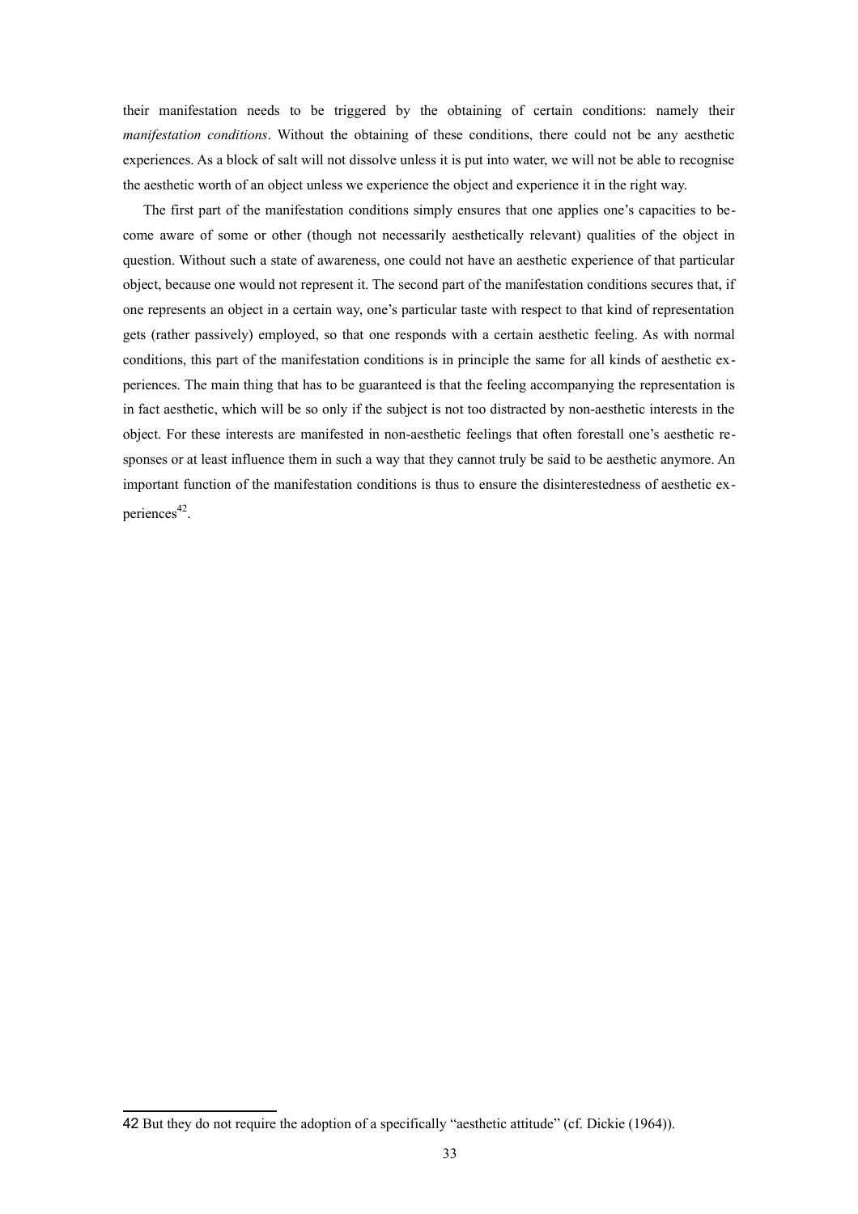their manifestation needs to be triggered by the obtaining of certain conditions: namely their *manifestation conditions*. Without the obtaining of these conditions, there could not be any aesthetic experiences. As a block of salt will not dissolve unless it is put into water, we will not be able to recognise the aesthetic worth of an object unless we experience the object and experience it in the right way.

The first part of the manifestation conditions simply ensures that one applies one's capacities to become aware of some or other (though not necessarily aesthetically relevant) qualities of the object in question. Without such a state of awareness, one could not have an aesthetic experience of that particular object, because one would not represent it. The second part of the manifestation conditions secures that, if one represents an object in a certain way, one's particular taste with respect to that kind of representation gets (rather passively) employed, so that one responds with a certain aesthetic feeling. As with normal conditions, this part of the manifestation conditions is in principle the same for all kinds of aesthetic experiences. The main thing that has to be guaranteed is that the feeling accompanying the representation is in fact aesthetic, which will be so only if the subject is not too distracted by non-aesthetic interests in the object. For these interests are manifested in non-aesthetic feelings that often forestall one's aesthetic responses or at least influence them in such a way that they cannot truly be said to be aesthetic anymore. An important function of the manifestation conditions is thus to ensure the disinterestedness of aesthetic experiences[42].

---

42 But they do not require the adoption of a specifically "aesthetic attitude" (cf. Dickie (1964)).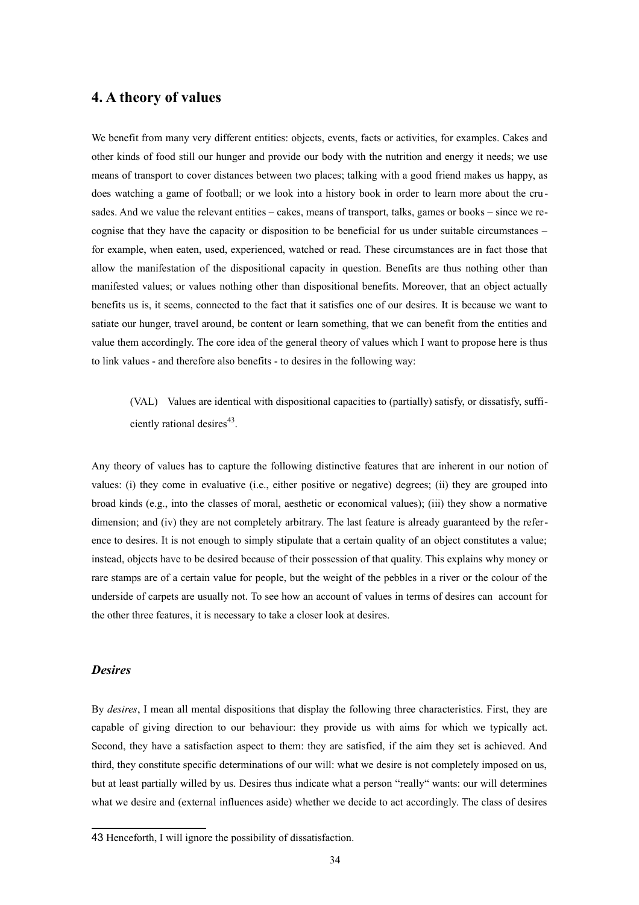## 4. A theory of values

We benefit from many very different entities: objects, events, facts or activities, for examples. Cakes and other kinds of food still our hunger and provide our body with the nutrition and energy it needs; we use means of transport to cover distances between two places; talking with a good friend makes us happy, as does watching a game of football; or we look into a history book in order to learn more about the crusades. And we value the relevant entities – cakes, means of transport, talks, games or books – since we recognise that they have the capacity or disposition to be beneficial for us under suitable circumstances – for example, when eaten, used, experienced, watched or read. These circumstances are in fact those that allow the manifestation of the dispositional capacity in question. Benefits are thus nothing other than manifested values; or values nothing other than dispositional benefits. Moreover, that an object actually benefits us is, it seems, connected to the fact that it satisfies one of our desires. It is because we want to satiate our hunger, travel around, be content or learn something, that we can benefit from the entities and value them accordingly. The core idea of the general theory of values which I want to propose here is thus to link values - and therefore also benefits - to desires in the following way:

> (VAL) Values are identical with dispositional capacities to (partially) satisfy, or dissatisfy, sufficiently rational desires[43].

Any theory of values has to capture the following distinctive features that are inherent in our notion of values: (i) they come in evaluative (i.e., either positive or negative) degrees; (ii) they are grouped into broad kinds (e.g., into the classes of moral, aesthetic or economical values); (iii) they show a normative dimension; and (iv) they are not completely arbitrary. The last feature is already guaranteed by the reference to desires. It is not enough to simply stipulate that a certain quality of an object constitutes a value; instead, objects have to be desired because of their possession of that quality. This explains why money or rare stamps are of a certain value for people, but the weight of the pebbles in a river or the colour of the underside of carpets are usually not. To see how an account of values in terms of desires can account for the other three features, it is necessary to take a closer look at desires.

### *Desires*

By *desires*, I mean all mental dispositions that display the following three characteristics. First, they are capable of giving direction to our behaviour: they provide us with aims for which we typically act. Second, they have a satisfaction aspect to them: they are satisfied, if the aim they set is achieved. And third, they constitute specific determinations of our will: what we desire is not completely imposed on us, but at least partially willed by us. Desires thus indicate what a person "really" wants: our will determines what we desire and (external influences aside) whether we decide to act accordingly. The class of desires

---

43 Henceforth, I will ignore the possibility of dissatisfaction.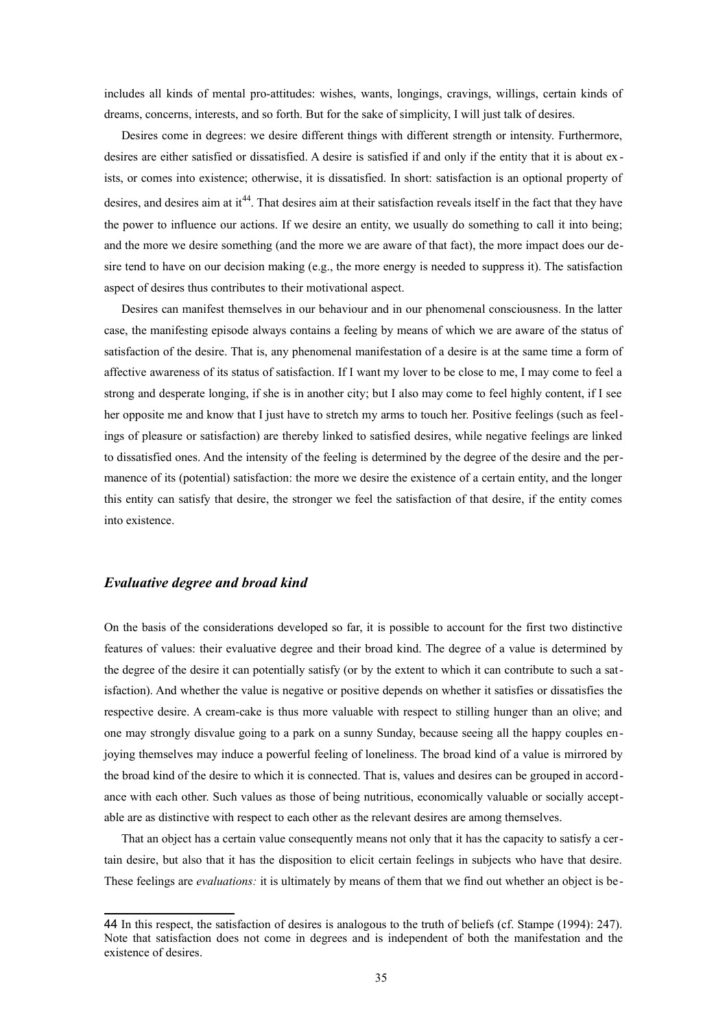includes all kinds of mental pro-attitudes: wishes, wants, longings, cravings, willings, certain kinds of dreams, concerns, interests, and so forth. But for the sake of simplicity, I will just talk of desires.

Desires come in degrees: we desire different things with different strength or intensity. Furthermore, desires are either satisfied or dissatisfied. A desire is satisfied if and only if the entity that it is about exists, or comes into existence; otherwise, it is dissatisfied. In short: satisfaction is an optional property of desires, and desires aim at it[44]. That desires aim at their satisfaction reveals itself in the fact that they have the power to influence our actions. If we desire an entity, we usually do something to call it into being; and the more we desire something (and the more we are aware of that fact), the more impact does our desire tend to have on our decision making (e.g., the more energy is needed to suppress it). The satisfaction aspect of desires thus contributes to their motivational aspect.

Desires can manifest themselves in our behaviour and in our phenomenal consciousness. In the latter case, the manifesting episode always contains a feeling by means of which we are aware of the status of satisfaction of the desire. That is, any phenomenal manifestation of a desire is at the same time a form of affective awareness of its status of satisfaction. If I want my lover to be close to me, I may come to feel a strong and desperate longing, if she is in another city; but I also may come to feel highly content, if I see her opposite me and know that I just have to stretch my arms to touch her. Positive feelings (such as feelings of pleasure or satisfaction) are thereby linked to satisfied desires, while negative feelings are linked to dissatisfied ones. And the intensity of the feeling is determined by the degree of the desire and the permanence of its (potential) satisfaction: the more we desire the existence of a certain entity, and the longer this entity can satisfy that desire, the stronger we feel the satisfaction of that desire, if the entity comes into existence.

### *Evaluative degree and broad kind*

On the basis of the considerations developed so far, it is possible to account for the first two distinctive features of values: their evaluative degree and their broad kind. The degree of a value is determined by the degree of the desire it can potentially satisfy (or by the extent to which it can contribute to such a satisfaction). And whether the value is negative or positive depends on whether it satisfies or dissatisfies the respective desire. A cream-cake is thus more valuable with respect to stilling hunger than an olive; and one may strongly disvalue going to a park on a sunny Sunday, because seeing all the happy couples enjoying themselves may induce a powerful feeling of loneliness. The broad kind of a value is mirrored by the broad kind of the desire to which it is connected. That is, values and desires can be grouped in accordance with each other. Such values as those of being nutritious, economically valuable or socially acceptable are as distinctive with respect to each other as the relevant desires are among themselves.

That an object has a certain value consequently means not only that it has the capacity to satisfy a certain desire, but also that it has the disposition to elicit certain feelings in subjects who have that desire. These feelings are *evaluations:* it is ultimately by means of them that we find out whether an object is be-

---

44 In this respect, the satisfaction of desires is analogous to the truth of beliefs (cf. Stampe (1994): 247). Note that satisfaction does not come in degrees and is independent of both the manifestation and the existence of desires.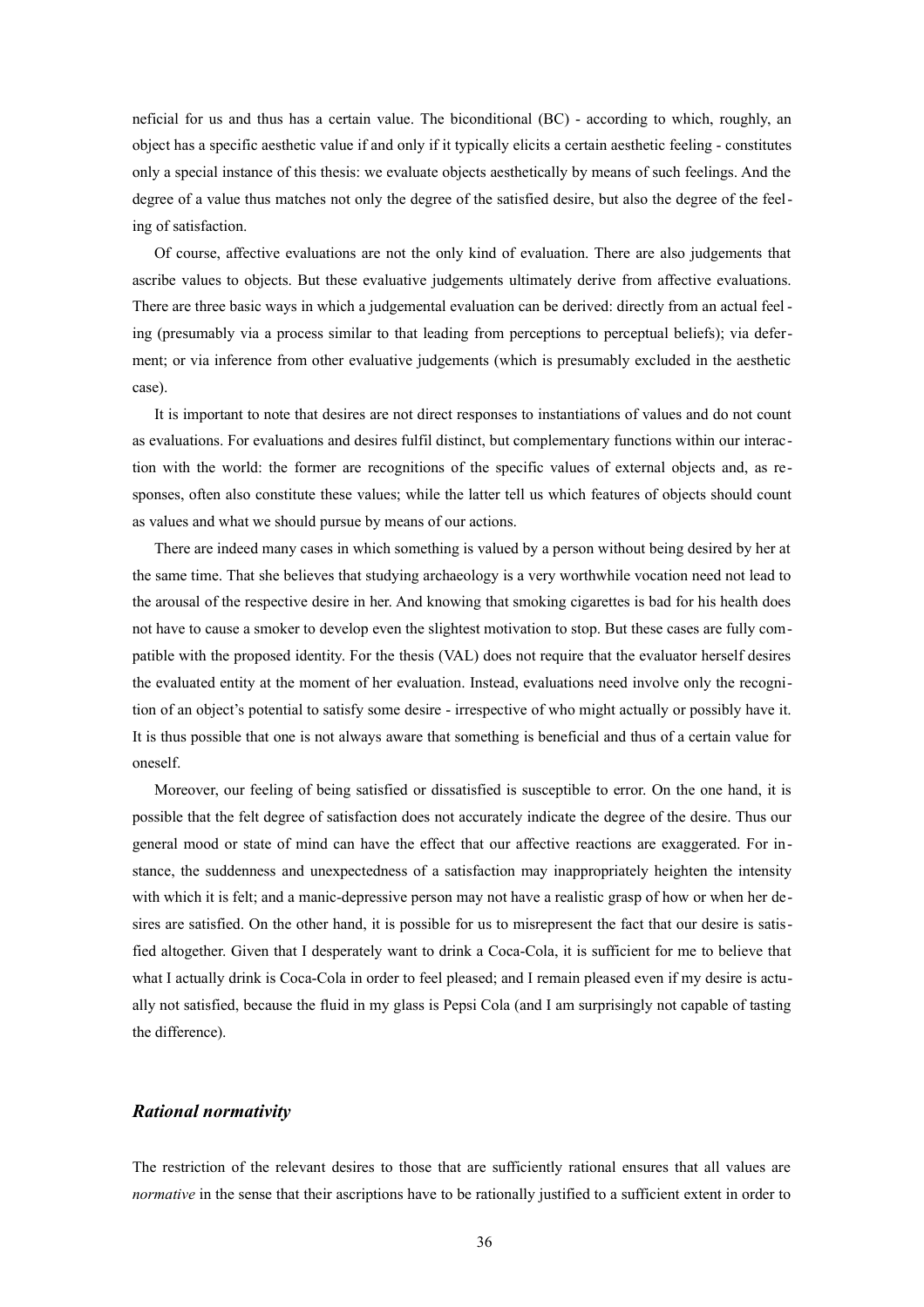neficial for us and thus has a certain value. The biconditional (BC) - according to which, roughly, an object has a specific aesthetic value if and only if it typically elicits a certain aesthetic feeling - constitutes only a special instance of this thesis: we evaluate objects aesthetically by means of such feelings. And the degree of a value thus matches not only the degree of the satisfied desire, but also the degree of the feeling of satisfaction.

Of course, affective evaluations are not the only kind of evaluation. There are also judgements that ascribe values to objects. But these evaluative judgements ultimately derive from affective evaluations. There are three basic ways in which a judgemental evaluation can be derived: directly from an actual feeling (presumably via a process similar to that leading from perceptions to perceptual beliefs); via deferment; or via inference from other evaluative judgements (which is presumably excluded in the aesthetic case).

It is important to note that desires are not direct responses to instantiations of values and do not count as evaluations. For evaluations and desires fulfil distinct, but complementary functions within our interaction with the world: the former are recognitions of the specific values of external objects and, as responses, often also constitute these values; while the latter tell us which features of objects should count as values and what we should pursue by means of our actions.

There are indeed many cases in which something is valued by a person without being desired by her at the same time. That she believes that studying archaeology is a very worthwhile vocation need not lead to the arousal of the respective desire in her. And knowing that smoking cigarettes is bad for his health does not have to cause a smoker to develop even the slightest motivation to stop. But these cases are fully compatible with the proposed identity. For the thesis (VAL) does not require that the evaluator herself desires the evaluated entity at the moment of her evaluation. Instead, evaluations need involve only the recognition of an object's potential to satisfy some desire - irrespective of who might actually or possibly have it. It is thus possible that one is not always aware that something is beneficial and thus of a certain value for oneself.

Moreover, our feeling of being satisfied or dissatisfied is susceptible to error. On the one hand, it is possible that the felt degree of satisfaction does not accurately indicate the degree of the desire. Thus our general mood or state of mind can have the effect that our affective reactions are exaggerated. For instance, the suddenness and unexpectedness of a satisfaction may inappropriately heighten the intensity with which it is felt; and a manic-depressive person may not have a realistic grasp of how or when her desires are satisfied. On the other hand, it is possible for us to misrepresent the fact that our desire is satisfied altogether. Given that I desperately want to drink a Coca-Cola, it is sufficient for me to believe that what I actually drink is Coca-Cola in order to feel pleased; and I remain pleased even if my desire is actually not satisfied, because the fluid in my glass is Pepsi Cola (and I am surprisingly not capable of tasting the difference).

### *Rational normativity*

The restriction of the relevant desires to those that are sufficiently rational ensures that all values are *normative* in the sense that their ascriptions have to be rationally justified to a sufficient extent in order to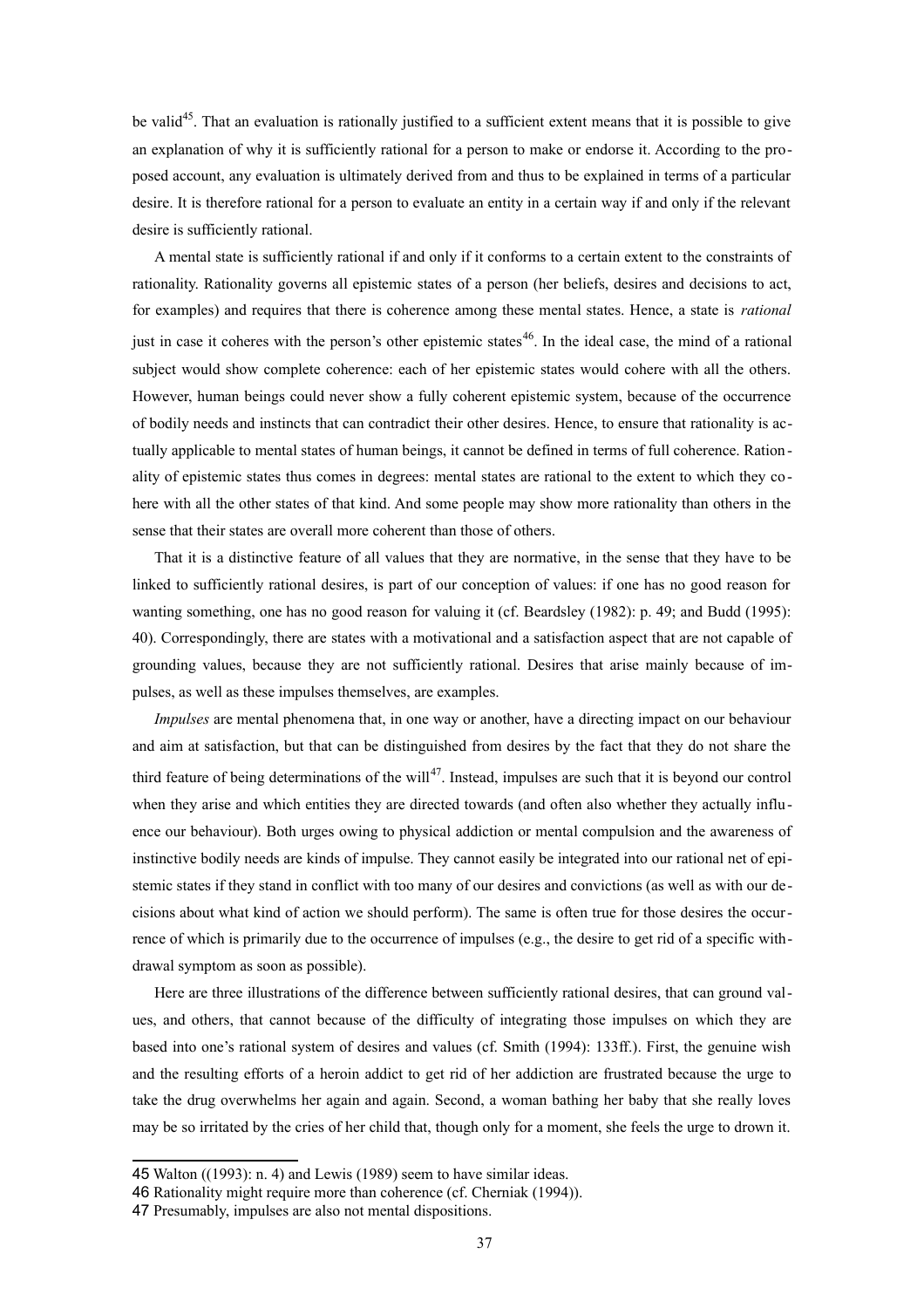be valid[45]. That an evaluation is rationally justified to a sufficient extent means that it is possible to give an explanation of why it is sufficiently rational for a person to make or endorse it. According to the proposed account, any evaluation is ultimately derived from and thus to be explained in terms of a particular desire. It is therefore rational for a person to evaluate an entity in a certain way if and only if the relevant desire is sufficiently rational.

A mental state is sufficiently rational if and only if it conforms to a certain extent to the constraints of rationality. Rationality governs all epistemic states of a person (her beliefs, desires and decisions to act, for examples) and requires that there is coherence among these mental states. Hence, a state is *rational* just in case it coheres with the person's other epistemic states[46]. In the ideal case, the mind of a rational subject would show complete coherence: each of her epistemic states would cohere with all the others. However, human beings could never show a fully coherent epistemic system, because of the occurrence of bodily needs and instincts that can contradict their other desires. Hence, to ensure that rationality is actually applicable to mental states of human beings, it cannot be defined in terms of full coherence. Rationality of epistemic states thus comes in degrees: mental states are rational to the extent to which they cohere with all the other states of that kind. And some people may show more rationality than others in the sense that their states are overall more coherent than those of others.

That it is a distinctive feature of all values that they are normative, in the sense that they have to be linked to sufficiently rational desires, is part of our conception of values: if one has no good reason for wanting something, one has no good reason for valuing it (cf. Beardsley (1982): p. 49; and Budd (1995): 40). Correspondingly, there are states with a motivational and a satisfaction aspect that are not capable of grounding values, because they are not sufficiently rational. Desires that arise mainly because of impulses, as well as these impulses themselves, are examples.

*Impulses* are mental phenomena that, in one way or another, have a directing impact on our behaviour and aim at satisfaction, but that can be distinguished from desires by the fact that they do not share the third feature of being determinations of the will[47]. Instead, impulses are such that it is beyond our control when they arise and which entities they are directed towards (and often also whether they actually influence our behaviour). Both urges owing to physical addiction or mental compulsion and the awareness of instinctive bodily needs are kinds of impulse. They cannot easily be integrated into our rational net of epistemic states if they stand in conflict with too many of our desires and convictions (as well as with our decisions about what kind of action we should perform). The same is often true for those desires the occurrence of which is primarily due to the occurrence of impulses (e.g., the desire to get rid of a specific withdrawal symptom as soon as possible).

Here are three illustrations of the difference between sufficiently rational desires, that can ground values, and others, that cannot because of the difficulty of integrating those impulses on which they are based into one's rational system of desires and values (cf. Smith (1994): 133ff.). First, the genuine wish and the resulting efforts of a heroin addict to get rid of her addiction are frustrated because the urge to take the drug overwhelms her again and again. Second, a woman bathing her baby that she really loves may be so irritated by the cries of her child that, though only for a moment, she feels the urge to drown it.

---

45 Walton ((1993): n. 4) and Lewis (1989) seem to have similar ideas.

46 Rationality might require more than coherence (cf. Cherniak (1994)).

47 Presumably, impulses are also not mental dispositions.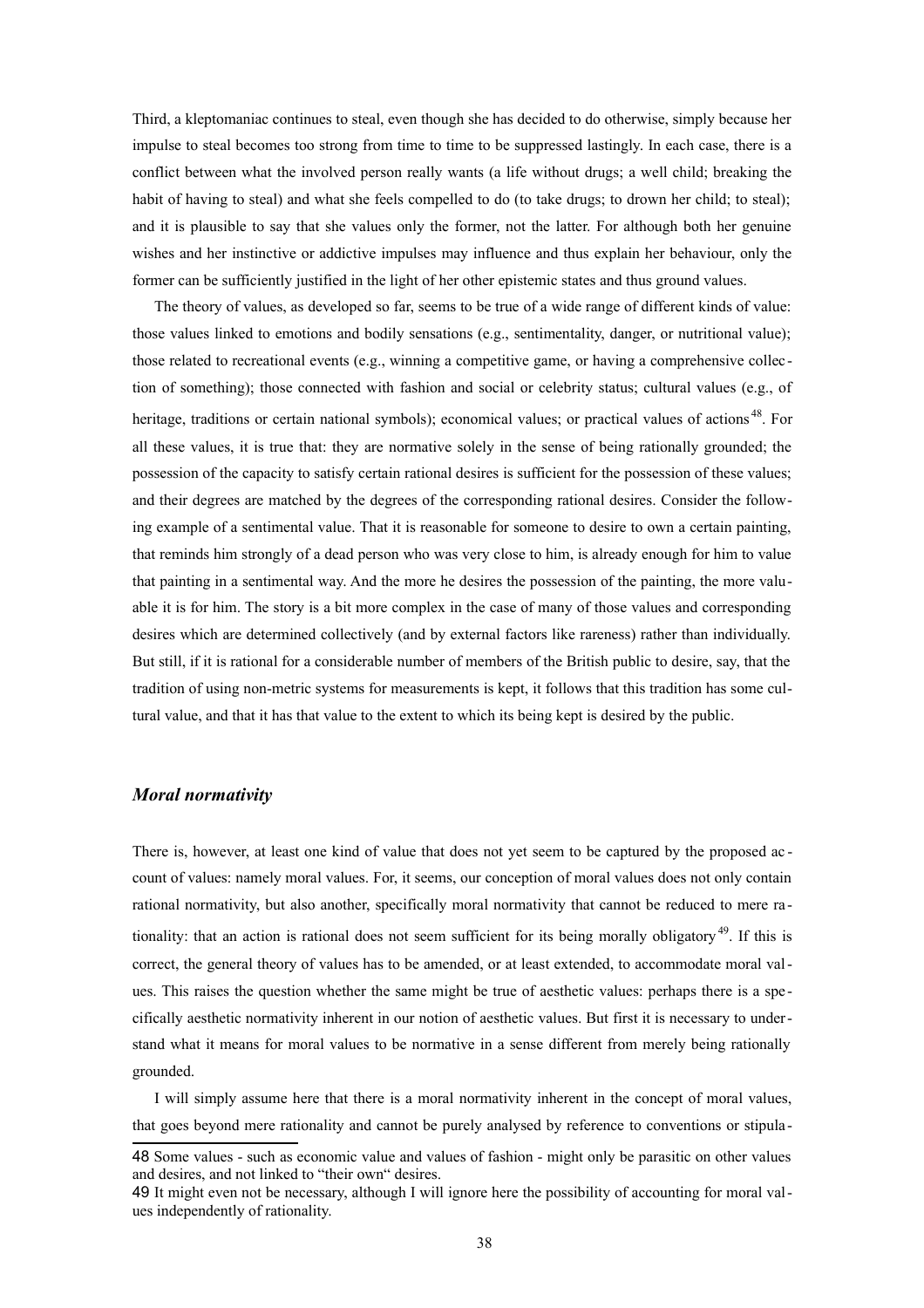Third, a kleptomaniac continues to steal, even though she has decided to do otherwise, simply because her impulse to steal becomes too strong from time to time to be suppressed lastingly. In each case, there is a conflict between what the involved person really wants (a life without drugs; a well child; breaking the habit of having to steal) and what she feels compelled to do (to take drugs; to drown her child; to steal); and it is plausible to say that she values only the former, not the latter. For although both her genuine wishes and her instinctive or addictive impulses may influence and thus explain her behaviour, only the former can be sufficiently justified in the light of her other epistemic states and thus ground values.

The theory of values, as developed so far, seems to be true of a wide range of different kinds of value: those values linked to emotions and bodily sensations (e.g., sentimentality, danger, or nutritional value); those related to recreational events (e.g., winning a competitive game, or having a comprehensive collection of something); those connected with fashion and social or celebrity status; cultural values (e.g., of heritage, traditions or certain national symbols); economical values; or practical values of actions[48]. For all these values, it is true that: they are normative solely in the sense of being rationally grounded; the possession of the capacity to satisfy certain rational desires is sufficient for the possession of these values; and their degrees are matched by the degrees of the corresponding rational desires. Consider the following example of a sentimental value. That it is reasonable for someone to desire to own a certain painting, that reminds him strongly of a dead person who was very close to him, is already enough for him to value that painting in a sentimental way. And the more he desires the possession of the painting, the more valuable it is for him. The story is a bit more complex in the case of many of those values and corresponding desires which are determined collectively (and by external factors like rareness) rather than individually. But still, if it is rational for a considerable number of members of the British public to desire, say, that the tradition of using non-metric systems for measurements is kept, it follows that this tradition has some cultural value, and that it has that value to the extent to which its being kept is desired by the public.

### *Moral normativity*

There is, however, at least one kind of value that does not yet seem to be captured by the proposed account of values: namely moral values. For, it seems, our conception of moral values does not only contain rational normativity, but also another, specifically moral normativity that cannot be reduced to mere rationality: that an action is rational does not seem sufficient for its being morally obligatory[49]. If this is correct, the general theory of values has to be amended, or at least extended, to accommodate moral values. This raises the question whether the same might be true of aesthetic values: perhaps there is a specifically aesthetic normativity inherent in our notion of aesthetic values. But first it is necessary to understand what it means for moral values to be normative in a sense different from merely being rationally grounded.

I will simply assume here that there is a moral normativity inherent in the concept of moral values, that goes beyond mere rationality and cannot be purely analysed by reference to conventions or stipula-

48 Some values - such as economic value and values of fashion - might only be parasitic on other values and desires, and not linked to "their own" desires.

49 It might even not be necessary, although I will ignore here the possibility of accounting for moral values independently of rationality.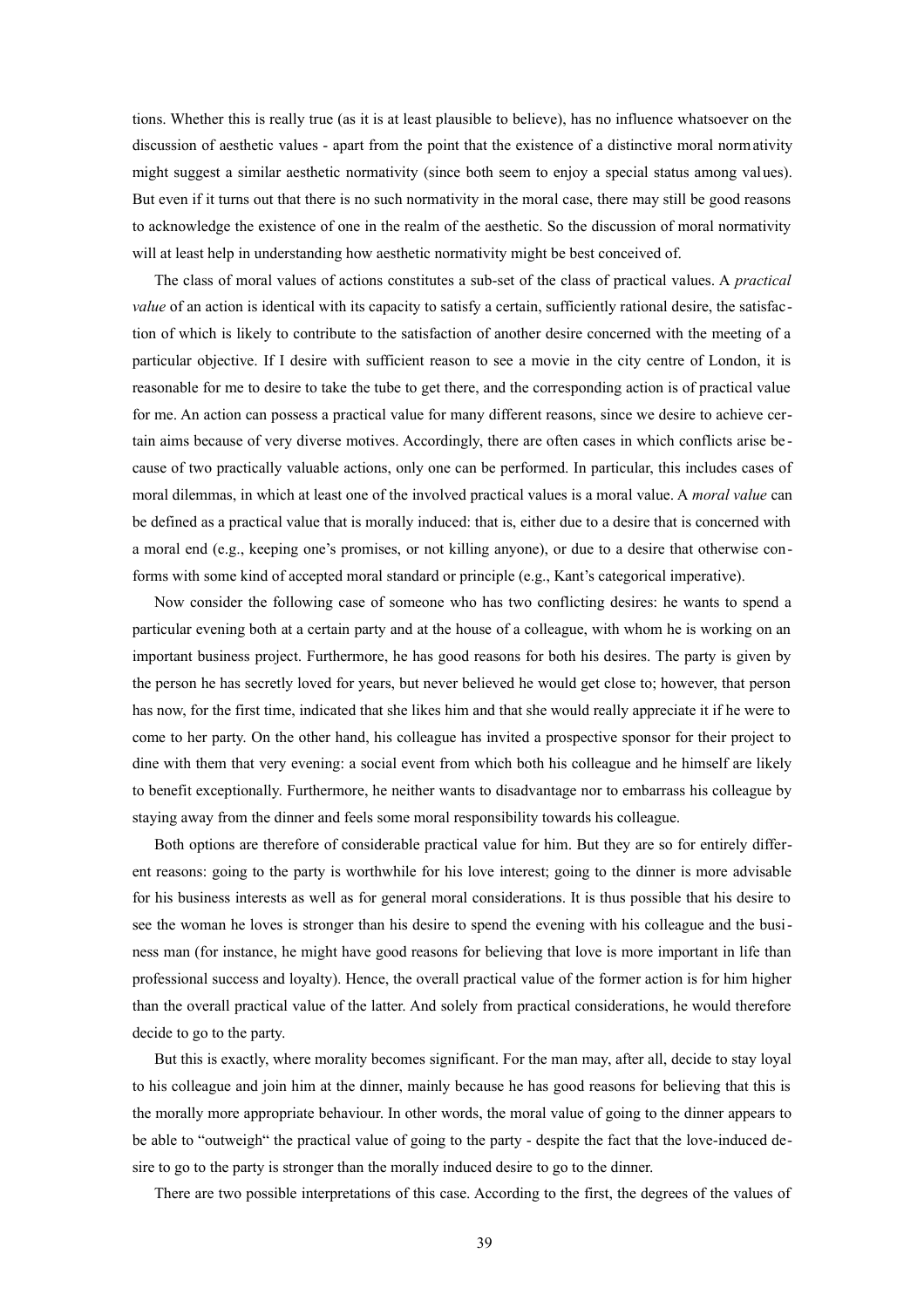tions. Whether this is really true (as it is at least plausible to believe), has no influence whatsoever on the discussion of aesthetic values - apart from the point that the existence of a distinctive moral normativity might suggest a similar aesthetic normativity (since both seem to enjoy a special status among values). But even if it turns out that there is no such normativity in the moral case, there may still be good reasons to acknowledge the existence of one in the realm of the aesthetic. So the discussion of moral normativity will at least help in understanding how aesthetic normativity might be best conceived of.

The class of moral values of actions constitutes a sub-set of the class of practical values. A *practical value* of an action is identical with its capacity to satisfy a certain, sufficiently rational desire, the satisfaction of which is likely to contribute to the satisfaction of another desire concerned with the meeting of a particular objective. If I desire with sufficient reason to see a movie in the city centre of London, it is reasonable for me to desire to take the tube to get there, and the corresponding action is of practical value for me. An action can possess a practical value for many different reasons, since we desire to achieve certain aims because of very diverse motives. Accordingly, there are often cases in which conflicts arise because of two practically valuable actions, only one can be performed. In particular, this includes cases of moral dilemmas, in which at least one of the involved practical values is a moral value. A *moral value* can be defined as a practical value that is morally induced: that is, either due to a desire that is concerned with a moral end (e.g., keeping one's promises, or not killing anyone), or due to a desire that otherwise conforms with some kind of accepted moral standard or principle (e.g., Kant's categorical imperative).

Now consider the following case of someone who has two conflicting desires: he wants to spend a particular evening both at a certain party and at the house of a colleague, with whom he is working on an important business project. Furthermore, he has good reasons for both his desires. The party is given by the person he has secretly loved for years, but never believed he would get close to; however, that person has now, for the first time, indicated that she likes him and that she would really appreciate it if he were to come to her party. On the other hand, his colleague has invited a prospective sponsor for their project to dine with them that very evening: a social event from which both his colleague and he himself are likely to benefit exceptionally. Furthermore, he neither wants to disadvantage nor to embarrass his colleague by staying away from the dinner and feels some moral responsibility towards his colleague.

Both options are therefore of considerable practical value for him. But they are so for entirely different reasons: going to the party is worthwhile for his love interest; going to the dinner is more advisable for his business interests as well as for general moral considerations. It is thus possible that his desire to see the woman he loves is stronger than his desire to spend the evening with his colleague and the business man (for instance, he might have good reasons for believing that love is more important in life than professional success and loyalty). Hence, the overall practical value of the former action is for him higher than the overall practical value of the latter. And solely from practical considerations, he would therefore decide to go to the party.

But this is exactly, where morality becomes significant. For the man may, after all, decide to stay loyal to his colleague and join him at the dinner, mainly because he has good reasons for believing that this is the morally more appropriate behaviour. In other words, the moral value of going to the dinner appears to be able to "outweigh" the practical value of going to the party - despite the fact that the love-induced desire to go to the party is stronger than the morally induced desire to go to the dinner.

There are two possible interpretations of this case. According to the first, the degrees of the values of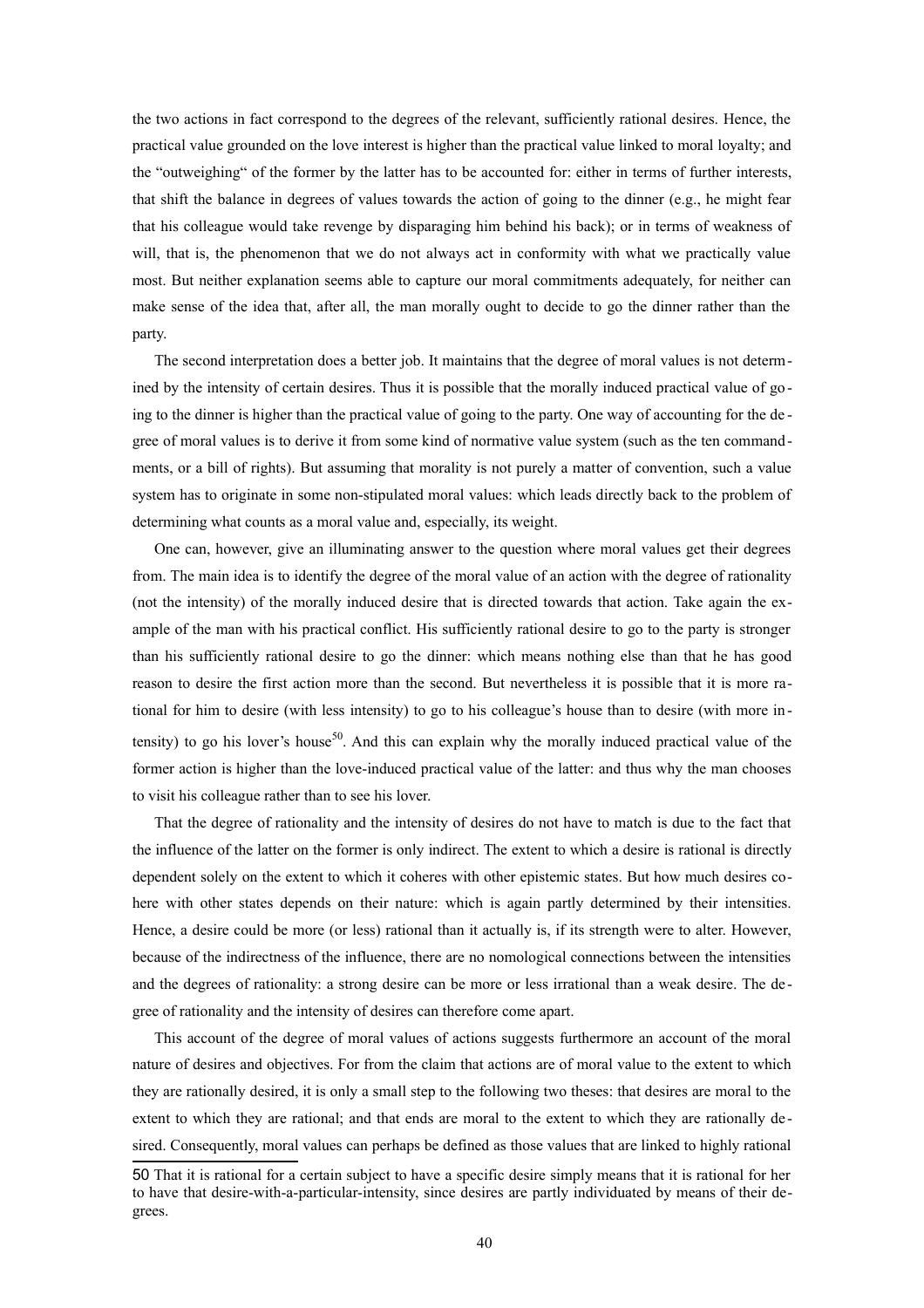the two actions in fact correspond to the degrees of the relevant, sufficiently rational desires. Hence, the practical value grounded on the love interest is higher than the practical value linked to moral loyalty; and the "outweighing" of the former by the latter has to be accounted for: either in terms of further interests, that shift the balance in degrees of values towards the action of going to the dinner (e.g., he might fear that his colleague would take revenge by disparaging him behind his back); or in terms of weakness of will, that is, the phenomenon that we do not always act in conformity with what we practically value most. But neither explanation seems able to capture our moral commitments adequately, for neither can make sense of the idea that, after all, the man morally ought to decide to go the dinner rather than the party.

The second interpretation does a better job. It maintains that the degree of moral values is not determined by the intensity of certain desires. Thus it is possible that the morally induced practical value of going to the dinner is higher than the practical value of going to the party. One way of accounting for the degree of moral values is to derive it from some kind of normative value system (such as the ten commandments, or a bill of rights). But assuming that morality is not purely a matter of convention, such a value system has to originate in some non-stipulated moral values: which leads directly back to the problem of determining what counts as a moral value and, especially, its weight.

One can, however, give an illuminating answer to the question where moral values get their degrees from. The main idea is to identify the degree of the moral value of an action with the degree of rationality (not the intensity) of the morally induced desire that is directed towards that action. Take again the example of the man with his practical conflict. His sufficiently rational desire to go to the party is stronger than his sufficiently rational desire to go the dinner: which means nothing else than that he has good reason to desire the first action more than the second. But nevertheless it is possible that it is more rational for him to desire (with less intensity) to go to his colleague's house than to desire (with more intensity) to go his lover's house[50]. And this can explain why the morally induced practical value of the former action is higher than the love-induced practical value of the latter: and thus why the man chooses to visit his colleague rather than to see his lover.

That the degree of rationality and the intensity of desires do not have to match is due to the fact that the influence of the latter on the former is only indirect. The extent to which a desire is rational is directly dependent solely on the extent to which it coheres with other epistemic states. But how much desires cohere with other states depends on their nature: which is again partly determined by their intensities. Hence, a desire could be more (or less) rational than it actually is, if its strength were to alter. However, because of the indirectness of the influence, there are no nomological connections between the intensities and the degrees of rationality: a strong desire can be more or less irrational than a weak desire. The degree of rationality and the intensity of desires can therefore come apart.

This account of the degree of moral values of actions suggests furthermore an account of the moral nature of desires and objectives. For from the claim that actions are of moral value to the extent to which they are rationally desired, it is only a small step to the following two theses: that desires are moral to the extent to which they are rational; and that ends are moral to the extent to which they are rationally desired. Consequently, moral values can perhaps be defined as those values that are linked to highly rational

---

50 That it is rational for a certain subject to have a specific desire simply means that it is rational for her to have that desire-with-a-particular-intensity, since desires are partly individuated by means of their degrees.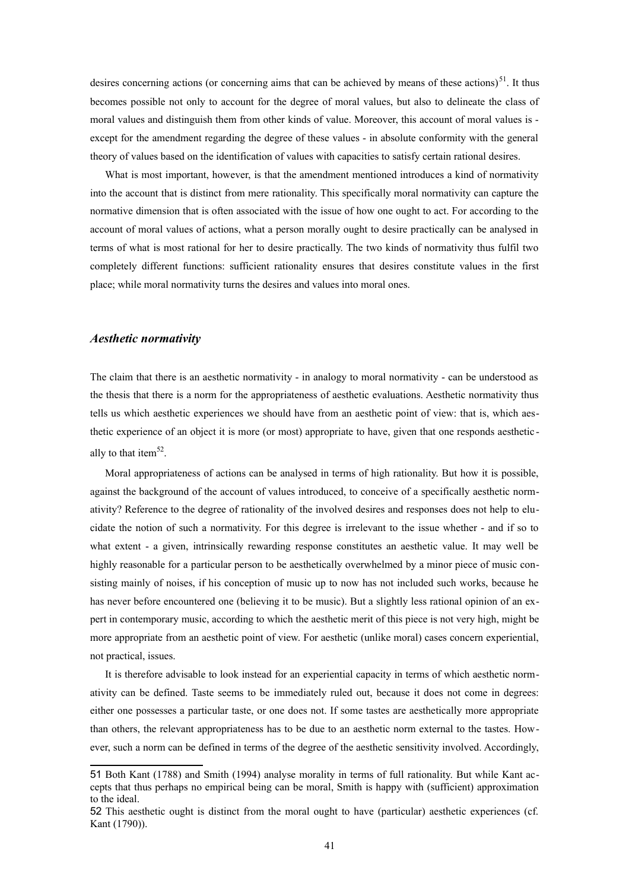desires concerning actions (or concerning aims that can be achieved by means of these actions)[51]. It thus becomes possible not only to account for the degree of moral values, but also to delineate the class of moral values and distinguish them from other kinds of value. Moreover, this account of moral values is - except for the amendment regarding the degree of these values - in absolute conformity with the general theory of values based on the identification of values with capacities to satisfy certain rational desires.

What is most important, however, is that the amendment mentioned introduces a kind of normativity into the account that is distinct from mere rationality. This specifically moral normativity can capture the normative dimension that is often associated with the issue of how one ought to act. For according to the account of moral values of actions, what a person morally ought to desire practically can be analysed in terms of what is most rational for her to desire practically. The two kinds of normativity thus fulfil two completely different functions: sufficient rationality ensures that desires constitute values in the first place; while moral normativity turns the desires and values into moral ones.

### *Aesthetic normativity*

The claim that there is an aesthetic normativity - in analogy to moral normativity - can be understood as the thesis that there is a norm for the appropriateness of aesthetic evaluations. Aesthetic normativity thus tells us which aesthetic experiences we should have from an aesthetic point of view: that is, which aesthetic experience of an object it is more (or most) appropriate to have, given that one responds aesthetically to that item[52].

Moral appropriateness of actions can be analysed in terms of high rationality. But how it is possible, against the background of the account of values introduced, to conceive of a specifically aesthetic normativity? Reference to the degree of rationality of the involved desires and responses does not help to elucidate the notion of such a normativity. For this degree is irrelevant to the issue whether - and if so to what extent - a given, intrinsically rewarding response constitutes an aesthetic value. It may well be highly reasonable for a particular person to be aesthetically overwhelmed by a minor piece of music consisting mainly of noises, if his conception of music up to now has not included such works, because he has never before encountered one (believing it to be music). But a slightly less rational opinion of an expert in contemporary music, according to which the aesthetic merit of this piece is not very high, might be more appropriate from an aesthetic point of view. For aesthetic (unlike moral) cases concern experiential, not practical, issues.

It is therefore advisable to look instead for an experiential capacity in terms of which aesthetic normativity can be defined. Taste seems to be immediately ruled out, because it does not come in degrees: either one possesses a particular taste, or one does not. If some tastes are aesthetically more appropriate than others, the relevant appropriateness has to be due to an aesthetic norm external to the tastes. However, such a norm can be defined in terms of the degree of the aesthetic sensitivity involved. Accordingly,

---

51 Both Kant (1788) and Smith (1994) analyse morality in terms of full rationality. But while Kant accepts that thus perhaps no empirical being can be moral, Smith is happy with (sufficient) approximation to the ideal.

52 This aesthetic ought is distinct from the moral ought to have (particular) aesthetic experiences (cf. Kant (1790)).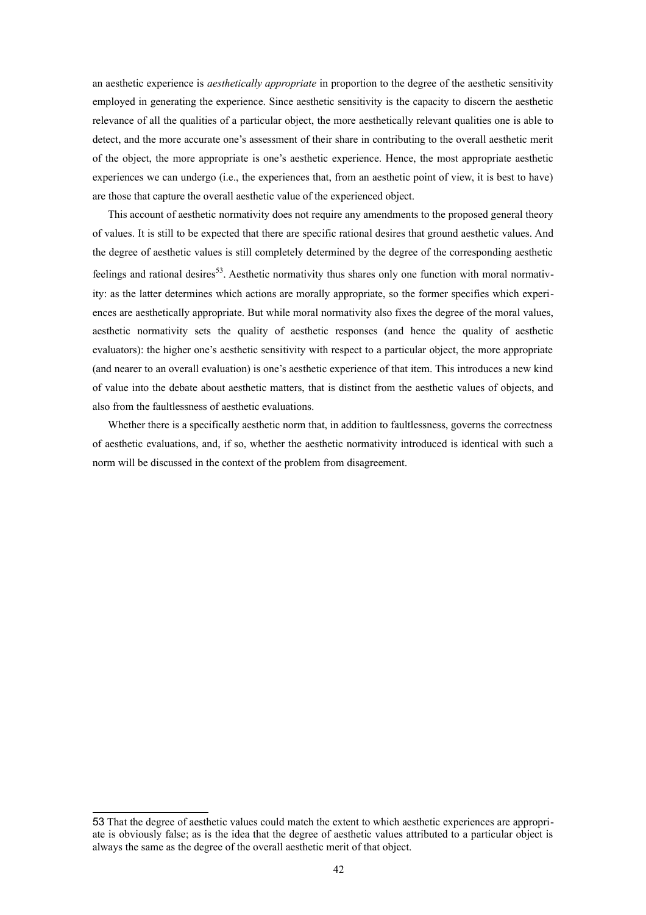an aesthetic experience is *aesthetically appropriate* in proportion to the degree of the aesthetic sensitivity employed in generating the experience. Since aesthetic sensitivity is the capacity to discern the aesthetic relevance of all the qualities of a particular object, the more aesthetically relevant qualities one is able to detect, and the more accurate one's assessment of their share in contributing to the overall aesthetic merit of the object, the more appropriate is one's aesthetic experience. Hence, the most appropriate aesthetic experiences we can undergo (i.e., the experiences that, from an aesthetic point of view, it is best to have) are those that capture the overall aesthetic value of the experienced object.

This account of aesthetic normativity does not require any amendments to the proposed general theory of values. It is still to be expected that there are specific rational desires that ground aesthetic values. And the degree of aesthetic values is still completely determined by the degree of the corresponding aesthetic feelings and rational desires[53]. Aesthetic normativity thus shares only one function with moral normativity: as the latter determines which actions are morally appropriate, so the former specifies which experiences are aesthetically appropriate. But while moral normativity also fixes the degree of the moral values, aesthetic normativity sets the quality of aesthetic responses (and hence the quality of aesthetic evaluators): the higher one's aesthetic sensitivity with respect to a particular object, the more appropriate (and nearer to an overall evaluation) is one's aesthetic experience of that item. This introduces a new kind of value into the debate about aesthetic matters, that is distinct from the aesthetic values of objects, and also from the faultlessness of aesthetic evaluations.

Whether there is a specifically aesthetic norm that, in addition to faultlessness, governs the correctness of aesthetic evaluations, and, if so, whether the aesthetic normativity introduced is identical with such a norm will be discussed in the context of the problem from disagreement.

---

53 That the degree of aesthetic values could match the extent to which aesthetic experiences are appropriate is obviously false; as is the idea that the degree of aesthetic values attributed to a particular object is always the same as the degree of the overall aesthetic merit of that object.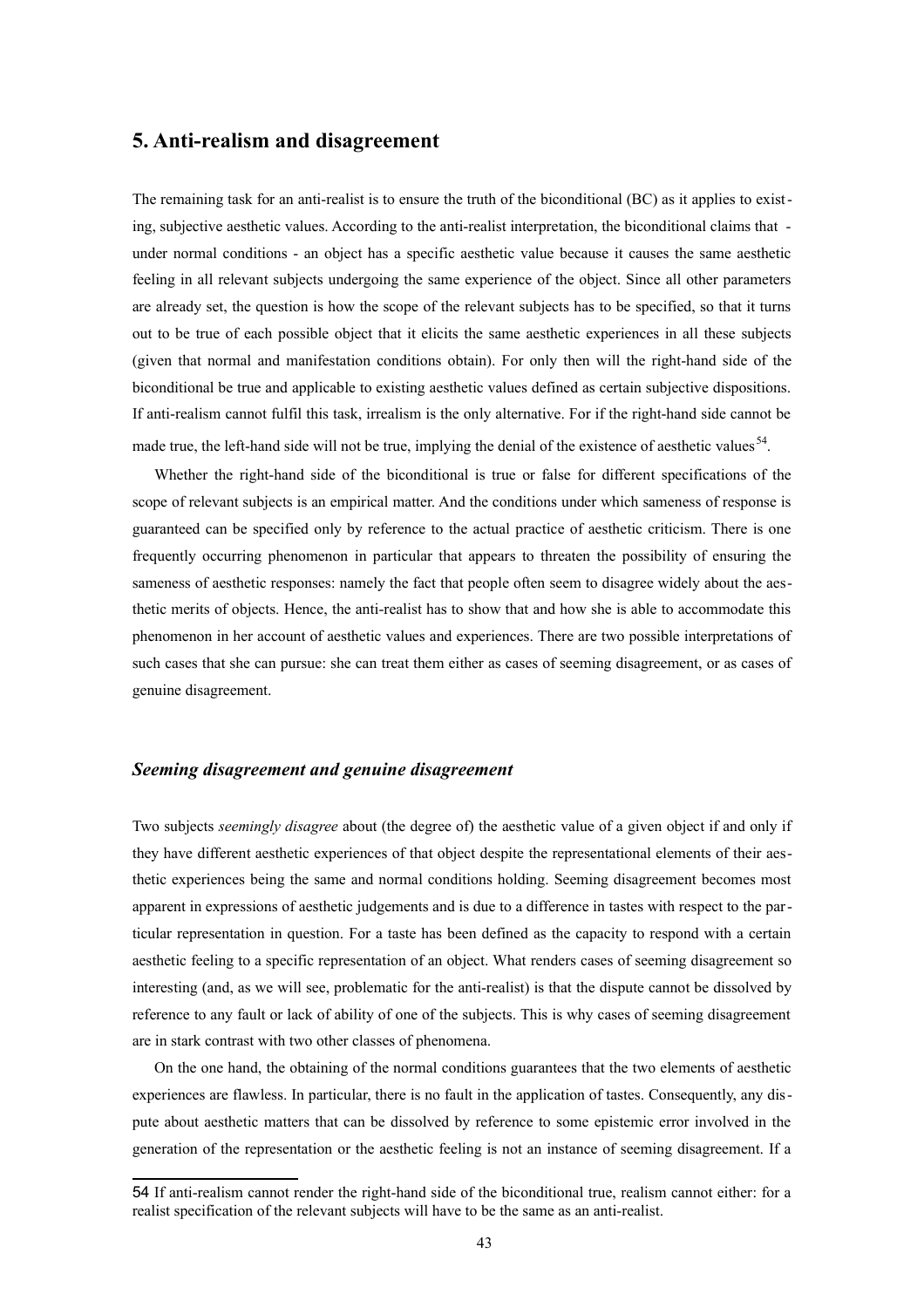# 5. Anti-realism and disagreement

The remaining task for an anti-realist is to ensure the truth of the biconditional (BC) as it applies to existing, subjective aesthetic values. According to the anti-realist interpretation, the biconditional claims that - under normal conditions - an object has a specific aesthetic value because it causes the same aesthetic feeling in all relevant subjects undergoing the same experience of the object. Since all other parameters are already set, the question is how the scope of the relevant subjects has to be specified, so that it turns out to be true of each possible object that it elicits the same aesthetic experiences in all these subjects (given that normal and manifestation conditions obtain). For only then will the right-hand side of the biconditional be true and applicable to existing aesthetic values defined as certain subjective dispositions. If anti-realism cannot fulfil this task, irrealism is the only alternative. For if the right-hand side cannot be made true, the left-hand side will not be true, implying the denial of the existence of aesthetic values[54].

Whether the right-hand side of the biconditional is true or false for different specifications of the scope of relevant subjects is an empirical matter. And the conditions under which sameness of response is guaranteed can be specified only by reference to the actual practice of aesthetic criticism. There is one frequently occurring phenomenon in particular that appears to threaten the possibility of ensuring the sameness of aesthetic responses: namely the fact that people often seem to disagree widely about the aesthetic merits of objects. Hence, the anti-realist has to show that and how she is able to accommodate this phenomenon in her account of aesthetic values and experiences. There are two possible interpretations of such cases that she can pursue: she can treat them either as cases of seeming disagreement, or as cases of genuine disagreement.

### *Seeming disagreement and genuine disagreement*

Two subjects *seemingly disagree* about (the degree of) the aesthetic value of a given object if and only if they have different aesthetic experiences of that object despite the representational elements of their aesthetic experiences being the same and normal conditions holding. Seeming disagreement becomes most apparent in expressions of aesthetic judgements and is due to a difference in tastes with respect to the particular representation in question. For a taste has been defined as the capacity to respond with a certain aesthetic feeling to a specific representation of an object. What renders cases of seeming disagreement so interesting (and, as we will see, problematic for the anti-realist) is that the dispute cannot be dissolved by reference to any fault or lack of ability of one of the subjects. This is why cases of seeming disagreement are in stark contrast with two other classes of phenomena.

On the one hand, the obtaining of the normal conditions guarantees that the two elements of aesthetic experiences are flawless. In particular, there is no fault in the application of tastes. Consequently, any dispute about aesthetic matters that can be dissolved by reference to some epistemic error involved in the generation of the representation or the aesthetic feeling is not an instance of seeming disagreement. If a

---

54 If anti-realism cannot render the right-hand side of the biconditional true, realism cannot either: for a realist specification of the relevant subjects will have to be the same as an anti-realist.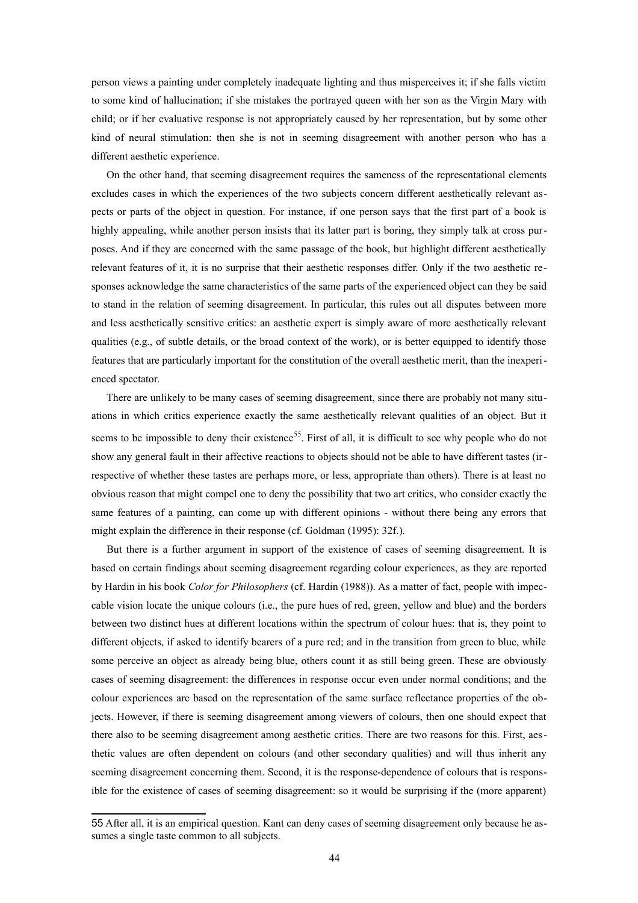person views a painting under completely inadequate lighting and thus misperceives it; if she falls victim to some kind of hallucination; if she mistakes the portrayed queen with her son as the Virgin Mary with child; or if her evaluative response is not appropriately caused by her representation, but by some other kind of neural stimulation: then she is not in seeming disagreement with another person who has a different aesthetic experience.

On the other hand, that seeming disagreement requires the sameness of the representational elements excludes cases in which the experiences of the two subjects concern different aesthetically relevant aspects or parts of the object in question. For instance, if one person says that the first part of a book is highly appealing, while another person insists that its latter part is boring, they simply talk at cross purposes. And if they are concerned with the same passage of the book, but highlight different aesthetically relevant features of it, it is no surprise that their aesthetic responses differ. Only if the two aesthetic responses acknowledge the same characteristics of the same parts of the experienced object can they be said to stand in the relation of seeming disagreement. In particular, this rules out all disputes between more and less aesthetically sensitive critics: an aesthetic expert is simply aware of more aesthetically relevant qualities (e.g., of subtle details, or the broad context of the work), or is better equipped to identify those features that are particularly important for the constitution of the overall aesthetic merit, than the inexperienced spectator.

There are unlikely to be many cases of seeming disagreement, since there are probably not many situations in which critics experience exactly the same aesthetically relevant qualities of an object. But it seems to be impossible to deny their existence[55]. First of all, it is difficult to see why people who do not show any general fault in their affective reactions to objects should not be able to have different tastes (irrespective of whether these tastes are perhaps more, or less, appropriate than others). There is at least no obvious reason that might compel one to deny the possibility that two art critics, who consider exactly the same features of a painting, can come up with different opinions - without there being any errors that might explain the difference in their response (cf. Goldman (1995): 32f.).

But there is a further argument in support of the existence of cases of seeming disagreement. It is based on certain findings about seeming disagreement regarding colour experiences, as they are reported by Hardin in his book *Color for Philosophers* (cf. Hardin (1988)). As a matter of fact, people with impeccable vision locate the unique colours (i.e., the pure hues of red, green, yellow and blue) and the borders between two distinct hues at different locations within the spectrum of colour hues: that is, they point to different objects, if asked to identify bearers of a pure red; and in the transition from green to blue, while some perceive an object as already being blue, others count it as still being green. These are obviously cases of seeming disagreement: the differences in response occur even under normal conditions; and the colour experiences are based on the representation of the same surface reflectance properties of the objects. However, if there is seeming disagreement among viewers of colours, then one should expect that there also to be seeming disagreement among aesthetic critics. There are two reasons for this. First, aesthetic values are often dependent on colours (and other secondary qualities) and will thus inherit any seeming disagreement concerning them. Second, it is the response-dependence of colours that is responsible for the existence of cases of seeming disagreement: so it would be surprising if the (more apparent)

[55] After all, it is an empirical question. Kant can deny cases of seeming disagreement only because he assumes a single taste common to all subjects.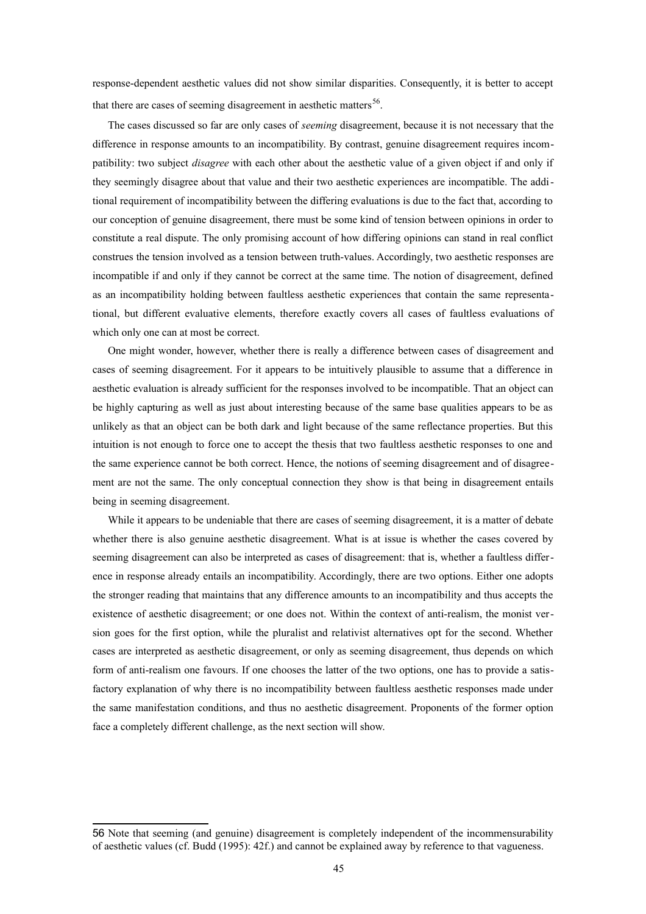response-dependent aesthetic values did not show similar disparities. Consequently, it is better to accept that there are cases of seeming disagreement in aesthetic matters[56].

The cases discussed so far are only cases of *seeming* disagreement, because it is not necessary that the difference in response amounts to an incompatibility. By contrast, genuine disagreement requires incompatibility: two subject *disagree* with each other about the aesthetic value of a given object if and only if they seemingly disagree about that value and their two aesthetic experiences are incompatible. The additional requirement of incompatibility between the differing evaluations is due to the fact that, according to our conception of genuine disagreement, there must be some kind of tension between opinions in order to constitute a real dispute. The only promising account of how differing opinions can stand in real conflict construes the tension involved as a tension between truth-values. Accordingly, two aesthetic responses are incompatible if and only if they cannot be correct at the same time. The notion of disagreement, defined as an incompatibility holding between faultless aesthetic experiences that contain the same representational, but different evaluative elements, therefore exactly covers all cases of faultless evaluations of which only one can at most be correct.

One might wonder, however, whether there is really a difference between cases of disagreement and cases of seeming disagreement. For it appears to be intuitively plausible to assume that a difference in aesthetic evaluation is already sufficient for the responses involved to be incompatible. That an object can be highly capturing as well as just about interesting because of the same base qualities appears to be as unlikely as that an object can be both dark and light because of the same reflectance properties. But this intuition is not enough to force one to accept the thesis that two faultless aesthetic responses to one and the same experience cannot be both correct. Hence, the notions of seeming disagreement and of disagreement are not the same. The only conceptual connection they show is that being in disagreement entails being in seeming disagreement.

While it appears to be undeniable that there are cases of seeming disagreement, it is a matter of debate whether there is also genuine aesthetic disagreement. What is at issue is whether the cases covered by seeming disagreement can also be interpreted as cases of disagreement: that is, whether a faultless difference in response already entails an incompatibility. Accordingly, there are two options. Either one adopts the stronger reading that maintains that any difference amounts to an incompatibility and thus accepts the existence of aesthetic disagreement; or one does not. Within the context of anti-realism, the monist version goes for the first option, while the pluralist and relativist alternatives opt for the second. Whether cases are interpreted as aesthetic disagreement, or only as seeming disagreement, thus depends on which form of anti-realism one favours. If one chooses the latter of the two options, one has to provide a satisfactory explanation of why there is no incompatibility between faultless aesthetic responses made under the same manifestation conditions, and thus no aesthetic disagreement. Proponents of the former option face a completely different challenge, as the next section will show.

---

56 Note that seeming (and genuine) disagreement is completely independent of the incommensurability of aesthetic values (cf. Budd (1995): 42f.) and cannot be explained away by reference to that vagueness.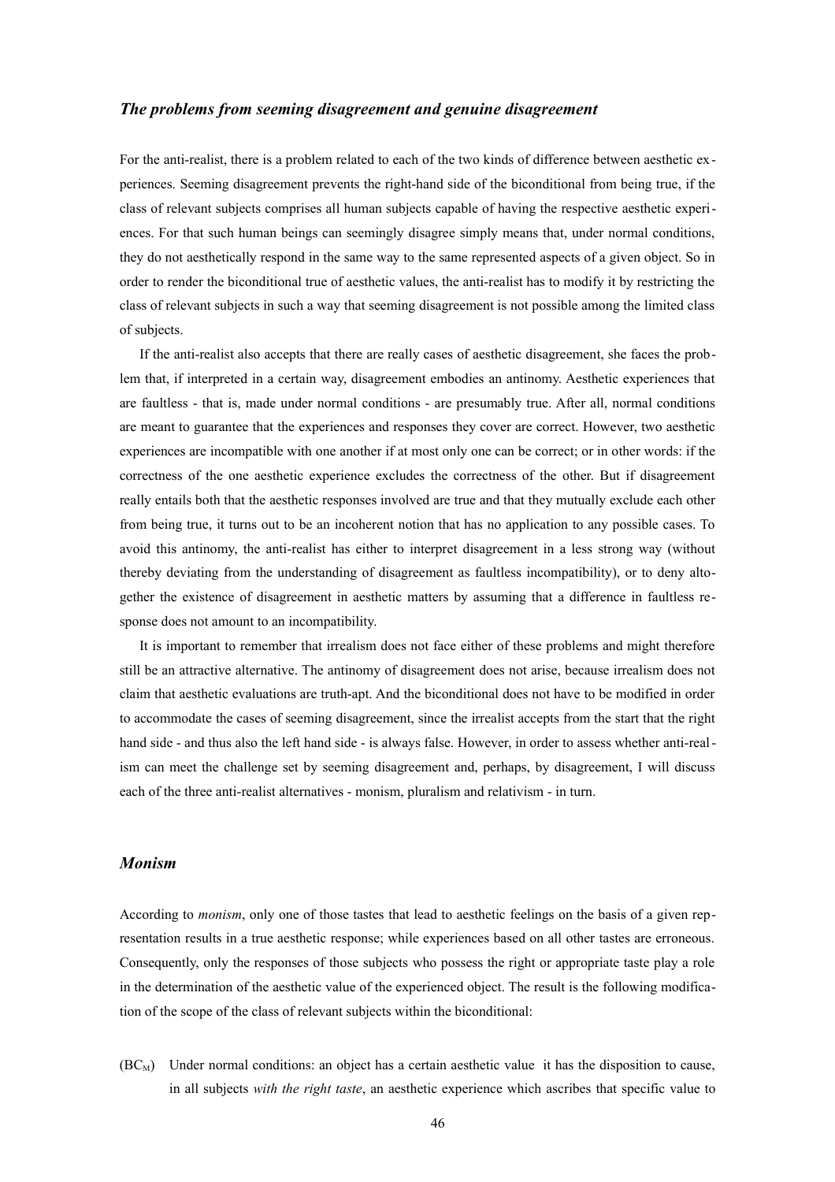### *The problems from seeming disagreement and genuine disagreement*

For the anti-realist, there is a problem related to each of the two kinds of difference between aesthetic experiences. Seeming disagreement prevents the right-hand side of the biconditional from being true, if the class of relevant subjects comprises all human subjects capable of having the respective aesthetic experiences. For that such human beings can seemingly disagree simply means that, under normal conditions, they do not aesthetically respond in the same way to the same represented aspects of a given object. So in order to render the biconditional true of aesthetic values, the anti-realist has to modify it by restricting the class of relevant subjects in such a way that seeming disagreement is not possible among the limited class of subjects.

If the anti-realist also accepts that there are really cases of aesthetic disagreement, she faces the problem that, if interpreted in a certain way, disagreement embodies an antinomy. Aesthetic experiences that are faultless - that is, made under normal conditions - are presumably true. After all, normal conditions are meant to guarantee that the experiences and responses they cover are correct. However, two aesthetic experiences are incompatible with one another if at most only one can be correct; or in other words: if the correctness of the one aesthetic experience excludes the correctness of the other. But if disagreement really entails both that the aesthetic responses involved are true and that they mutually exclude each other from being true, it turns out to be an incoherent notion that has no application to any possible cases. To avoid this antinomy, the anti-realist has either to interpret disagreement in a less strong way (without thereby deviating from the understanding of disagreement as faultless incompatibility), or to deny altogether the existence of disagreement in aesthetic matters by assuming that a difference in faultless response does not amount to an incompatibility.

It is important to remember that irrealism does not face either of these problems and might therefore still be an attractive alternative. The antinomy of disagreement does not arise, because irrealism does not claim that aesthetic evaluations are truth-apt. And the biconditional does not have to be modified in order to accommodate the cases of seeming disagreement, since the irrealist accepts from the start that the right hand side - and thus also the left hand side - is always false. However, in order to assess whether anti-realism can meet the challenge set by seeming disagreement and, perhaps, by disagreement, I will discuss each of the three anti-realist alternatives - monism, pluralism and relativism - in turn.

### *Monism*

According to *monism*, only one of those tastes that lead to aesthetic feelings on the basis of a given representation results in a true aesthetic response; while experiences based on all other tastes are erroneous. Consequently, only the responses of those subjects who possess the right or appropriate taste play a role in the determination of the aesthetic value of the experienced object. The result is the following modification of the scope of the class of relevant subjects within the biconditional:

($BC_M$) Under normal conditions: an object has a certain aesthetic value  it has the disposition to cause, in all subjects *with the right taste*, an aesthetic experience which ascribes that specific value to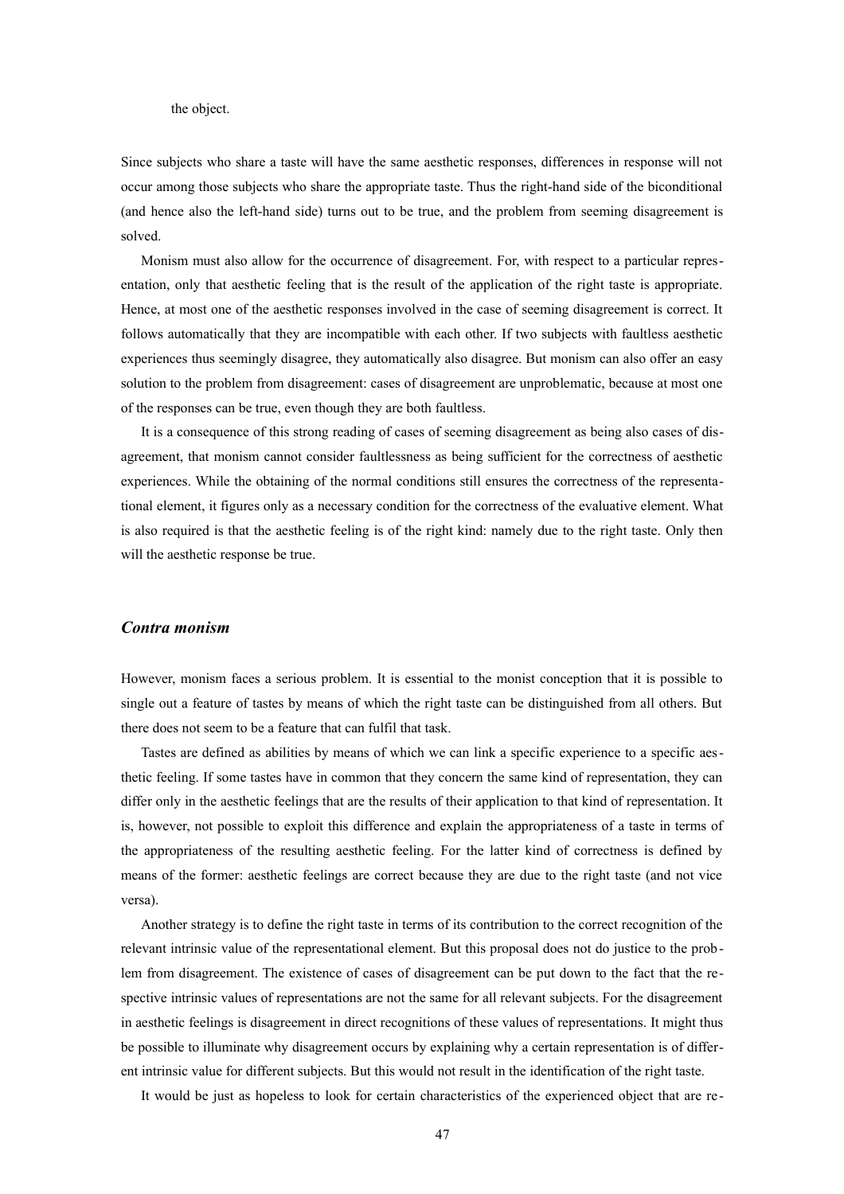the object.

Since subjects who share a taste will have the same aesthetic responses, differences in response will not occur among those subjects who share the appropriate taste. Thus the right-hand side of the biconditional (and hence also the left-hand side) turns out to be true, and the problem from seeming disagreement is solved.

Monism must also allow for the occurrence of disagreement. For, with respect to a particular representation, only that aesthetic feeling that is the result of the application of the right taste is appropriate. Hence, at most one of the aesthetic responses involved in the case of seeming disagreement is correct. It follows automatically that they are incompatible with each other. If two subjects with faultless aesthetic experiences thus seemingly disagree, they automatically also disagree. But monism can also offer an easy solution to the problem from disagreement: cases of disagreement are unproblematic, because at most one of the responses can be true, even though they are both faultless.

It is a consequence of this strong reading of cases of seeming disagreement as being also cases of disagreement, that monism cannot consider faultlessness as being sufficient for the correctness of aesthetic experiences. While the obtaining of the normal conditions still ensures the correctness of the representational element, it figures only as a necessary condition for the correctness of the evaluative element. What is also required is that the aesthetic feeling is of the right kind: namely due to the right taste. Only then will the aesthetic response be true.

### *Contra monism*

However, monism faces a serious problem. It is essential to the monist conception that it is possible to single out a feature of tastes by means of which the right taste can be distinguished from all others. But there does not seem to be a feature that can fulfil that task.

Tastes are defined as abilities by means of which we can link a specific experience to a specific aesthetic feeling. If some tastes have in common that they concern the same kind of representation, they can differ only in the aesthetic feelings that are the results of their application to that kind of representation. It is, however, not possible to exploit this difference and explain the appropriateness of a taste in terms of the appropriateness of the resulting aesthetic feeling. For the latter kind of correctness is defined by means of the former: aesthetic feelings are correct because they are due to the right taste (and not vice versa).

Another strategy is to define the right taste in terms of its contribution to the correct recognition of the relevant intrinsic value of the representational element. But this proposal does not do justice to the problem from disagreement. The existence of cases of disagreement can be put down to the fact that the respective intrinsic values of representations are not the same for all relevant subjects. For the disagreement in aesthetic feelings is disagreement in direct recognitions of these values of representations. It might thus be possible to illuminate why disagreement occurs by explaining why a certain representation is of different intrinsic value for different subjects. But this would not result in the identification of the right taste.

It would be just as hopeless to look for certain characteristics of the experienced object that are re-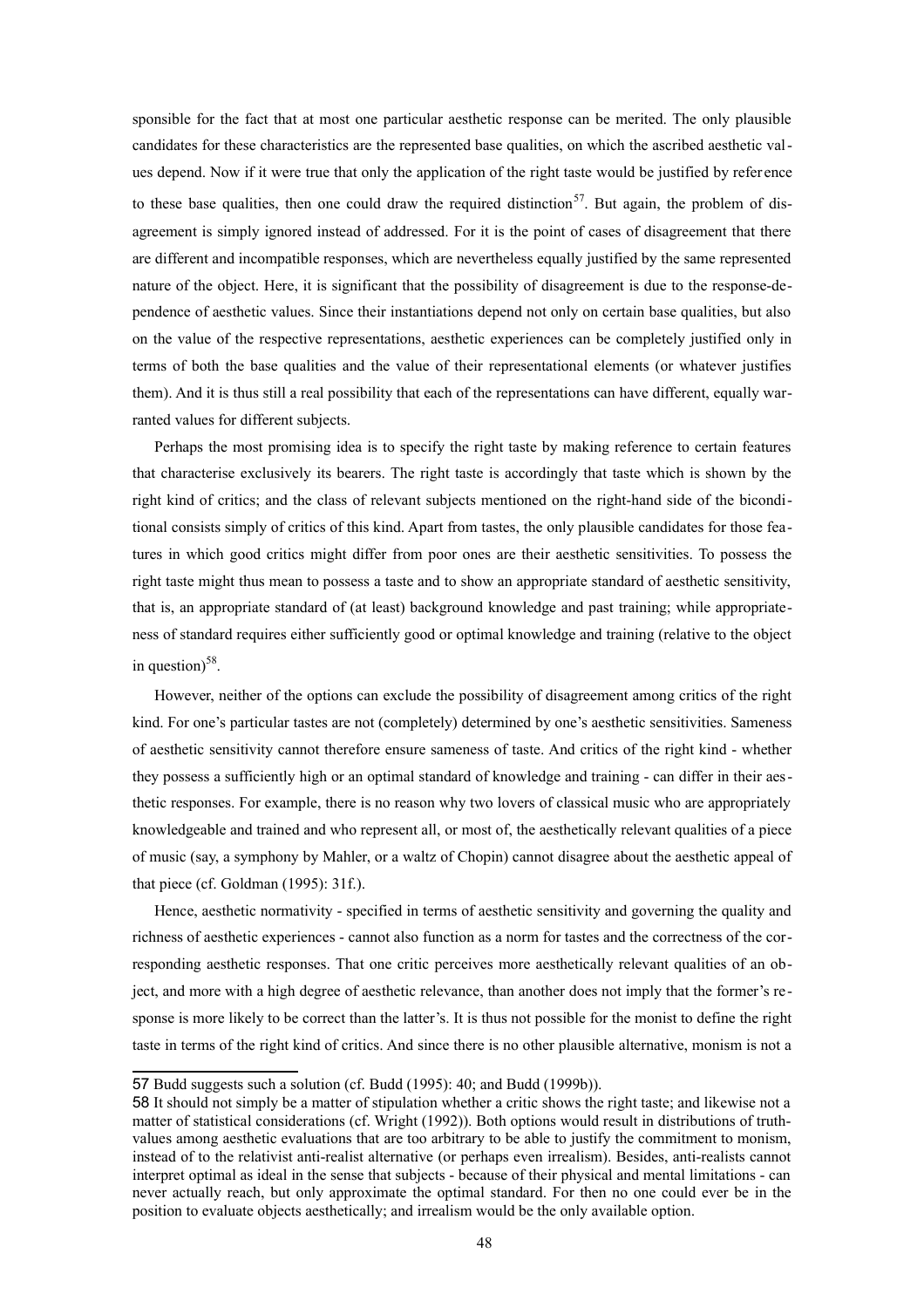sponsible for the fact that at most one particular aesthetic response can be merited. The only plausible candidates for these characteristics are the represented base qualities, on which the ascribed aesthetic values depend. Now if it were true that only the application of the right taste would be justified by reference to these base qualities, then one could draw the required distinction[57]. But again, the problem of disagreement is simply ignored instead of addressed. For it is the point of cases of disagreement that there are different and incompatible responses, which are nevertheless equally justified by the same represented nature of the object. Here, it is significant that the possibility of disagreement is due to the response-dependence of aesthetic values. Since their instantiations depend not only on certain base qualities, but also on the value of the respective representations, aesthetic experiences can be completely justified only in terms of both the base qualities and the value of their representational elements (or whatever justifies them). And it is thus still a real possibility that each of the representations can have different, equally warranted values for different subjects.

Perhaps the most promising idea is to specify the right taste by making reference to certain features that characterise exclusively its bearers. The right taste is accordingly that taste which is shown by the right kind of critics; and the class of relevant subjects mentioned on the right-hand side of the biconditional consists simply of critics of this kind. Apart from tastes, the only plausible candidates for those features in which good critics might differ from poor ones are their aesthetic sensitivities. To possess the right taste might thus mean to possess a taste and to show an appropriate standard of aesthetic sensitivity, that is, an appropriate standard of (at least) background knowledge and past training; while appropriateness of standard requires either sufficiently good or optimal knowledge and training (relative to the object in question)[58].

However, neither of the options can exclude the possibility of disagreement among critics of the right kind. For one's particular tastes are not (completely) determined by one's aesthetic sensitivities. Sameness of aesthetic sensitivity cannot therefore ensure sameness of taste. And critics of the right kind - whether they possess a sufficiently high or an optimal standard of knowledge and training - can differ in their aesthetic responses. For example, there is no reason why two lovers of classical music who are appropriately knowledgeable and trained and who represent all, or most of, the aesthetically relevant qualities of a piece of music (say, a symphony by Mahler, or a waltz of Chopin) cannot disagree about the aesthetic appeal of that piece (cf. Goldman (1995): 31f.).

Hence, aesthetic normativity - specified in terms of aesthetic sensitivity and governing the quality and richness of aesthetic experiences - cannot also function as a norm for tastes and the correctness of the corresponding aesthetic responses. That one critic perceives more aesthetically relevant qualities of an object, and more with a high degree of aesthetic relevance, than another does not imply that the former's response is more likely to be correct than the latter's. It is thus not possible for the monist to define the right taste in terms of the right kind of critics. And since there is no other plausible alternative, monism is not a

---

57 Budd suggests such a solution (cf. Budd (1995): 40; and Budd (1999b)).

58 It should not simply be a matter of stipulation whether a critic shows the right taste; and likewise not a matter of statistical considerations (cf. Wright (1992)). Both options would result in distributions of truth-values among aesthetic evaluations that are too arbitrary to be able to justify the commitment to monism, instead of to the relativist anti-realist alternative (or perhaps even irrealism). Besides, anti-realists cannot interpret optimal as ideal in the sense that subjects - because of their physical and mental limitations - can never actually reach, but only approximate the optimal standard. For then no one could ever be in the position to evaluate objects aesthetically; and irrealism would be the only available option.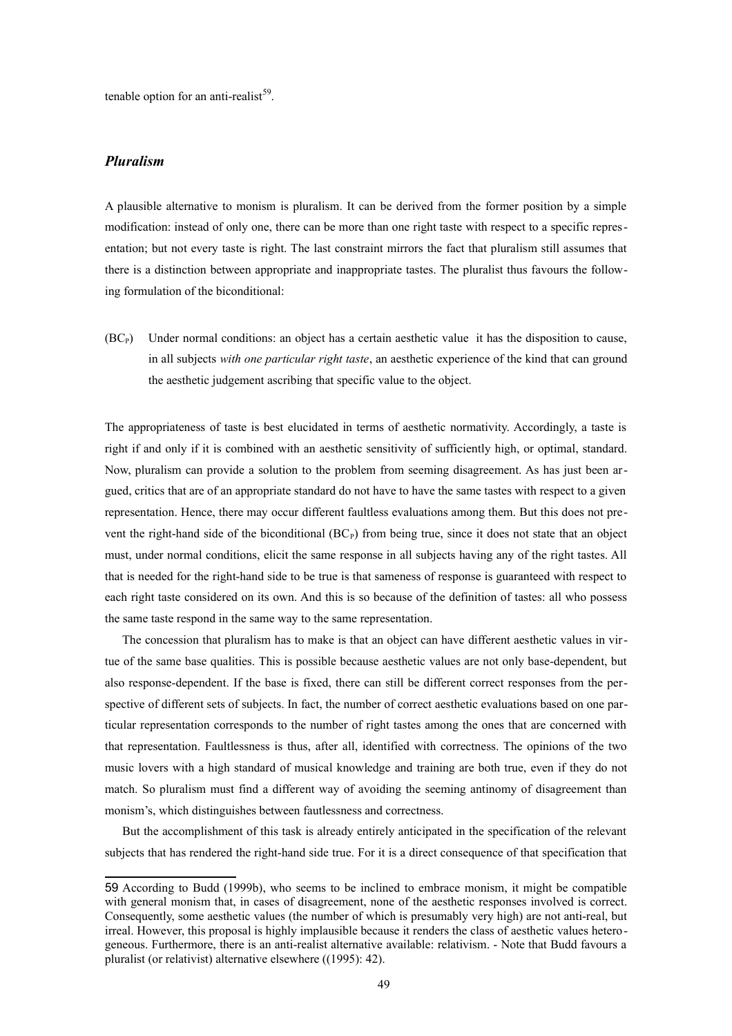tenable option for an anti-realist[59].

### *Pluralism*

A plausible alternative to monism is pluralism. It can be derived from the former position by a simple modification: instead of only one, there can be more than one right taste with respect to a specific representation; but not every taste is right. The last constraint mirrors the fact that pluralism still assumes that there is a distinction between appropriate and inappropriate tastes. The pluralist thus favours the following formulation of the biconditional:

($BC_P$) Under normal conditions: an object has a certain aesthetic value  it has the disposition to cause, in all subjects *with one particular right taste*, an aesthetic experience of the kind that can ground the aesthetic judgement ascribing that specific value to the object.

The appropriateness of taste is best elucidated in terms of aesthetic normativity. Accordingly, a taste is right if and only if it is combined with an aesthetic sensitivity of sufficiently high, or optimal, standard. Now, pluralism can provide a solution to the problem from seeming disagreement. As has just been argued, critics that are of an appropriate standard do not have to have the same tastes with respect to a given representation. Hence, there may occur different faultless evaluations among them. But this does not prevent the right-hand side of the biconditional ($BC_P$) from being true, since it does not state that an object must, under normal conditions, elicit the same response in all subjects having any of the right tastes. All that is needed for the right-hand side to be true is that sameness of response is guaranteed with respect to each right taste considered on its own. And this is so because of the definition of tastes: all who possess the same taste respond in the same way to the same representation.

The concession that pluralism has to make is that an object can have different aesthetic values in virtue of the same base qualities. This is possible because aesthetic values are not only base-dependent, but also response-dependent. If the base is fixed, there can still be different correct responses from the perspective of different sets of subjects. In fact, the number of correct aesthetic evaluations based on one particular representation corresponds to the number of right tastes among the ones that are concerned with that representation. Faultlessness is thus, after all, identified with correctness. The opinions of the two music lovers with a high standard of musical knowledge and training are both true, even if they do not match. So pluralism must find a different way of avoiding the seeming antinomy of disagreement than monism's, which distinguishes between fautlessness and correctness.

But the accomplishment of this task is already entirely anticipated in the specification of the relevant subjects that has rendered the right-hand side true. For it is a direct consequence of that specification that

---

59 According to Budd (1999b), who seems to be inclined to embrace monism, it might be compatible with general monism that, in cases of disagreement, none of the aesthetic responses involved is correct. Consequently, some aesthetic values (the number of which is presumably very high) are not anti-real, but irreal. However, this proposal is highly implausible because it renders the class of aesthetic values heterogeneous. Furthermore, there is an anti-realist alternative available: relativism. - Note that Budd favours a pluralist (or relativist) alternative elsewhere ((1995): 42).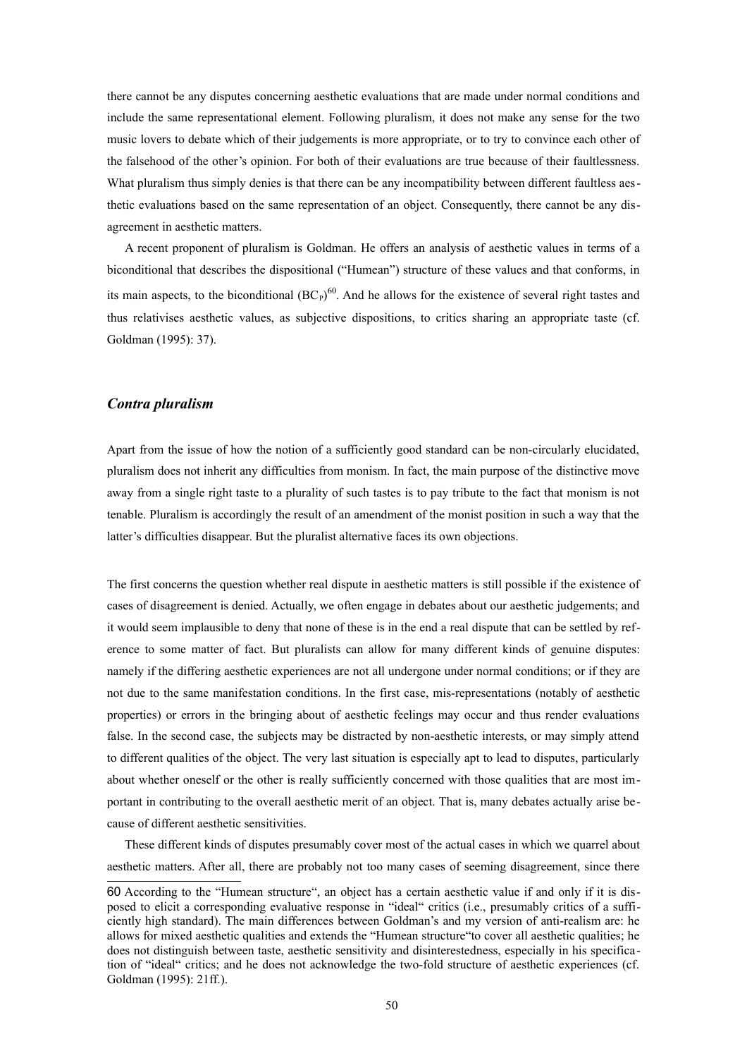there cannot be any disputes concerning aesthetic evaluations that are made under normal conditions and include the same representational element. Following pluralism, it does not make any sense for the two music lovers to debate which of their judgements is more appropriate, or to try to convince each other of the falsehood of the other's opinion. For both of their evaluations are true because of their faultlessness. What pluralism thus simply denies is that there can be any incompatibility between different faultless aesthetic evaluations based on the same representation of an object. Consequently, there cannot be any disagreement in aesthetic matters.

A recent proponent of pluralism is Goldman. He offers an analysis of aesthetic values in terms of a biconditional that describes the dispositional ("Humean") structure of these values and that conforms, in its main aspects, to the biconditional ($BC_P$)[60]. And he allows for the existence of several right tastes and thus relativises aesthetic values, as subjective dispositions, to critics sharing an appropriate taste (cf. Goldman (1995): 37).

### *Contra pluralism*

Apart from the issue of how the notion of a sufficiently good standard can be non-circularly elucidated, pluralism does not inherit any difficulties from monism. In fact, the main purpose of the distinctive move away from a single right taste to a plurality of such tastes is to pay tribute to the fact that monism is not tenable. Pluralism is accordingly the result of an amendment of the monist position in such a way that the latter's difficulties disappear. But the pluralist alternative faces its own objections.

The first concerns the question whether real dispute in aesthetic matters is still possible if the existence of cases of disagreement is denied. Actually, we often engage in debates about our aesthetic judgements; and it would seem implausible to deny that none of these is in the end a real dispute that can be settled by reference to some matter of fact. But pluralists can allow for many different kinds of genuine disputes: namely if the differing aesthetic experiences are not all undergone under normal conditions; or if they are not due to the same manifestation conditions. In the first case, mis-representations (notably of aesthetic properties) or errors in the bringing about of aesthetic feelings may occur and thus render evaluations false. In the second case, the subjects may be distracted by non-aesthetic interests, or may simply attend to different qualities of the object. The very last situation is especially apt to lead to disputes, particularly about whether oneself or the other is really sufficiently concerned with those qualities that are most important in contributing to the overall aesthetic merit of an object. That is, many debates actually arise because of different aesthetic sensitivities.

These different kinds of disputes presumably cover most of the actual cases in which we quarrel about aesthetic matters. After all, there are probably not too many cases of seeming disagreement, since there

---

60 According to the "Humean structure", an object has a certain aesthetic value if and only if it is disposed to elicit a corresponding evaluative response in "ideal" critics (i.e., presumably critics of a sufficiently high standard). The main differences between Goldman's and my version of anti-realism are: he allows for mixed aesthetic qualities and extends the "Humean structure" to cover all aesthetic qualities; he does not distinguish between taste, aesthetic sensitivity and disinterestedness, especially in his specification of "ideal" critics; and he does not acknowledge the two-fold structure of aesthetic experiences (cf. Goldman (1995): 21ff.).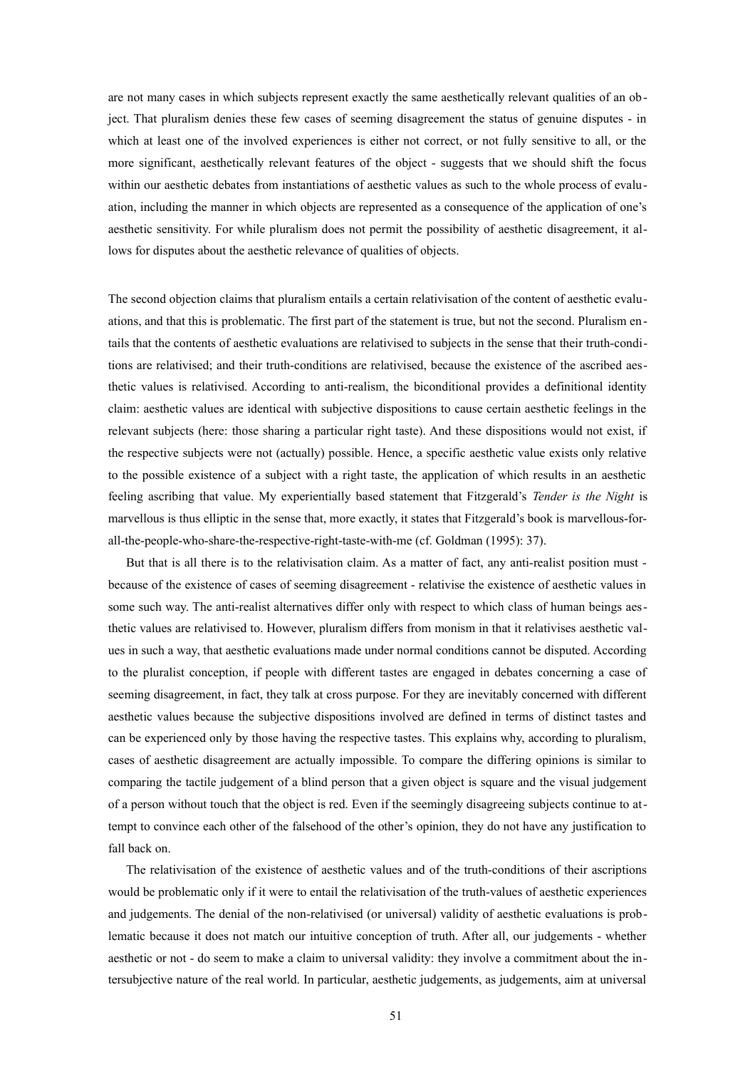are not many cases in which subjects represent exactly the same aesthetically relevant qualities of an object. That pluralism denies these few cases of seeming disagreement the status of genuine disputes - in which at least one of the involved experiences is either not correct, or not fully sensitive to all, or the more significant, aesthetically relevant features of the object - suggests that we should shift the focus within our aesthetic debates from instantiations of aesthetic values as such to the whole process of evaluation, including the manner in which objects are represented as a consequence of the application of one's aesthetic sensitivity. For while pluralism does not permit the possibility of aesthetic disagreement, it allows for disputes about the aesthetic relevance of qualities of objects.

The second objection claims that pluralism entails a certain relativisation of the content of aesthetic evaluations, and that this is problematic. The first part of the statement is true, but not the second. Pluralism entails that the contents of aesthetic evaluations are relativised to subjects in the sense that their truth-conditions are relativised; and their truth-conditions are relativised, because the existence of the ascribed aesthetic values is relativised. According to anti-realism, the biconditional provides a definitional identity claim: aesthetic values are identical with subjective dispositions to cause certain aesthetic feelings in the relevant subjects (here: those sharing a particular right taste). And these dispositions would not exist, if the respective subjects were not (actually) possible. Hence, a specific aesthetic value exists only relative to the possible existence of a subject with a right taste, the application of which results in an aesthetic feeling ascribing that value. My experientially based statement that Fitzgerald's *Tender is the Night* is marvellous is thus elliptic in the sense that, more exactly, it states that Fitzgerald's book is marvellous-for-all-the-people-who-share-the-respective-right-taste-with-me (cf. Goldman (1995): 37).

But that is all there is to the relativisation claim. As a matter of fact, any anti-realist position must - because of the existence of cases of seeming disagreement - relativise the existence of aesthetic values in some such way. The anti-realist alternatives differ only with respect to which class of human beings aesthetic values are relativised to. However, pluralism differs from monism in that it relativises aesthetic values in such a way, that aesthetic evaluations made under normal conditions cannot be disputed. According to the pluralist conception, if people with different tastes are engaged in debates concerning a case of seeming disagreement, in fact, they talk at cross purpose. For they are inevitably concerned with different aesthetic values because the subjective dispositions involved are defined in terms of distinct tastes and can be experienced only by those having the respective tastes. This explains why, according to pluralism, cases of aesthetic disagreement are actually impossible. To compare the differing opinions is similar to comparing the tactile judgement of a blind person that a given object is square and the visual judgement of a person without touch that the object is red. Even if the seemingly disagreeing subjects continue to attempt to convince each other of the falsehood of the other's opinion, they do not have any justification to fall back on.

The relativisation of the existence of aesthetic values and of the truth-conditions of their ascriptions would be problematic only if it were to entail the relativisation of the truth-values of aesthetic experiences and judgements. The denial of the non-relativised (or universal) validity of aesthetic evaluations is problematic because it does not match our intuitive conception of truth. After all, our judgements - whether aesthetic or not - do seem to make a claim to universal validity: they involve a commitment about the intersubjective nature of the real world. In particular, aesthetic judgements, as judgements, aim at universal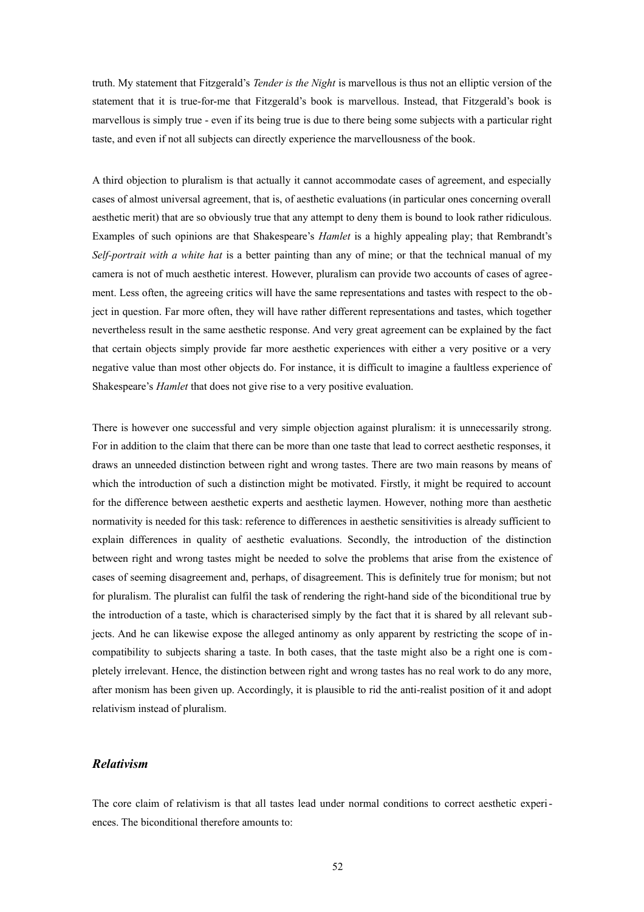truth. My statement that Fitzgerald's *Tender is the Night* is marvellous is thus not an elliptic version of the statement that it is true-for-me that Fitzgerald's book is marvellous. Instead, that Fitzgerald's book is marvellous is simply true - even if its being true is due to there being some subjects with a particular right taste, and even if not all subjects can directly experience the marvellousness of the book.

A third objection to pluralism is that actually it cannot accommodate cases of agreement, and especially cases of almost universal agreement, that is, of aesthetic evaluations (in particular ones concerning overall aesthetic merit) that are so obviously true that any attempt to deny them is bound to look rather ridiculous. Examples of such opinions are that Shakespeare's *Hamlet* is a highly appealing play; that Rembrandt's *Self-portrait with a white hat* is a better painting than any of mine; or that the technical manual of my camera is not of much aesthetic interest. However, pluralism can provide two accounts of cases of agreement. Less often, the agreeing critics will have the same representations and tastes with respect to the object in question. Far more often, they will have rather different representations and tastes, which together nevertheless result in the same aesthetic response. And very great agreement can be explained by the fact that certain objects simply provide far more aesthetic experiences with either a very positive or a very negative value than most other objects do. For instance, it is difficult to imagine a faultless experience of Shakespeare's *Hamlet* that does not give rise to a very positive evaluation.

There is however one successful and very simple objection against pluralism: it is unnecessarily strong. For in addition to the claim that there can be more than one taste that lead to correct aesthetic responses, it draws an unneeded distinction between right and wrong tastes. There are two main reasons by means of which the introduction of such a distinction might be motivated. Firstly, it might be required to account for the difference between aesthetic experts and aesthetic laymen. However, nothing more than aesthetic normativity is needed for this task: reference to differences in aesthetic sensitivities is already sufficient to explain differences in quality of aesthetic evaluations. Secondly, the introduction of the distinction between right and wrong tastes might be needed to solve the problems that arise from the existence of cases of seeming disagreement and, perhaps, of disagreement. This is definitely true for monism; but not for pluralism. The pluralist can fulfil the task of rendering the right-hand side of the biconditional true by the introduction of a taste, which is characterised simply by the fact that it is shared by all relevant subjects. And he can likewise expose the alleged antinomy as only apparent by restricting the scope of incompatibility to subjects sharing a taste. In both cases, that the taste might also be a right one is completely irrelevant. Hence, the distinction between right and wrong tastes has no real work to do any more, after monism has been given up. Accordingly, it is plausible to rid the anti-realist position of it and adopt relativism instead of pluralism.

### *Relativism*

The core claim of relativism is that all tastes lead under normal conditions to correct aesthetic experiences. The biconditional therefore amounts to: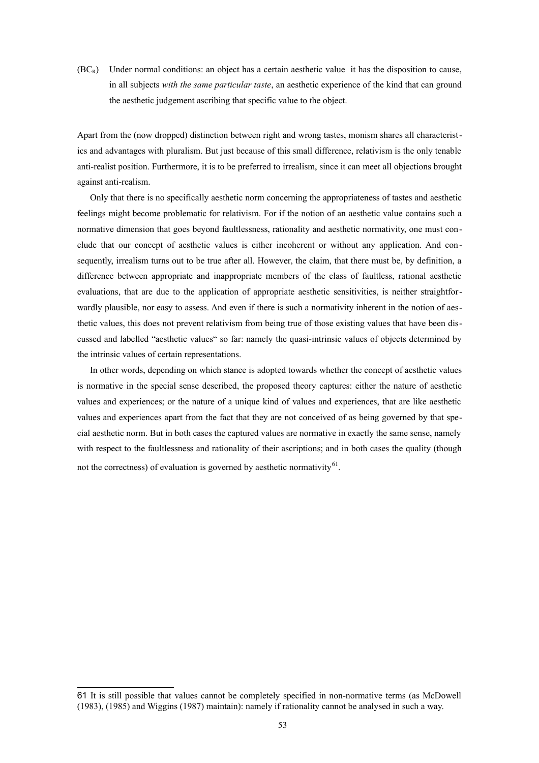($BC_R$) Under normal conditions: an object has a certain aesthetic value  it has the disposition to cause, in all subjects *with the same particular taste*, an aesthetic experience of the kind that can ground the aesthetic judgement ascribing that specific value to the object.

Apart from the (now dropped) distinction between right and wrong tastes, monism shares all characteristics and advantages with pluralism. But just because of this small difference, relativism is the only tenable anti-realist position. Furthermore, it is to be preferred to irrealism, since it can meet all objections brought against anti-realism.

Only that there is no specifically aesthetic norm concerning the appropriateness of tastes and aesthetic feelings might become problematic for relativism. For if the notion of an aesthetic value contains such a normative dimension that goes beyond faultlessness, rationality and aesthetic normativity, one must conclude that our concept of aesthetic values is either incoherent or without any application. And consequently, irrealism turns out to be true after all. However, the claim, that there must be, by definition, a difference between appropriate and inappropriate members of the class of faultless, rational aesthetic evaluations, that are due to the application of appropriate aesthetic sensitivities, is neither straightforwardly plausible, nor easy to assess. And even if there is such a normativity inherent in the notion of aesthetic values, this does not prevent relativism from being true of those existing values that have been discussed and labelled "aesthetic values" so far: namely the quasi-intrinsic values of objects determined by the intrinsic values of certain representations.

In other words, depending on which stance is adopted towards whether the concept of aesthetic values is normative in the special sense described, the proposed theory captures: either the nature of aesthetic values and experiences; or the nature of a unique kind of values and experiences, that are like aesthetic values and experiences apart from the fact that they are not conceived of as being governed by that special aesthetic norm. But in both cases the captured values are normative in exactly the same sense, namely with respect to the faultlessness and rationality of their ascriptions; and in both cases the quality (though not the correctness) of evaluation is governed by aesthetic normativity[61].

---

61 It is still possible that values cannot be completely specified in non-normative terms (as McDowell (1983), (1985) and Wiggins (1987) maintain): namely if rationality cannot be analysed in such a way.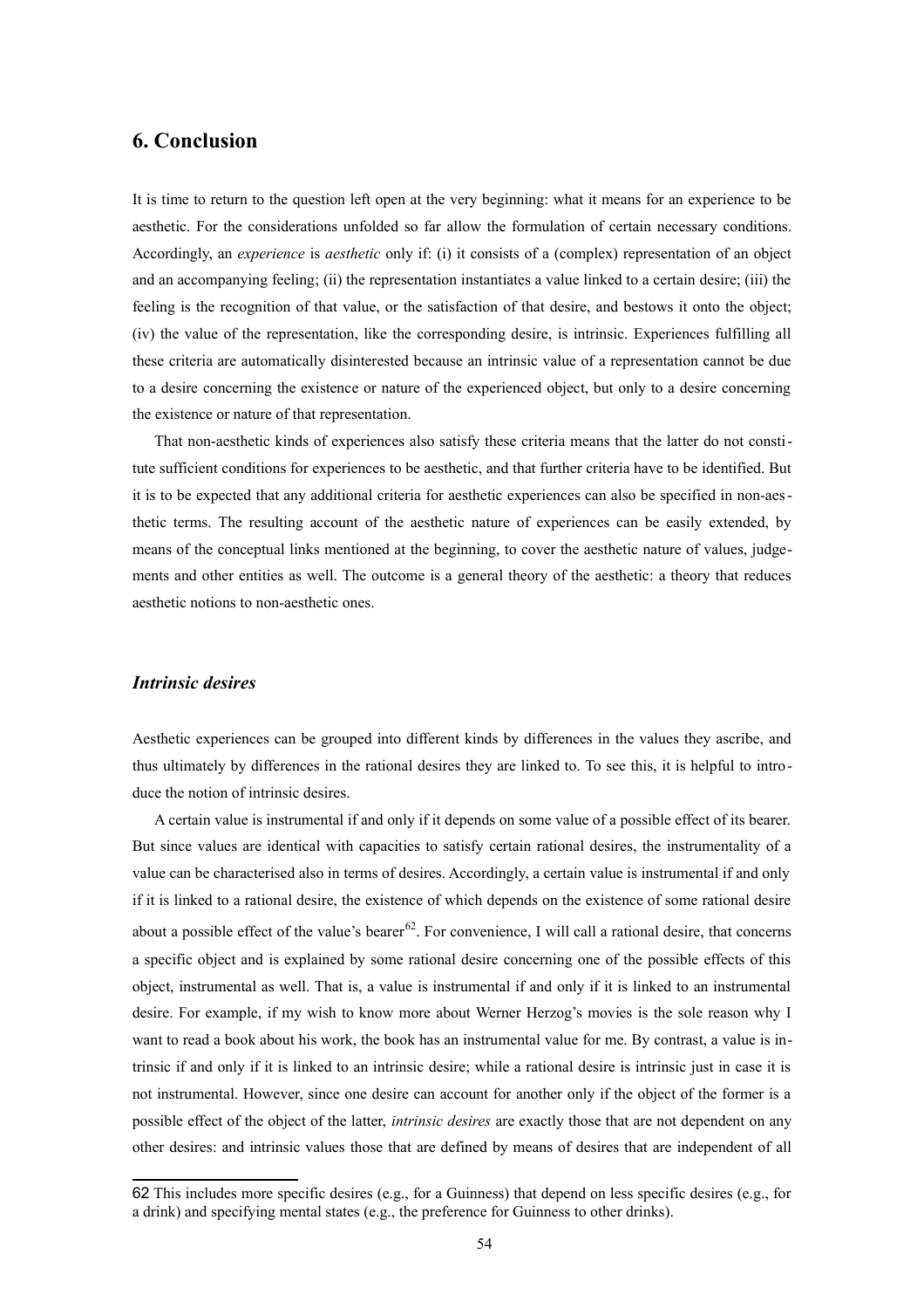## 6. Conclusion

It is time to return to the question left open at the very beginning: what it means for an experience to be aesthetic. For the considerations unfolded so far allow the formulation of certain necessary conditions. Accordingly, an *experience* is *aesthetic* only if: (i) it consists of a (complex) representation of an object and an accompanying feeling; (ii) the representation instantiates a value linked to a certain desire; (iii) the feeling is the recognition of that value, or the satisfaction of that desire, and bestows it onto the object; (iv) the value of the representation, like the corresponding desire, is intrinsic. Experiences fulfilling all these criteria are automatically disinterested because an intrinsic value of a representation cannot be due to a desire concerning the existence or nature of the experienced object, but only to a desire concerning the existence or nature of that representation.

That non-aesthetic kinds of experiences also satisfy these criteria means that the latter do not constitute sufficient conditions for experiences to be aesthetic, and that further criteria have to be identified. But it is to be expected that any additional criteria for aesthetic experiences can also be specified in non-aesthetic terms. The resulting account of the aesthetic nature of experiences can be easily extended, by means of the conceptual links mentioned at the beginning, to cover the aesthetic nature of values, judgements and other entities as well. The outcome is a general theory of the aesthetic: a theory that reduces aesthetic notions to non-aesthetic ones.

### *Intrinsic desires*

Aesthetic experiences can be grouped into different kinds by differences in the values they ascribe, and thus ultimately by differences in the rational desires they are linked to. To see this, it is helpful to introduce the notion of intrinsic desires.

A certain value is instrumental if and only if it depends on some value of a possible effect of its bearer. But since values are identical with capacities to satisfy certain rational desires, the instrumentality of a value can be characterised also in terms of desires. Accordingly, a certain value is instrumental if and only if it is linked to a rational desire, the existence of which depends on the existence of some rational desire about a possible effect of the value's bearer[62]. For convenience, I will call a rational desire, that concerns a specific object and is explained by some rational desire concerning one of the possible effects of this object, instrumental as well. That is, a value is instrumental if and only if it is linked to an instrumental desire. For example, if my wish to know more about Werner Herzog's movies is the sole reason why I want to read a book about his work, the book has an instrumental value for me. By contrast, a value is intrinsic if and only if it is linked to an intrinsic desire; while a rational desire is intrinsic just in case it is not instrumental. However, since one desire can account for another only if the object of the former is a possible effect of the object of the latter, *intrinsic desires* are exactly those that are not dependent on any other desires: and intrinsic values those that are defined by means of desires that are independent of all

62 This includes more specific desires (e.g., for a Guinness) that depend on less specific desires (e.g., for a drink) and specifying mental states (e.g., the preference for Guinness to other drinks).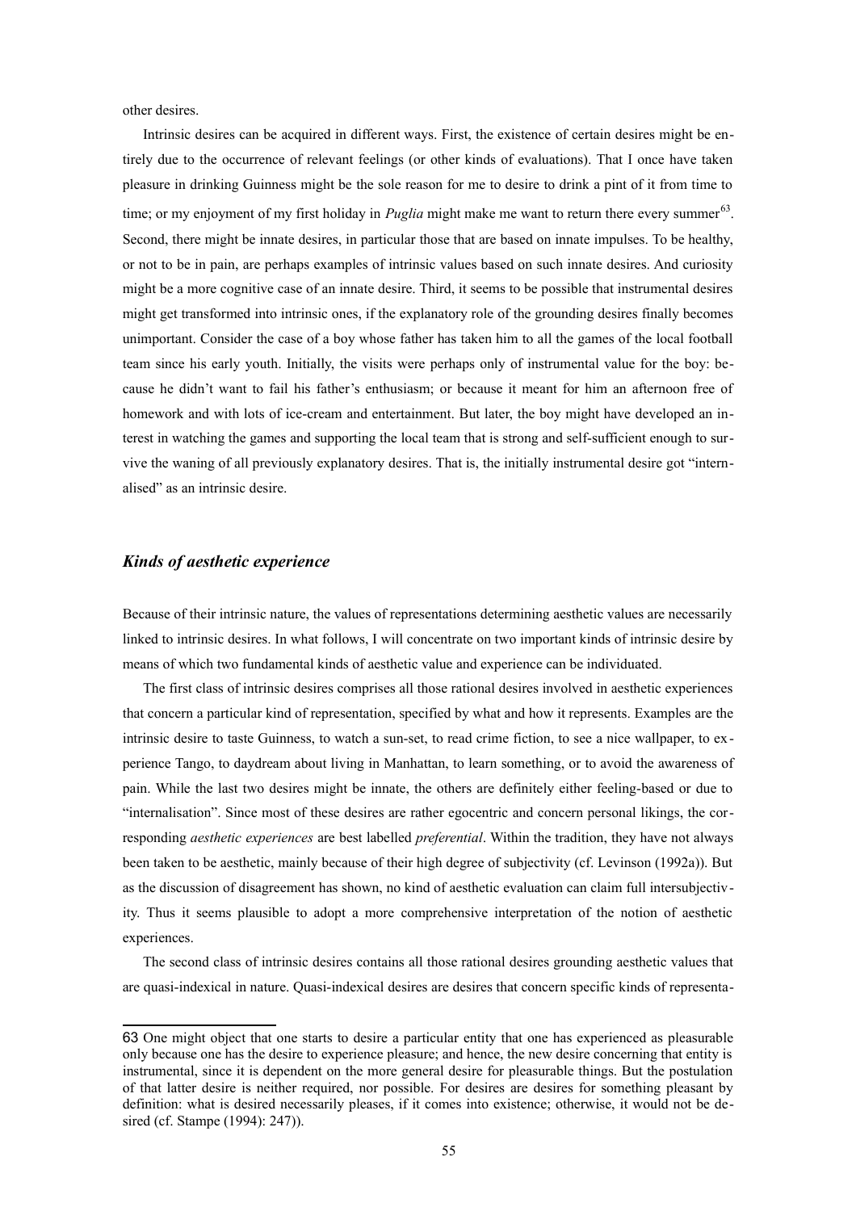other desires.

Intrinsic desires can be acquired in different ways. First, the existence of certain desires might be entirely due to the occurrence of relevant feelings (or other kinds of evaluations). That I once have taken pleasure in drinking Guinness might be the sole reason for me to desire to drink a pint of it from time to time; or my enjoyment of my first holiday in *Puglia* might make me want to return there every summer[63]. Second, there might be innate desires, in particular those that are based on innate impulses. To be healthy, or not to be in pain, are perhaps examples of intrinsic values based on such innate desires. And curiosity might be a more cognitive case of an innate desire. Third, it seems to be possible that instrumental desires might get transformed into intrinsic ones, if the explanatory role of the grounding desires finally becomes unimportant. Consider the case of a boy whose father has taken him to all the games of the local football team since his early youth. Initially, the visits were perhaps only of instrumental value for the boy: because he didn't want to fail his father's enthusiasm; or because it meant for him an afternoon free of homework and with lots of ice-cream and entertainment. But later, the boy might have developed an interest in watching the games and supporting the local team that is strong and self-sufficient enough to survive the waning of all previously explanatory desires. That is, the initially instrumental desire got "internalised" as an intrinsic desire.

### *Kinds of aesthetic experience*

Because of their intrinsic nature, the values of representations determining aesthetic values are necessarily linked to intrinsic desires. In what follows, I will concentrate on two important kinds of intrinsic desire by means of which two fundamental kinds of aesthetic value and experience can be individuated.

The first class of intrinsic desires comprises all those rational desires involved in aesthetic experiences that concern a particular kind of representation, specified by what and how it represents. Examples are the intrinsic desire to taste Guinness, to watch a sun-set, to read crime fiction, to see a nice wallpaper, to experience Tango, to daydream about living in Manhattan, to learn something, or to avoid the awareness of pain. While the last two desires might be innate, the others are definitely either feeling-based or due to "internalisation". Since most of these desires are rather egocentric and concern personal likings, the corresponding *aesthetic experiences* are best labelled *preferential*. Within the tradition, they have not always been taken to be aesthetic, mainly because of their high degree of subjectivity (cf. Levinson (1992a)). But as the discussion of disagreement has shown, no kind of aesthetic evaluation can claim full intersubjectivity. Thus it seems plausible to adopt a more comprehensive interpretation of the notion of aesthetic experiences.

The second class of intrinsic desires contains all those rational desires grounding aesthetic values that are quasi-indexical in nature. Quasi-indexical desires are desires that concern specific kinds of representa-

---

63 One might object that one starts to desire a particular entity that one has experienced as pleasurable only because one has the desire to experience pleasure; and hence, the new desire concerning that entity is instrumental, since it is dependent on the more general desire for pleasurable things. But the postulation of that latter desire is neither required, nor possible. For desires are desires for something pleasant by definition: what is desired necessarily pleases, if it comes into existence; otherwise, it would not be desired (cf. Stampe (1994): 247)).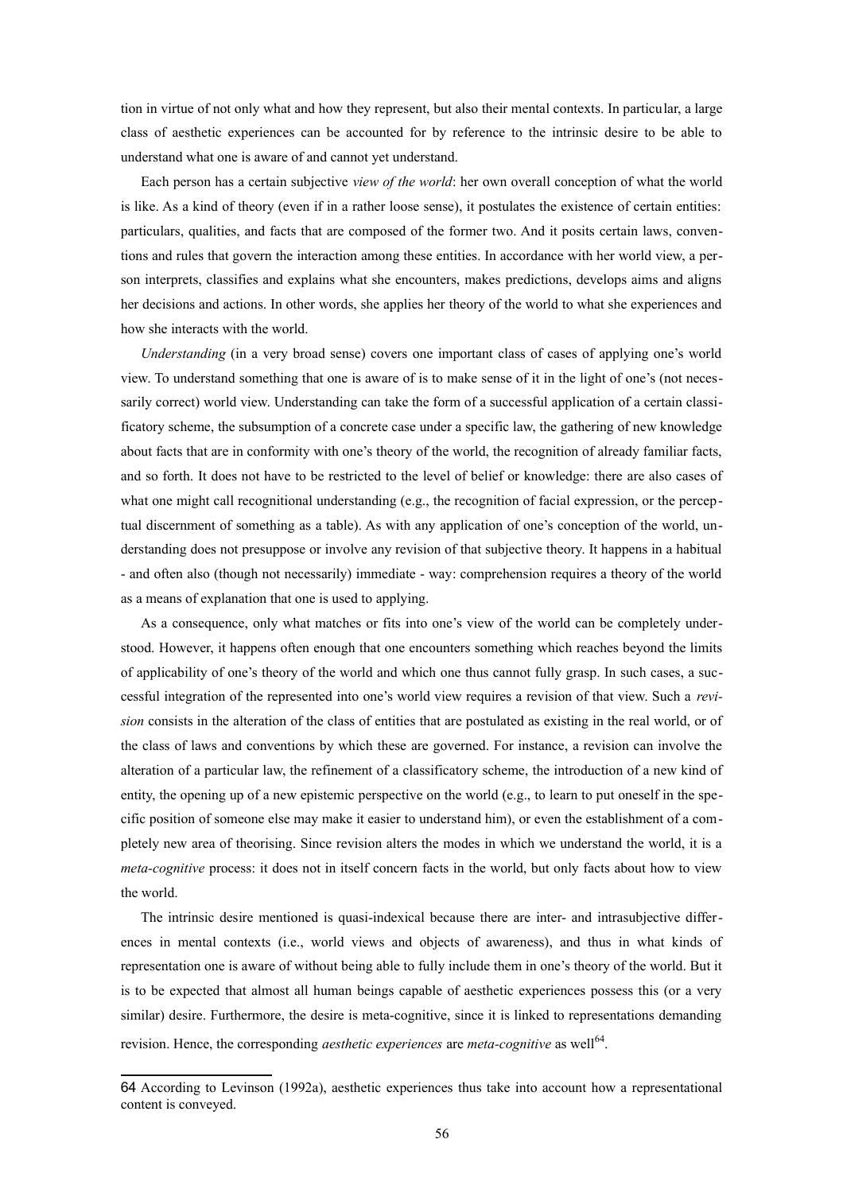tion in virtue of not only what and how they represent, but also their mental contexts. In particular, a large class of aesthetic experiences can be accounted for by reference to the intrinsic desire to be able to understand what one is aware of and cannot yet understand.

Each person has a certain subjective *view of the world*: her own overall conception of what the world is like. As a kind of theory (even if in a rather loose sense), it postulates the existence of certain entities: particulars, qualities, and facts that are composed of the former two. And it posits certain laws, conventions and rules that govern the interaction among these entities. In accordance with her world view, a person interprets, classifies and explains what she encounters, makes predictions, develops aims and aligns her decisions and actions. In other words, she applies her theory of the world to what she experiences and how she interacts with the world.

*Understanding* (in a very broad sense) covers one important class of cases of applying one's world view. To understand something that one is aware of is to make sense of it in the light of one's (not necessarily correct) world view. Understanding can take the form of a successful application of a certain classificatory scheme, the subsumption of a concrete case under a specific law, the gathering of new knowledge about facts that are in conformity with one's theory of the world, the recognition of already familiar facts, and so forth. It does not have to be restricted to the level of belief or knowledge: there are also cases of what one might call recognitional understanding (e.g., the recognition of facial expression, or the perceptual discernment of something as a table). As with any application of one's conception of the world, understanding does not presuppose or involve any revision of that subjective theory. It happens in a habitual - and often also (though not necessarily) immediate - way: comprehension requires a theory of the world as a means of explanation that one is used to applying.

As a consequence, only what matches or fits into one's view of the world can be completely understood. However, it happens often enough that one encounters something which reaches beyond the limits of applicability of one's theory of the world and which one thus cannot fully grasp. In such cases, a successful integration of the represented into one's world view requires a revision of that view. Such a *revision* consists in the alteration of the class of entities that are postulated as existing in the real world, or of the class of laws and conventions by which these are governed. For instance, a revision can involve the alteration of a particular law, the refinement of a classificatory scheme, the introduction of a new kind of entity, the opening up of a new epistemic perspective on the world (e.g., to learn to put oneself in the specific position of someone else may make it easier to understand him), or even the establishment of a completely new area of theorising. Since revision alters the modes in which we understand the world, it is a *meta-cognitive* process: it does not in itself concern facts in the world, but only facts about how to view the world.

The intrinsic desire mentioned is quasi-indexical because there are inter- and intrasubjective differences in mental contexts (i.e., world views and objects of awareness), and thus in what kinds of representation one is aware of without being able to fully include them in one's theory of the world. But it is to be expected that almost all human beings capable of aesthetic experiences possess this (or a very similar) desire. Furthermore, the desire is meta-cognitive, since it is linked to representations demanding revision. Hence, the corresponding *aesthetic experiences* are *meta-cognitive* as well[64].

---

64 According to Levinson (1992a), aesthetic experiences thus take into account how a representational content is conveyed.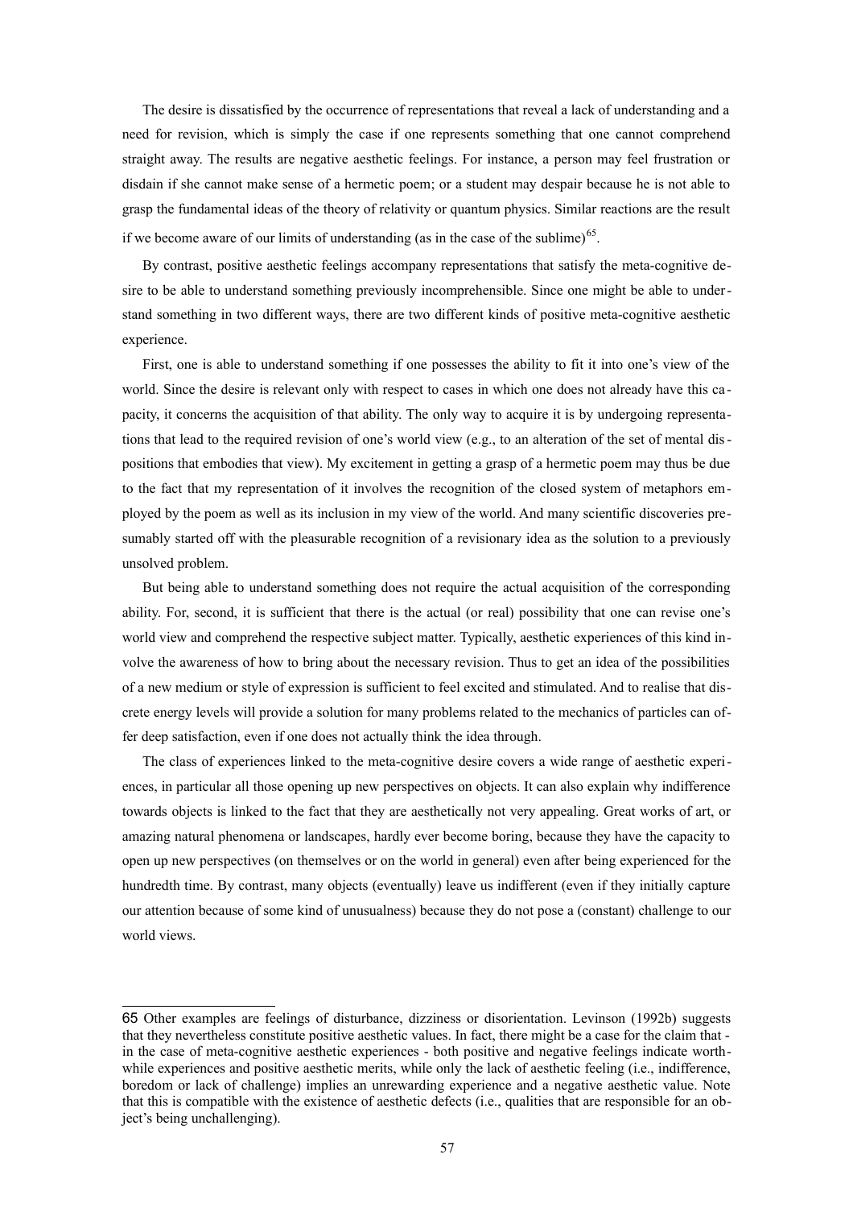The desire is dissatisfied by the occurrence of representations that reveal a lack of understanding and a need for revision, which is simply the case if one represents something that one cannot comprehend straight away. The results are negative aesthetic feelings. For instance, a person may feel frustration or disdain if she cannot make sense of a hermetic poem; or a student may despair because he is not able to grasp the fundamental ideas of the theory of relativity or quantum physics. Similar reactions are the result if we become aware of our limits of understanding (as in the case of the sublime)[65].

By contrast, positive aesthetic feelings accompany representations that satisfy the meta-cognitive desire to be able to understand something previously incomprehensible. Since one might be able to understand something in two different ways, there are two different kinds of positive meta-cognitive aesthetic experience.

First, one is able to understand something if one possesses the ability to fit it into one's view of the world. Since the desire is relevant only with respect to cases in which one does not already have this capacity, it concerns the acquisition of that ability. The only way to acquire it is by undergoing representations that lead to the required revision of one's world view (e.g., to an alteration of the set of mental dispositions that embodies that view). My excitement in getting a grasp of a hermetic poem may thus be due to the fact that my representation of it involves the recognition of the closed system of metaphors employed by the poem as well as its inclusion in my view of the world. And many scientific discoveries presumably started off with the pleasurable recognition of a revisionary idea as the solution to a previously unsolved problem.

But being able to understand something does not require the actual acquisition of the corresponding ability. For, second, it is sufficient that there is the actual (or real) possibility that one can revise one's world view and comprehend the respective subject matter. Typically, aesthetic experiences of this kind involve the awareness of how to bring about the necessary revision. Thus to get an idea of the possibilities of a new medium or style of expression is sufficient to feel excited and stimulated. And to realise that discrete energy levels will provide a solution for many problems related to the mechanics of particles can offer deep satisfaction, even if one does not actually think the idea through.

The class of experiences linked to the meta-cognitive desire covers a wide range of aesthetic experiences, in particular all those opening up new perspectives on objects. It can also explain why indifference towards objects is linked to the fact that they are aesthetically not very appealing. Great works of art, or amazing natural phenomena or landscapes, hardly ever become boring, because they have the capacity to open up new perspectives (on themselves or on the world in general) even after being experienced for the hundredth time. By contrast, many objects (eventually) leave us indifferent (even if they initially capture our attention because of some kind of unusualness) because they do not pose a (constant) challenge to our world views.

---

65 Other examples are feelings of disturbance, dizziness or disorientation. Levinson (1992b) suggests that they nevertheless constitute positive aesthetic values. In fact, there might be a case for the claim that - in the case of meta-cognitive aesthetic experiences - both positive and negative feelings indicate worthwhile experiences and positive aesthetic merits, while only the lack of aesthetic feeling (i.e., indifference, boredom or lack of challenge) implies an unrewarding experience and a negative aesthetic value. Note that this is compatible with the existence of aesthetic defects (i.e., qualities that are responsible for an object's being unchallenging).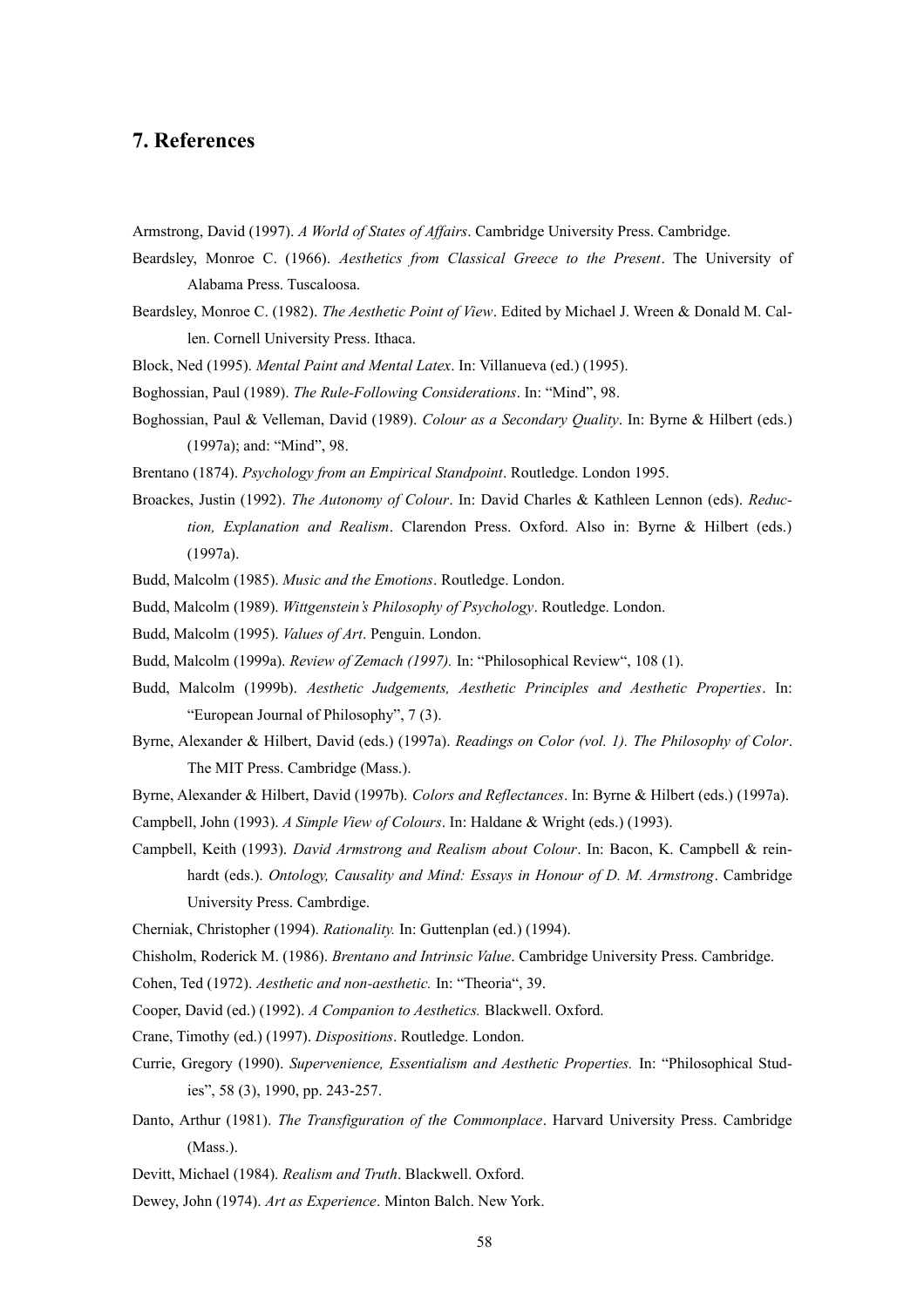## 7. References

Armstrong, David (1997). *A World of States of Affairs*. Cambridge University Press. Cambridge.

Beardsley, Monroe C. (1966). *Aesthetics from Classical Greece to the Present*. The University of Alabama Press. Tuscaloosa.

Beardsley, Monroe C. (1982). *The Aesthetic Point of View*. Edited by Michael J. Wreen & Donald M. Callen. Cornell University Press. Ithaca.

Block, Ned (1995). *Mental Paint and Mental Latex*. In: Villanueva (ed.) (1995).

Boghossian, Paul (1989). *The Rule-Following Considerations*. In: "Mind", 98.

Boghossian, Paul & Velleman, David (1989). *Colour as a Secondary Quality*. In: Byrne & Hilbert (eds.) (1997a); and: "Mind", 98.

Brentano (1874). *Psychology from an Empirical Standpoint*. Routledge. London 1995.

Broackes, Justin (1992). *The Autonomy of Colour*. In: David Charles & Kathleen Lennon (eds). *Reduction, Explanation and Realism*. Clarendon Press. Oxford. Also in: Byrne & Hilbert (eds.) (1997a).

Budd, Malcolm (1985). *Music and the Emotions*. Routledge. London.

Budd, Malcolm (1989). *Wittgenstein's Philosophy of Psychology*. Routledge. London.

Budd, Malcolm (1995). *Values of Art*. Penguin. London.

Budd, Malcolm (1999a). *Review of Zemach (1997).* In: "Philosophical Review", 108 (1).

Budd, Malcolm (1999b). *Aesthetic Judgements, Aesthetic Principles and Aesthetic Properties*. In: "European Journal of Philosophy", 7 (3).

Byrne, Alexander & Hilbert, David (eds.) (1997a). *Readings on Color (vol. 1). The Philosophy of Color*. The MIT Press. Cambridge (Mass.).

Byrne, Alexander & Hilbert, David (1997b). *Colors and Reflectances*. In: Byrne & Hilbert (eds.) (1997a).

Campbell, John (1993). *A Simple View of Colours*. In: Haldane & Wright (eds.) (1993).

Campbell, Keith (1993). *David Armstrong and Realism about Colour*. In: Bacon, K. Campbell & reinhardt (eds.). *Ontology, Causality and Mind: Essays in Honour of D. M. Armstrong*. Cambridge University Press. Cambrdige.

Cherniak, Christopher (1994). *Rationality.* In: Guttenplan (ed.) (1994).

Chisholm, Roderick M. (1986). *Brentano and Intrinsic Value*. Cambridge University Press. Cambridge.

Cohen, Ted (1972). *Aesthetic and non-aesthetic.* In: "Theoria", 39.

Cooper, David (ed.) (1992). *A Companion to Aesthetics.* Blackwell. Oxford.

Crane, Timothy (ed.) (1997). *Dispositions*. Routledge. London.

Currie, Gregory (1990). *Supervenience, Essentialism and Aesthetic Properties.* In: "Philosophical Studies", 58 (3), 1990, pp. 243-257.

Danto, Arthur (1981). *The Transfiguration of the Commonplace*. Harvard University Press. Cambridge (Mass.).

Devitt, Michael (1984). *Realism and Truth*. Blackwell. Oxford.

Dewey, John (1974). *Art as Experience*. Minton Balch. New York.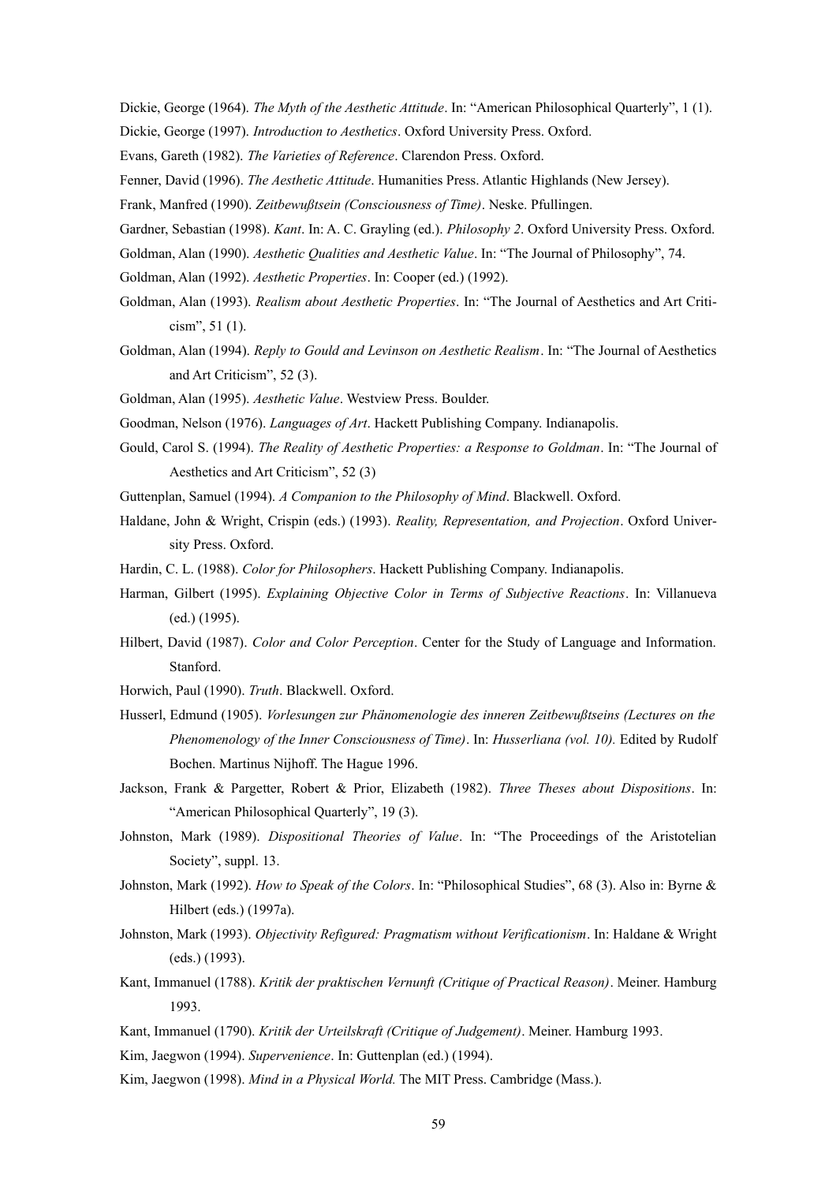Dickie, George (1964). *The Myth of the Aesthetic Attitude*. In: "American Philosophical Quarterly", 1 (1).

Dickie, George (1997). *Introduction to Aesthetics*. Oxford University Press. Oxford.

Evans, Gareth (1982). *The Varieties of Reference*. Clarendon Press. Oxford.

Fenner, David (1996). *The Aesthetic Attitude*. Humanities Press. Atlantic Highlands (New Jersey).

Frank, Manfred (1990). *Zeitbewußtsein (Consciousness of Time)*. Neske. Pfullingen.

Gardner, Sebastian (1998). *Kant*. In: A. C. Grayling (ed.). *Philosophy 2*. Oxford University Press. Oxford.

Goldman, Alan (1990). *Aesthetic Qualities and Aesthetic Value*. In: "The Journal of Philosophy", 74.

Goldman, Alan (1992). *Aesthetic Properties*. In: Cooper (ed.) (1992).

Goldman, Alan (1993). *Realism about Aesthetic Properties*. In: "The Journal of Aesthetics and Art Criticism", 51 (1).

Goldman, Alan (1994). *Reply to Gould and Levinson on Aesthetic Realism*. In: "The Journal of Aesthetics and Art Criticism", 52 (3).

Goldman, Alan (1995). *Aesthetic Value*. Westview Press. Boulder.

Goodman, Nelson (1976). *Languages of Art*. Hackett Publishing Company. Indianapolis.

Gould, Carol S. (1994). *The Reality of Aesthetic Properties: a Response to Goldman*. In: "The Journal of Aesthetics and Art Criticism", 52 (3)

Guttenplan, Samuel (1994). *A Companion to the Philosophy of Mind*. Blackwell. Oxford.

Haldane, John & Wright, Crispin (eds.) (1993). *Reality, Representation, and Projection*. Oxford University Press. Oxford.

Hardin, C. L. (1988). *Color for Philosophers*. Hackett Publishing Company. Indianapolis.

Harman, Gilbert (1995). *Explaining Objective Color in Terms of Subjective Reactions*. In: Villanueva (ed.) (1995).

Hilbert, David (1987). *Color and Color Perception*. Center for the Study of Language and Information. Stanford.

Horwich, Paul (1990). *Truth*. Blackwell. Oxford.

Husserl, Edmund (1905). *Vorlesungen zur Phänomenologie des inneren Zeitbewußtseins (Lectures on the Phenomenology of the Inner Consciousness of Time)*. In: *Husserliana (vol. 10).* Edited by Rudolf Bochen. Martinus Nijhoff. The Hague 1996.

Jackson, Frank & Pargetter, Robert & Prior, Elizabeth (1982). *Three Theses about Dispositions*. In: "American Philosophical Quarterly", 19 (3).

Johnston, Mark (1989). *Dispositional Theories of Value*. In: "The Proceedings of the Aristotelian Society", suppl. 13.

Johnston, Mark (1992). *How to Speak of the Colors*. In: "Philosophical Studies", 68 (3). Also in: Byrne & Hilbert (eds.) (1997a).

Johnston, Mark (1993). *Objectivity Refigured: Pragmatism without Verificationism*. In: Haldane & Wright (eds.) (1993).

Kant, Immanuel (1788). *Kritik der praktischen Vernunft (Critique of Practical Reason)*. Meiner. Hamburg 1993.

Kant, Immanuel (1790). *Kritik der Urteilskraft (Critique of Judgement)*. Meiner. Hamburg 1993.

Kim, Jaegwon (1994). *Supervenience*. In: Guttenplan (ed.) (1994).

Kim, Jaegwon (1998). *Mind in a Physical World.* The MIT Press. Cambridge (Mass.).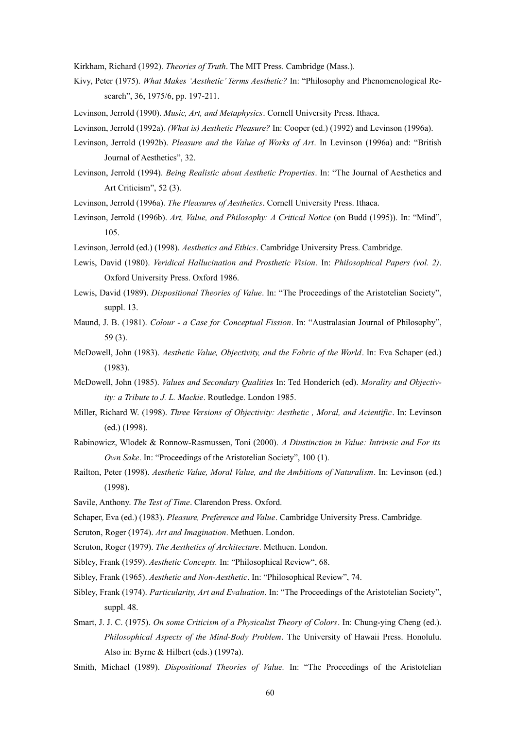Kirkham, Richard (1992). *Theories of Truth*. The MIT Press. Cambridge (Mass.).

Kivy, Peter (1975). *What Makes 'Aesthetic' Terms Aesthetic?* In: "Philosophy and Phenomenological Research", 36, 1975/6, pp. 197-211.

Levinson, Jerrold (1990). *Music, Art, and Metaphysics*. Cornell University Press. Ithaca.

Levinson, Jerrold (1992a). *(What is) Aesthetic Pleasure?* In: Cooper (ed.) (1992) and Levinson (1996a).

Levinson, Jerrold (1992b). *Pleasure and the Value of Works of Art*. In Levinson (1996a) and: "British Journal of Aesthetics", 32.

Levinson, Jerrold (1994). *Being Realistic about Aesthetic Properties*. In: "The Journal of Aesthetics and Art Criticism", 52 (3).

Levinson, Jerrold (1996a). *The Pleasures of Aesthetics*. Cornell University Press. Ithaca.

Levinson, Jerrold (1996b). *Art, Value, and Philosophy: A Critical Notice* (on Budd (1995)). In: "Mind", 105.

Levinson, Jerrold (ed.) (1998). *Aesthetics and Ethics*. Cambridge University Press. Cambridge.

Lewis, David (1980). *Veridical Hallucination and Prosthetic Vision*. In: *Philosophical Papers (vol. 2)*. Oxford University Press. Oxford 1986.

Lewis, David (1989). *Dispositional Theories of Value*. In: "The Proceedings of the Aristotelian Society", suppl. 13.

Maund, J. B. (1981). *Colour - a Case for Conceptual Fission*. In: "Australasian Journal of Philosophy", 59 (3).

McDowell, John (1983). *Aesthetic Value, Objectivity, and the Fabric of the World*. In: Eva Schaper (ed.) (1983).

McDowell, John (1985). *Values and Secondary Qualities* In: Ted Honderich (ed). *Morality and Objectivity: a Tribute to J. L. Mackie*. Routledge. London 1985.

Miller, Richard W. (1998). *Three Versions of Objectivity: Aesthetic , Moral, and Acientific*. In: Levinson (ed.) (1998).

Rabinowicz, Wlodek & Ronnow-Rasmussen, Toni (2000). *A Dinstinction in Value: Intrinsic and For its Own Sake*. In: "Proceedings of the Aristotelian Society", 100 (1).

Railton, Peter (1998). *Aesthetic Value, Moral Value, and the Ambitions of Naturalism*. In: Levinson (ed.) (1998).

Savile, Anthony. *The Test of Time*. Clarendon Press. Oxford.

Schaper, Eva (ed.) (1983). *Pleasure, Preference and Value*. Cambridge University Press. Cambridge.

Scruton, Roger (1974). *Art and Imagination*. Methuen. London.

Scruton, Roger (1979). *The Aesthetics of Architecture*. Methuen. London.

Sibley, Frank (1959). *Aesthetic Concepts.* In: "Philosophical Review", 68.

Sibley, Frank (1965). *Aesthetic and Non-Aesthetic*. In: "Philosophical Review", 74.

Sibley, Frank (1974). *Particularity, Art and Evaluation*. In: "The Proceedings of the Aristotelian Society", suppl. 48.

Smart, J. J. C. (1975). *On some Criticism of a Physicalist Theory of Colors*. In: Chung-ying Cheng (ed.). *Philosophical Aspects of the Mind-Body Problem*. The University of Hawaii Press. Honolulu. Also in: Byrne & Hilbert (eds.) (1997a).

Smith, Michael (1989). *Dispositional Theories of Value.* In: "The Proceedings of the Aristotelian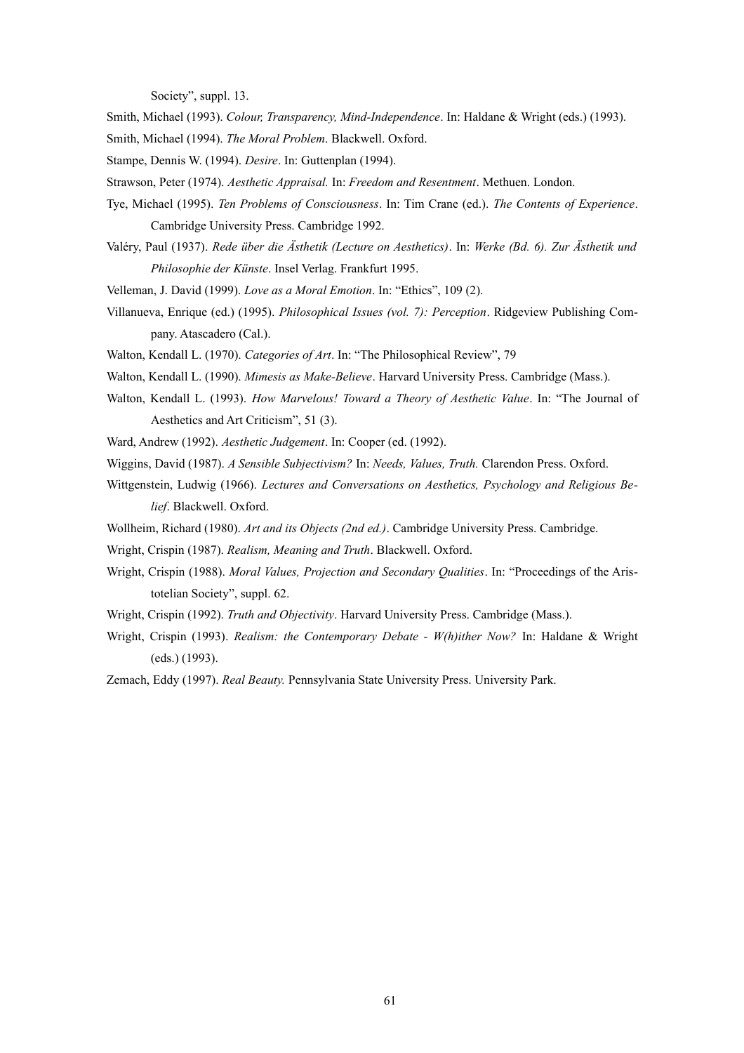Society", suppl. 13.

Smith, Michael (1993). *Colour, Transparency, Mind-Independence*. In: Haldane & Wright (eds.) (1993).

Smith, Michael (1994). *The Moral Problem*. Blackwell. Oxford.

Stampe, Dennis W. (1994). *Desire*. In: Guttenplan (1994).

Strawson, Peter (1974). *Aesthetic Appraisal.* In: *Freedom and Resentment*. Methuen. London.

Tye, Michael (1995). *Ten Problems of Consciousness*. In: Tim Crane (ed.). *The Contents of Experience*. Cambridge University Press. Cambridge 1992.

Valéry, Paul (1937). *Rede über die Ästhetik (Lecture on Aesthetics)*. In: *Werke (Bd. 6). Zur Ästhetik und Philosophie der Künste*. Insel Verlag. Frankfurt 1995.

Velleman, J. David (1999). *Love as a Moral Emotion*. In: "Ethics", 109 (2).

Villanueva, Enrique (ed.) (1995). *Philosophical Issues (vol. 7): Perception*. Ridgeview Publishing Company. Atascadero (Cal.).

Walton, Kendall L. (1970). *Categories of Art*. In: "The Philosophical Review", 79

Walton, Kendall L. (1990). *Mimesis as Make-Believe*. Harvard University Press. Cambridge (Mass.).

Walton, Kendall L. (1993). *How Marvelous! Toward a Theory of Aesthetic Value*. In: "The Journal of Aesthetics and Art Criticism", 51 (3).

Ward, Andrew (1992). *Aesthetic Judgement*. In: Cooper (ed. (1992).

Wiggins, David (1987). *A Sensible Subjectivism?* In: *Needs, Values, Truth.* Clarendon Press. Oxford.

Wittgenstein, Ludwig (1966). *Lectures and Conversations on Aesthetics, Psychology and Religious Belief*. Blackwell. Oxford.

Wollheim, Richard (1980). *Art and its Objects (2nd ed.)*. Cambridge University Press. Cambridge.

Wright, Crispin (1987). *Realism, Meaning and Truth*. Blackwell. Oxford.

Wright, Crispin (1988). *Moral Values, Projection and Secondary Qualities*. In: "Proceedings of the Aristotelian Society", suppl. 62.

Wright, Crispin (1992). *Truth and Objectivity*. Harvard University Press. Cambridge (Mass.).

Wright, Crispin (1993). *Realism: the Contemporary Debate - W(h)ither Now?* In: Haldane & Wright (eds.) (1993).

Zemach, Eddy (1997). *Real Beauty.* Pennsylvania State University Press. University Park.